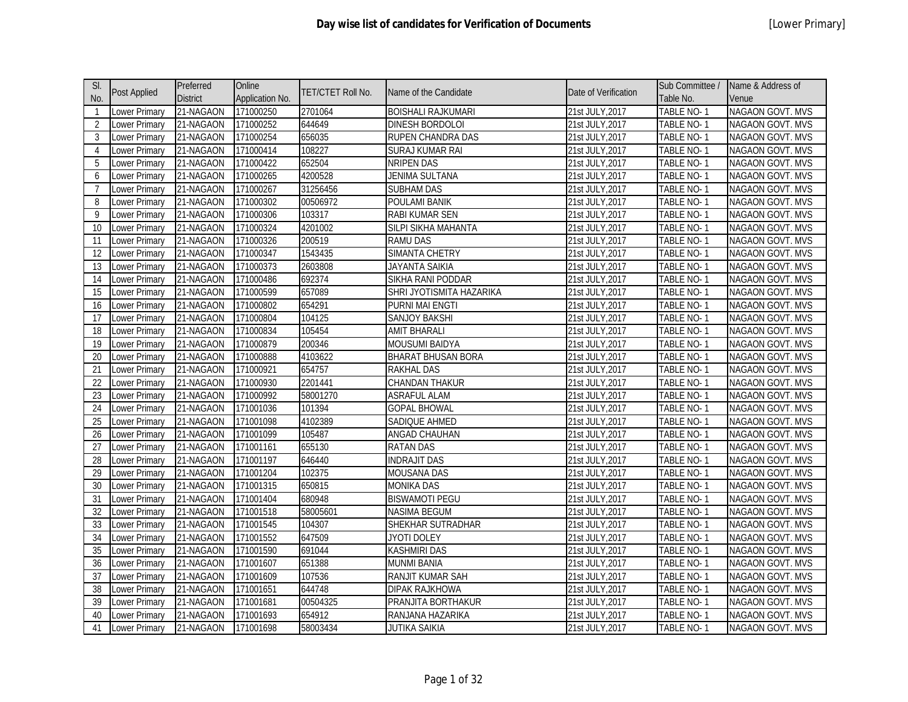# Day wise list of candidates for Verification of Documents

[Lower Primary]

| Sl. No. | Post Applied | Preferred District | Online Application No. | TET/CTET Roll No. | Name of the Candidate | Date of Verification | Sub Committee / Table No. | Name & Address of Venue |
|---|---|---|---|---|---|---|---|---|
| 1 | Lower Primary | 21-NAGAON | 171000250 | 2701064 | BOISHALI RAJKUMARI | 21st JULY,2017 | TABLE NO- 1 | NAGAON GOVT. MVS |
| 2 | Lower Primary | 21-NAGAON | 171000252 | 644649 | DINESH BORDOLOI | 21st JULY,2017 | TABLE NO- 1 | NAGAON GOVT. MVS |
| 3 | Lower Primary | 21-NAGAON | 171000254 | 656035 | RUPEN CHANDRA DAS | 21st JULY,2017 | TABLE NO- 1 | NAGAON GOVT. MVS |
| 4 | Lower Primary | 21-NAGAON | 171000414 | 108227 | SURAJ KUMAR RAI | 21st JULY,2017 | TABLE NO- 1 | NAGAON GOVT. MVS |
| 5 | Lower Primary | 21-NAGAON | 171000422 | 652504 | NRIPEN DAS | 21st JULY,2017 | TABLE NO- 1 | NAGAON GOVT. MVS |
| 6 | Lower Primary | 21-NAGAON | 171000265 | 4200528 | JENIMA SULTANA | 21st JULY,2017 | TABLE NO- 1 | NAGAON GOVT. MVS |
| 7 | Lower Primary | 21-NAGAON | 171000267 | 31256456 | SUBHAM DAS | 21st JULY,2017 | TABLE NO- 1 | NAGAON GOVT. MVS |
| 8 | Lower Primary | 21-NAGAON | 171000302 | 00506972 | POULAMI BANIK | 21st JULY,2017 | TABLE NO- 1 | NAGAON GOVT. MVS |
| 9 | Lower Primary | 21-NAGAON | 171000306 | 103317 | RABI KUMAR SEN | 21st JULY,2017 | TABLE NO- 1 | NAGAON GOVT. MVS |
| 10 | Lower Primary | 21-NAGAON | 171000324 | 4201002 | SILPI SIKHA MAHANTA | 21st JULY,2017 | TABLE NO- 1 | NAGAON GOVT. MVS |
| 11 | Lower Primary | 21-NAGAON | 171000326 | 200519 | RAMU DAS | 21st JULY,2017 | TABLE NO- 1 | NAGAON GOVT. MVS |
| 12 | Lower Primary | 21-NAGAON | 171000347 | 1543435 | SIMANTA CHETRY | 21st JULY,2017 | TABLE NO- 1 | NAGAON GOVT. MVS |
| 13 | Lower Primary | 21-NAGAON | 171000373 | 2603808 | JAYANTA SAIKIA | 21st JULY,2017 | TABLE NO- 1 | NAGAON GOVT. MVS |
| 14 | Lower Primary | 21-NAGAON | 171000486 | 692374 | SIKHA RANI PODDAR | 21st JULY,2017 | TABLE NO- 1 | NAGAON GOVT. MVS |
| 15 | Lower Primary | 21-NAGAON | 171000599 | 657089 | SHRI JYOTISMITA HAZARIKA | 21st JULY,2017 | TABLE NO- 1 | NAGAON GOVT. MVS |
| 16 | Lower Primary | 21-NAGAON | 171000802 | 654291 | PURNI MAI ENGTI | 21st JULY,2017 | TABLE NO- 1 | NAGAON GOVT. MVS |
| 17 | Lower Primary | 21-NAGAON | 171000804 | 104125 | SANJOY BAKSHI | 21st JULY,2017 | TABLE NO- 1 | NAGAON GOVT. MVS |
| 18 | Lower Primary | 21-NAGAON | 171000834 | 105454 | AMIT BHARALI | 21st JULY,2017 | TABLE NO- 1 | NAGAON GOVT. MVS |
| 19 | Lower Primary | 21-NAGAON | 171000879 | 200346 | MOUSUMI BAIDYA | 21st JULY,2017 | TABLE NO- 1 | NAGAON GOVT. MVS |
| 20 | Lower Primary | 21-NAGAON | 171000888 | 4103622 | BHARAT BHUSAN BORA | 21st JULY,2017 | TABLE NO- 1 | NAGAON GOVT. MVS |
| 21 | Lower Primary | 21-NAGAON | 171000921 | 654757 | RAKHAL DAS | 21st JULY,2017 | TABLE NO- 1 | NAGAON GOVT. MVS |
| 22 | Lower Primary | 21-NAGAON | 171000930 | 2201441 | CHANDAN THAKUR | 21st JULY,2017 | TABLE NO- 1 | NAGAON GOVT. MVS |
| 23 | Lower Primary | 21-NAGAON | 171000992 | 58001270 | ASRAFUL ALAM | 21st JULY,2017 | TABLE NO- 1 | NAGAON GOVT. MVS |
| 24 | Lower Primary | 21-NAGAON | 171001036 | 101394 | GOPAL BHOWAL | 21st JULY,2017 | TABLE NO- 1 | NAGAON GOVT. MVS |
| 25 | Lower Primary | 21-NAGAON | 171001098 | 4102389 | SADIQUE AHMED | 21st JULY,2017 | TABLE NO- 1 | NAGAON GOVT. MVS |
| 26 | Lower Primary | 21-NAGAON | 171001099 | 105487 | ANGAD CHAUHAN | 21st JULY,2017 | TABLE NO- 1 | NAGAON GOVT. MVS |
| 27 | Lower Primary | 21-NAGAON | 171001161 | 655130 | RATAN DAS | 21st JULY,2017 | TABLE NO- 1 | NAGAON GOVT. MVS |
| 28 | Lower Primary | 21-NAGAON | 171001197 | 646440 | INDRAJIT DAS | 21st JULY,2017 | TABLE NO- 1 | NAGAON GOVT. MVS |
| 29 | Lower Primary | 21-NAGAON | 171001204 | 102375 | MOUSANA DAS | 21st JULY,2017 | TABLE NO- 1 | NAGAON GOVT. MVS |
| 30 | Lower Primary | 21-NAGAON | 171001315 | 650815 | MONIKA DAS | 21st JULY,2017 | TABLE NO- 1 | NAGAON GOVT. MVS |
| 31 | Lower Primary | 21-NAGAON | 171001404 | 680948 | BISWAMOTI PEGU | 21st JULY,2017 | TABLE NO- 1 | NAGAON GOVT. MVS |
| 32 | Lower Primary | 21-NAGAON | 171001518 | 58005601 | NASIMA BEGUM | 21st JULY,2017 | TABLE NO- 1 | NAGAON GOVT. MVS |
| 33 | Lower Primary | 21-NAGAON | 171001545 | 104307 | SHEKHAR SUTRADHAR | 21st JULY,2017 | TABLE NO- 1 | NAGAON GOVT. MVS |
| 34 | Lower Primary | 21-NAGAON | 171001552 | 647509 | JYOTI DOLEY | 21st JULY,2017 | TABLE NO- 1 | NAGAON GOVT. MVS |
| 35 | Lower Primary | 21-NAGAON | 171001590 | 691044 | KASHMIRI DAS | 21st JULY,2017 | TABLE NO- 1 | NAGAON GOVT. MVS |
| 36 | Lower Primary | 21-NAGAON | 171001607 | 651388 | MUNMI BANIA | 21st JULY,2017 | TABLE NO- 1 | NAGAON GOVT. MVS |
| 37 | Lower Primary | 21-NAGAON | 171001609 | 107536 | RANJIT KUMAR SAH | 21st JULY,2017 | TABLE NO- 1 | NAGAON GOVT. MVS |
| 38 | Lower Primary | 21-NAGAON | 171001651 | 644748 | DIPAK RAJKHOWA | 21st JULY,2017 | TABLE NO- 1 | NAGAON GOVT. MVS |
| 39 | Lower Primary | 21-NAGAON | 171001681 | 00504325 | PRANJITA BORTHAKUR | 21st JULY,2017 | TABLE NO- 1 | NAGAON GOVT. MVS |
| 40 | Lower Primary | 21-NAGAON | 171001693 | 654912 | RANJANA HAZARIKA | 21st JULY,2017 | TABLE NO- 1 | NAGAON GOVT. MVS |
| 41 | Lower Primary | 21-NAGAON | 171001698 | 58003434 | JUTIKA SAIKIA | 21st JULY,2017 | TABLE NO- 1 | NAGAON GOVT. MVS |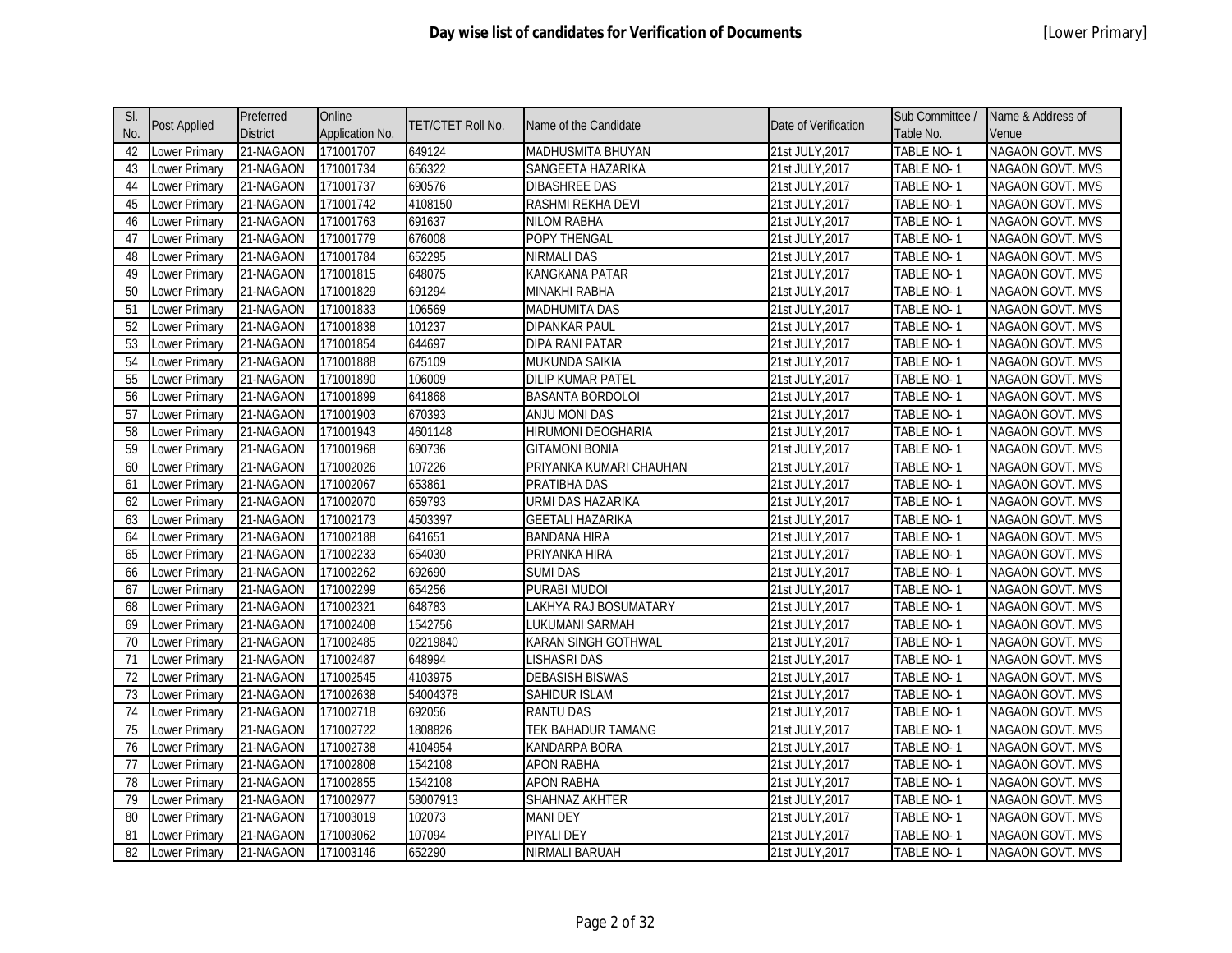# Day wise list of candidates for Verification of Documents

[Lower Primary]

| Sl. No. | Post Applied | Preferred District | Online Application No. | TET/CTET Roll No. | Name of the Candidate | Date of Verification | Sub Committee / Table No. | Name & Address of Venue |
|---|---|---|---|---|---|---|---|---|
| 42 | Lower Primary | 21-NAGAON | 171001707 | 649124 | MADHUSMITA BHUYAN | 21st JULY,2017 | TABLE NO- 1 | NAGAON GOVT. MVS |
| 43 | Lower Primary | 21-NAGAON | 171001734 | 656322 | SANGEETA HAZARIKA | 21st JULY,2017 | TABLE NO- 1 | NAGAON GOVT. MVS |
| 44 | Lower Primary | 21-NAGAON | 171001737 | 690576 | DIBASHREE DAS | 21st JULY,2017 | TABLE NO- 1 | NAGAON GOVT. MVS |
| 45 | Lower Primary | 21-NAGAON | 171001742 | 4108150 | RASHMI REKHA DEVI | 21st JULY,2017 | TABLE NO- 1 | NAGAON GOVT. MVS |
| 46 | Lower Primary | 21-NAGAON | 171001763 | 691637 | NILOM RABHA | 21st JULY,2017 | TABLE NO- 1 | NAGAON GOVT. MVS |
| 47 | Lower Primary | 21-NAGAON | 171001779 | 676008 | POPY THENGAL | 21st JULY,2017 | TABLE NO- 1 | NAGAON GOVT. MVS |
| 48 | Lower Primary | 21-NAGAON | 171001784 | 652295 | NIRMALI DAS | 21st JULY,2017 | TABLE NO- 1 | NAGAON GOVT. MVS |
| 49 | Lower Primary | 21-NAGAON | 171001815 | 648075 | KANGKANA PATAR | 21st JULY,2017 | TABLE NO- 1 | NAGAON GOVT. MVS |
| 50 | Lower Primary | 21-NAGAON | 171001829 | 691294 | MINAKHI RABHA | 21st JULY,2017 | TABLE NO- 1 | NAGAON GOVT. MVS |
| 51 | Lower Primary | 21-NAGAON | 171001833 | 106569 | MADHUMITA DAS | 21st JULY,2017 | TABLE NO- 1 | NAGAON GOVT. MVS |
| 52 | Lower Primary | 21-NAGAON | 171001838 | 101237 | DIPANKAR PAUL | 21st JULY,2017 | TABLE NO- 1 | NAGAON GOVT. MVS |
| 53 | Lower Primary | 21-NAGAON | 171001854 | 644697 | DIPA RANI PATAR | 21st JULY,2017 | TABLE NO- 1 | NAGAON GOVT. MVS |
| 54 | Lower Primary | 21-NAGAON | 171001888 | 675109 | MUKUNDA SAIKIA | 21st JULY,2017 | TABLE NO- 1 | NAGAON GOVT. MVS |
| 55 | Lower Primary | 21-NAGAON | 171001890 | 106009 | DILIP KUMAR PATEL | 21st JULY,2017 | TABLE NO- 1 | NAGAON GOVT. MVS |
| 56 | Lower Primary | 21-NAGAON | 171001899 | 641868 | BASANTA BORDOLOI | 21st JULY,2017 | TABLE NO- 1 | NAGAON GOVT. MVS |
| 57 | Lower Primary | 21-NAGAON | 171001903 | 670393 | ANJU MONI DAS | 21st JULY,2017 | TABLE NO- 1 | NAGAON GOVT. MVS |
| 58 | Lower Primary | 21-NAGAON | 171001943 | 4601148 | HIRUMONI DEOGHARIA | 21st JULY,2017 | TABLE NO- 1 | NAGAON GOVT. MVS |
| 59 | Lower Primary | 21-NAGAON | 171001968 | 690736 | GITAMONI BONIA | 21st JULY,2017 | TABLE NO- 1 | NAGAON GOVT. MVS |
| 60 | Lower Primary | 21-NAGAON | 171002026 | 107226 | PRIYANKA KUMARI CHAUHAN | 21st JULY,2017 | TABLE NO- 1 | NAGAON GOVT. MVS |
| 61 | Lower Primary | 21-NAGAON | 171002067 | 653861 | PRATIBHA DAS | 21st JULY,2017 | TABLE NO- 1 | NAGAON GOVT. MVS |
| 62 | Lower Primary | 21-NAGAON | 171002070 | 659793 | URMI DAS HAZARIKA | 21st JULY,2017 | TABLE NO- 1 | NAGAON GOVT. MVS |
| 63 | Lower Primary | 21-NAGAON | 171002173 | 4503397 | GEETALI HAZARIKA | 21st JULY,2017 | TABLE NO- 1 | NAGAON GOVT. MVS |
| 64 | Lower Primary | 21-NAGAON | 171002188 | 641651 | BANDANA HIRA | 21st JULY,2017 | TABLE NO- 1 | NAGAON GOVT. MVS |
| 65 | Lower Primary | 21-NAGAON | 171002233 | 654030 | PRIYANKA HIRA | 21st JULY,2017 | TABLE NO- 1 | NAGAON GOVT. MVS |
| 66 | Lower Primary | 21-NAGAON | 171002262 | 692690 | SUMI DAS | 21st JULY,2017 | TABLE NO- 1 | NAGAON GOVT. MVS |
| 67 | Lower Primary | 21-NAGAON | 171002299 | 654256 | PURABI MUDOI | 21st JULY,2017 | TABLE NO- 1 | NAGAON GOVT. MVS |
| 68 | Lower Primary | 21-NAGAON | 171002321 | 648783 | LAKHYA RAJ BOSUMATARY | 21st JULY,2017 | TABLE NO- 1 | NAGAON GOVT. MVS |
| 69 | Lower Primary | 21-NAGAON | 171002408 | 1542756 | LUKUMANI SARMAH | 21st JULY,2017 | TABLE NO- 1 | NAGAON GOVT. MVS |
| 70 | Lower Primary | 21-NAGAON | 171002485 | 02219840 | KARAN SINGH GOTHWAL | 21st JULY,2017 | TABLE NO- 1 | NAGAON GOVT. MVS |
| 71 | Lower Primary | 21-NAGAON | 171002487 | 648994 | LISHASRI DAS | 21st JULY,2017 | TABLE NO- 1 | NAGAON GOVT. MVS |
| 72 | Lower Primary | 21-NAGAON | 171002545 | 4103975 | DEBASISH BISWAS | 21st JULY,2017 | TABLE NO- 1 | NAGAON GOVT. MVS |
| 73 | Lower Primary | 21-NAGAON | 171002638 | 54004378 | SAHIDUR ISLAM | 21st JULY,2017 | TABLE NO- 1 | NAGAON GOVT. MVS |
| 74 | Lower Primary | 21-NAGAON | 171002718 | 692056 | RANTU DAS | 21st JULY,2017 | TABLE NO- 1 | NAGAON GOVT. MVS |
| 75 | Lower Primary | 21-NAGAON | 171002722 | 1808826 | TEK BAHADUR TAMANG | 21st JULY,2017 | TABLE NO- 1 | NAGAON GOVT. MVS |
| 76 | Lower Primary | 21-NAGAON | 171002738 | 4104954 | KANDARPA BORA | 21st JULY,2017 | TABLE NO- 1 | NAGAON GOVT. MVS |
| 77 | Lower Primary | 21-NAGAON | 171002808 | 1542108 | APON RABHA | 21st JULY,2017 | TABLE NO- 1 | NAGAON GOVT. MVS |
| 78 | Lower Primary | 21-NAGAON | 171002855 | 1542108 | APON RABHA | 21st JULY,2017 | TABLE NO- 1 | NAGAON GOVT. MVS |
| 79 | Lower Primary | 21-NAGAON | 171002977 | 58007913 | SHAHNAZ AKHTER | 21st JULY,2017 | TABLE NO- 1 | NAGAON GOVT. MVS |
| 80 | Lower Primary | 21-NAGAON | 171003019 | 102073 | MANI DEY | 21st JULY,2017 | TABLE NO- 1 | NAGAON GOVT. MVS |
| 81 | Lower Primary | 21-NAGAON | 171003062 | 107094 | PIYALI DEY | 21st JULY,2017 | TABLE NO- 1 | NAGAON GOVT. MVS |
| 82 | Lower Primary | 21-NAGAON | 171003146 | 652290 | NIRMALI BARUAH | 21st JULY,2017 | TABLE NO- 1 | NAGAON GOVT. MVS |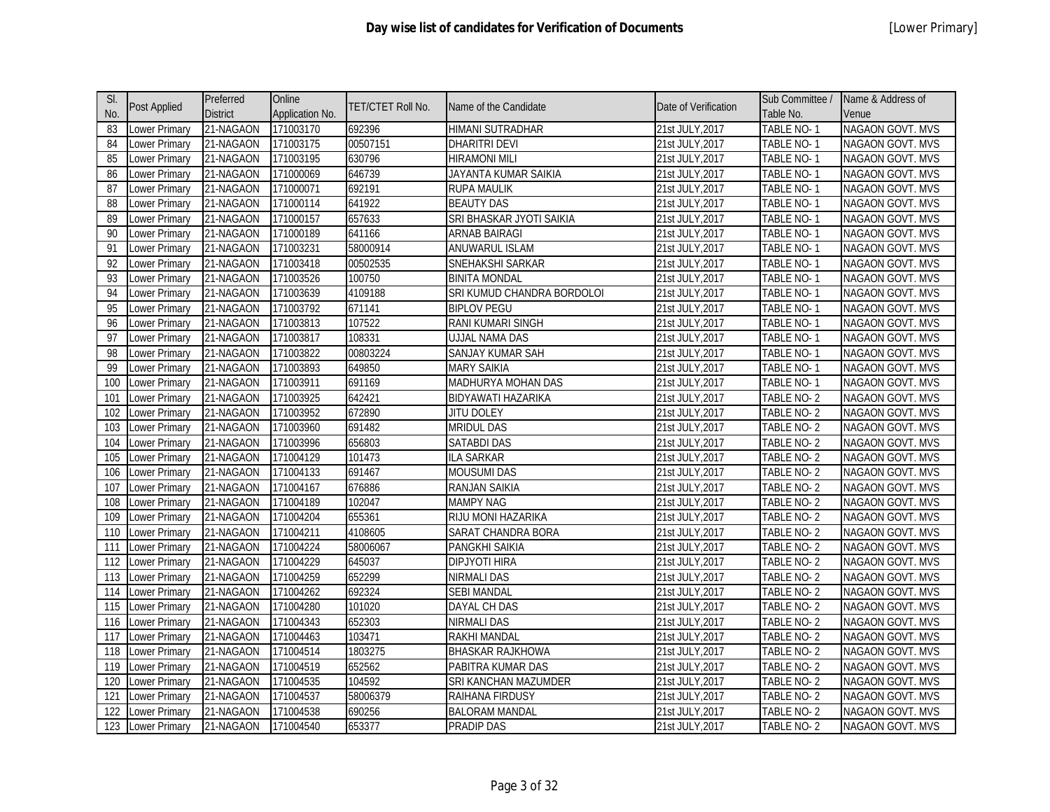# Day wise list of candidates for Verification of Documents

[Lower Primary]

| Sl. No. | Post Applied | Preferred District | Online Application No. | TET/CTET Roll No. | Name of the Candidate | Date of Verification | Sub Committee / Table No. | Name & Address of Venue |
|---|---|---|---|---|---|---|---|---|
| 83 | Lower Primary | 21-NAGAON | 171003170 | 692396 | HIMANI SUTRADHAR | 21st JULY,2017 | TABLE NO- 1 | NAGAON GOVT. MVS |
| 84 | Lower Primary | 21-NAGAON | 171003175 | 00507151 | DHARITRI DEVI | 21st JULY,2017 | TABLE NO- 1 | NAGAON GOVT. MVS |
| 85 | Lower Primary | 21-NAGAON | 171003195 | 630796 | HIRAMONI MILI | 21st JULY,2017 | TABLE NO- 1 | NAGAON GOVT. MVS |
| 86 | Lower Primary | 21-NAGAON | 171000069 | 646739 | JAYANTA KUMAR SAIKIA | 21st JULY,2017 | TABLE NO- 1 | NAGAON GOVT. MVS |
| 87 | Lower Primary | 21-NAGAON | 171000071 | 692191 | RUPA MAULIK | 21st JULY,2017 | TABLE NO- 1 | NAGAON GOVT. MVS |
| 88 | Lower Primary | 21-NAGAON | 171000114 | 641922 | BEAUTY DAS | 21st JULY,2017 | TABLE NO- 1 | NAGAON GOVT. MVS |
| 89 | Lower Primary | 21-NAGAON | 171000157 | 657633 | SRI BHASKAR JYOTI SAIKIA | 21st JULY,2017 | TABLE NO- 1 | NAGAON GOVT. MVS |
| 90 | Lower Primary | 21-NAGAON | 171000189 | 641166 | ARNAB BAIRAGI | 21st JULY,2017 | TABLE NO- 1 | NAGAON GOVT. MVS |
| 91 | Lower Primary | 21-NAGAON | 171003231 | 58000914 | ANUWARUL ISLAM | 21st JULY,2017 | TABLE NO- 1 | NAGAON GOVT. MVS |
| 92 | Lower Primary | 21-NAGAON | 171003418 | 00502535 | SNEHAKSHI SARKAR | 21st JULY,2017 | TABLE NO- 1 | NAGAON GOVT. MVS |
| 93 | Lower Primary | 21-NAGAON | 171003526 | 100750 | BINITA MONDAL | 21st JULY,2017 | TABLE NO- 1 | NAGAON GOVT. MVS |
| 94 | Lower Primary | 21-NAGAON | 171003639 | 4109188 | SRI KUMUD CHANDRA BORDOLOI | 21st JULY,2017 | TABLE NO- 1 | NAGAON GOVT. MVS |
| 95 | Lower Primary | 21-NAGAON | 171003792 | 671141 | BIPLOV PEGU | 21st JULY,2017 | TABLE NO- 1 | NAGAON GOVT. MVS |
| 96 | Lower Primary | 21-NAGAON | 171003813 | 107522 | RANI KUMARI SINGH | 21st JULY,2017 | TABLE NO- 1 | NAGAON GOVT. MVS |
| 97 | Lower Primary | 21-NAGAON | 171003817 | 108331 | UJJAL NAMA DAS | 21st JULY,2017 | TABLE NO- 1 | NAGAON GOVT. MVS |
| 98 | Lower Primary | 21-NAGAON | 171003822 | 00803224 | SANJAY KUMAR SAH | 21st JULY,2017 | TABLE NO- 1 | NAGAON GOVT. MVS |
| 99 | Lower Primary | 21-NAGAON | 171003893 | 649850 | MARY SAIKIA | 21st JULY,2017 | TABLE NO- 1 | NAGAON GOVT. MVS |
| 100 | Lower Primary | 21-NAGAON | 171003911 | 691169 | MADHURYA MOHAN DAS | 21st JULY,2017 | TABLE NO- 1 | NAGAON GOVT. MVS |
| 101 | Lower Primary | 21-NAGAON | 171003925 | 642421 | BIDYAWATI HAZARIKA | 21st JULY,2017 | TABLE NO- 2 | NAGAON GOVT. MVS |
| 102 | Lower Primary | 21-NAGAON | 171003952 | 672890 | JITU DOLEY | 21st JULY,2017 | TABLE NO- 2 | NAGAON GOVT. MVS |
| 103 | Lower Primary | 21-NAGAON | 171003960 | 691482 | MRIDUL DAS | 21st JULY,2017 | TABLE NO- 2 | NAGAON GOVT. MVS |
| 104 | Lower Primary | 21-NAGAON | 171003996 | 656803 | SATABDI DAS | 21st JULY,2017 | TABLE NO- 2 | NAGAON GOVT. MVS |
| 105 | Lower Primary | 21-NAGAON | 171004129 | 101473 | ILA SARKAR | 21st JULY,2017 | TABLE NO- 2 | NAGAON GOVT. MVS |
| 106 | Lower Primary | 21-NAGAON | 171004133 | 691467 | MOUSUMI DAS | 21st JULY,2017 | TABLE NO- 2 | NAGAON GOVT. MVS |
| 107 | Lower Primary | 21-NAGAON | 171004167 | 676886 | RANJAN SAIKIA | 21st JULY,2017 | TABLE NO- 2 | NAGAON GOVT. MVS |
| 108 | Lower Primary | 21-NAGAON | 171004189 | 102047 | MAMPY NAG | 21st JULY,2017 | TABLE NO- 2 | NAGAON GOVT. MVS |
| 109 | Lower Primary | 21-NAGAON | 171004204 | 655361 | RIJU MONI HAZARIKA | 21st JULY,2017 | TABLE NO- 2 | NAGAON GOVT. MVS |
| 110 | Lower Primary | 21-NAGAON | 171004211 | 4108605 | SARAT CHANDRA BORA | 21st JULY,2017 | TABLE NO- 2 | NAGAON GOVT. MVS |
| 111 | Lower Primary | 21-NAGAON | 171004224 | 58006067 | PANGKHI SAIKIA | 21st JULY,2017 | TABLE NO- 2 | NAGAON GOVT. MVS |
| 112 | Lower Primary | 21-NAGAON | 171004229 | 645037 | DIPJYOTI HIRA | 21st JULY,2017 | TABLE NO- 2 | NAGAON GOVT. MVS |
| 113 | Lower Primary | 21-NAGAON | 171004259 | 652299 | NIRMALI DAS | 21st JULY,2017 | TABLE NO- 2 | NAGAON GOVT. MVS |
| 114 | Lower Primary | 21-NAGAON | 171004262 | 692324 | SEBI MANDAL | 21st JULY,2017 | TABLE NO- 2 | NAGAON GOVT. MVS |
| 115 | Lower Primary | 21-NAGAON | 171004280 | 101020 | DAYAL CH DAS | 21st JULY,2017 | TABLE NO- 2 | NAGAON GOVT. MVS |
| 116 | Lower Primary | 21-NAGAON | 171004343 | 652303 | NIRMALI DAS | 21st JULY,2017 | TABLE NO- 2 | NAGAON GOVT. MVS |
| 117 | Lower Primary | 21-NAGAON | 171004463 | 103471 | RAKHI MANDAL | 21st JULY,2017 | TABLE NO- 2 | NAGAON GOVT. MVS |
| 118 | Lower Primary | 21-NAGAON | 171004514 | 1803275 | BHASKAR RAJKHOWA | 21st JULY,2017 | TABLE NO- 2 | NAGAON GOVT. MVS |
| 119 | Lower Primary | 21-NAGAON | 171004519 | 652562 | PABITRA KUMAR DAS | 21st JULY,2017 | TABLE NO- 2 | NAGAON GOVT. MVS |
| 120 | Lower Primary | 21-NAGAON | 171004535 | 104592 | SRI KANCHAN MAZUMDER | 21st JULY,2017 | TABLE NO- 2 | NAGAON GOVT. MVS |
| 121 | Lower Primary | 21-NAGAON | 171004537 | 58006379 | RAIHANA FIRDUSY | 21st JULY,2017 | TABLE NO- 2 | NAGAON GOVT. MVS |
| 122 | Lower Primary | 21-NAGAON | 171004538 | 690256 | BALORAM MANDAL | 21st JULY,2017 | TABLE NO- 2 | NAGAON GOVT. MVS |
| 123 | Lower Primary | 21-NAGAON | 171004540 | 653377 | PRADIP DAS | 21st JULY,2017 | TABLE NO- 2 | NAGAON GOVT. MVS |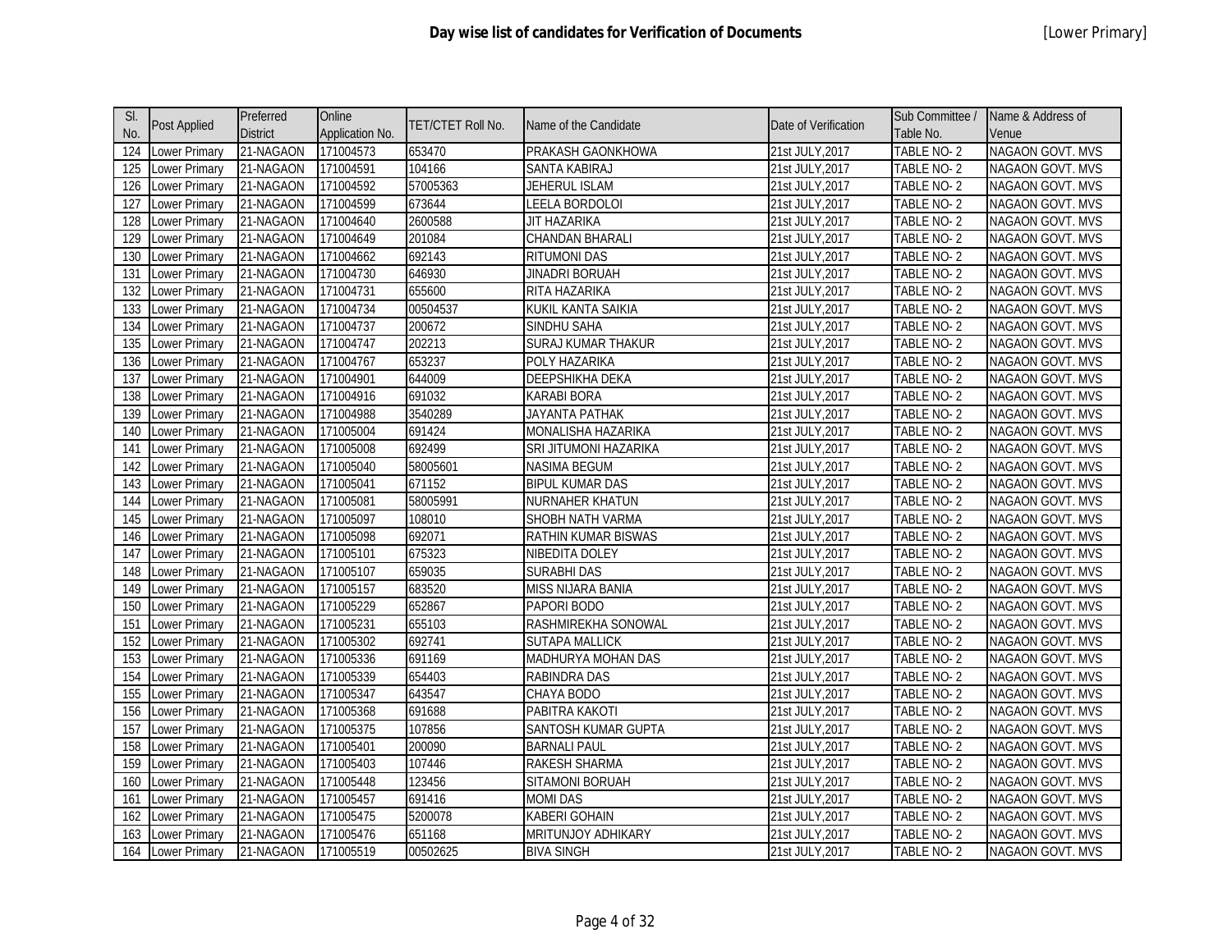# Day wise list of candidates for Verification of Documents

[Lower Primary]

| Sl. No. | Post Applied | Preferred District | Online Application No. | TET/CTET Roll No. | Name of the Candidate | Date of Verification | Sub Committee / Table No. | Name & Address of Venue |
|---|---|---|---|---|---|---|---|---|
| 124 | Lower Primary | 21-NAGAON | 171004573 | 653470 | PRAKASH GAONKHOWA | 21st JULY,2017 | TABLE NO- 2 | NAGAON GOVT. MVS |
| 125 | Lower Primary | 21-NAGAON | 171004591 | 104166 | SANTA KABIRAJ | 21st JULY,2017 | TABLE NO- 2 | NAGAON GOVT. MVS |
| 126 | Lower Primary | 21-NAGAON | 171004592 | 57005363 | JEHERUL ISLAM | 21st JULY,2017 | TABLE NO- 2 | NAGAON GOVT. MVS |
| 127 | Lower Primary | 21-NAGAON | 171004599 | 673644 | LEELA BORDOLOI | 21st JULY,2017 | TABLE NO- 2 | NAGAON GOVT. MVS |
| 128 | Lower Primary | 21-NAGAON | 171004640 | 2600588 | JIT HAZARIKA | 21st JULY,2017 | TABLE NO- 2 | NAGAON GOVT. MVS |
| 129 | Lower Primary | 21-NAGAON | 171004649 | 201084 | CHANDAN BHARALI | 21st JULY,2017 | TABLE NO- 2 | NAGAON GOVT. MVS |
| 130 | Lower Primary | 21-NAGAON | 171004662 | 692143 | RITUMONI DAS | 21st JULY,2017 | TABLE NO- 2 | NAGAON GOVT. MVS |
| 131 | Lower Primary | 21-NAGAON | 171004730 | 646930 | JINADRI BORUAH | 21st JULY,2017 | TABLE NO- 2 | NAGAON GOVT. MVS |
| 132 | Lower Primary | 21-NAGAON | 171004731 | 655600 | RITA HAZARIKA | 21st JULY,2017 | TABLE NO- 2 | NAGAON GOVT. MVS |
| 133 | Lower Primary | 21-NAGAON | 171004734 | 00504537 | KUKIL KANTA SAIKIA | 21st JULY,2017 | TABLE NO- 2 | NAGAON GOVT. MVS |
| 134 | Lower Primary | 21-NAGAON | 171004737 | 200672 | SINDHU SAHA | 21st JULY,2017 | TABLE NO- 2 | NAGAON GOVT. MVS |
| 135 | Lower Primary | 21-NAGAON | 171004747 | 202213 | SURAJ KUMAR THAKUR | 21st JULY,2017 | TABLE NO- 2 | NAGAON GOVT. MVS |
| 136 | Lower Primary | 21-NAGAON | 171004767 | 653237 | POLY HAZARIKA | 21st JULY,2017 | TABLE NO- 2 | NAGAON GOVT. MVS |
| 137 | Lower Primary | 21-NAGAON | 171004901 | 644009 | DEEPSHIKHA DEKA | 21st JULY,2017 | TABLE NO- 2 | NAGAON GOVT. MVS |
| 138 | Lower Primary | 21-NAGAON | 171004916 | 691032 | KARABI BORA | 21st JULY,2017 | TABLE NO- 2 | NAGAON GOVT. MVS |
| 139 | Lower Primary | 21-NAGAON | 171004988 | 3540289 | JAYANTA PATHAK | 21st JULY,2017 | TABLE NO- 2 | NAGAON GOVT. MVS |
| 140 | Lower Primary | 21-NAGAON | 171005004 | 691424 | MONALISHA HAZARIKA | 21st JULY,2017 | TABLE NO- 2 | NAGAON GOVT. MVS |
| 141 | Lower Primary | 21-NAGAON | 171005008 | 692499 | SRI JITUMONI HAZARIKA | 21st JULY,2017 | TABLE NO- 2 | NAGAON GOVT. MVS |
| 142 | Lower Primary | 21-NAGAON | 171005040 | 58005601 | NASIMA BEGUM | 21st JULY,2017 | TABLE NO- 2 | NAGAON GOVT. MVS |
| 143 | Lower Primary | 21-NAGAON | 171005041 | 671152 | BIPUL KUMAR DAS | 21st JULY,2017 | TABLE NO- 2 | NAGAON GOVT. MVS |
| 144 | Lower Primary | 21-NAGAON | 171005081 | 58005991 | NURNAHER KHATUN | 21st JULY,2017 | TABLE NO- 2 | NAGAON GOVT. MVS |
| 145 | Lower Primary | 21-NAGAON | 171005097 | 108010 | SHOBH NATH VARMA | 21st JULY,2017 | TABLE NO- 2 | NAGAON GOVT. MVS |
| 146 | Lower Primary | 21-NAGAON | 171005098 | 692071 | RATHIN KUMAR BISWAS | 21st JULY,2017 | TABLE NO- 2 | NAGAON GOVT. MVS |
| 147 | Lower Primary | 21-NAGAON | 171005101 | 675323 | NIBEDITA DOLEY | 21st JULY,2017 | TABLE NO- 2 | NAGAON GOVT. MVS |
| 148 | Lower Primary | 21-NAGAON | 171005107 | 659035 | SURABHI DAS | 21st JULY,2017 | TABLE NO- 2 | NAGAON GOVT. MVS |
| 149 | Lower Primary | 21-NAGAON | 171005157 | 683520 | MISS NIJARA BANIA | 21st JULY,2017 | TABLE NO- 2 | NAGAON GOVT. MVS |
| 150 | Lower Primary | 21-NAGAON | 171005229 | 652867 | PAPORI BODO | 21st JULY,2017 | TABLE NO- 2 | NAGAON GOVT. MVS |
| 151 | Lower Primary | 21-NAGAON | 171005231 | 655103 | RASHMIREKHA SONOWAL | 21st JULY,2017 | TABLE NO- 2 | NAGAON GOVT. MVS |
| 152 | Lower Primary | 21-NAGAON | 171005302 | 692741 | SUTAPA MALLICK | 21st JULY,2017 | TABLE NO- 2 | NAGAON GOVT. MVS |
| 153 | Lower Primary | 21-NAGAON | 171005336 | 691169 | MADHURYA MOHAN DAS | 21st JULY,2017 | TABLE NO- 2 | NAGAON GOVT. MVS |
| 154 | Lower Primary | 21-NAGAON | 171005339 | 654403 | RABINDRA DAS | 21st JULY,2017 | TABLE NO- 2 | NAGAON GOVT. MVS |
| 155 | Lower Primary | 21-NAGAON | 171005347 | 643547 | CHAYA BODO | 21st JULY,2017 | TABLE NO- 2 | NAGAON GOVT. MVS |
| 156 | Lower Primary | 21-NAGAON | 171005368 | 691688 | PABITRA KAKOTI | 21st JULY,2017 | TABLE NO- 2 | NAGAON GOVT. MVS |
| 157 | Lower Primary | 21-NAGAON | 171005375 | 107856 | SANTOSH KUMAR GUPTA | 21st JULY,2017 | TABLE NO- 2 | NAGAON GOVT. MVS |
| 158 | Lower Primary | 21-NAGAON | 171005401 | 200090 | BARNALI PAUL | 21st JULY,2017 | TABLE NO- 2 | NAGAON GOVT. MVS |
| 159 | Lower Primary | 21-NAGAON | 171005403 | 107446 | RAKESH SHARMA | 21st JULY,2017 | TABLE NO- 2 | NAGAON GOVT. MVS |
| 160 | Lower Primary | 21-NAGAON | 171005448 | 123456 | SITAMONI BORUAH | 21st JULY,2017 | TABLE NO- 2 | NAGAON GOVT. MVS |
| 161 | Lower Primary | 21-NAGAON | 171005457 | 691416 | MOMI DAS | 21st JULY,2017 | TABLE NO- 2 | NAGAON GOVT. MVS |
| 162 | Lower Primary | 21-NAGAON | 171005475 | 5200078 | KABERI GOHAIN | 21st JULY,2017 | TABLE NO- 2 | NAGAON GOVT. MVS |
| 163 | Lower Primary | 21-NAGAON | 171005476 | 651168 | MRITUNJOY ADHIKARY | 21st JULY,2017 | TABLE NO- 2 | NAGAON GOVT. MVS |
| 164 | Lower Primary | 21-NAGAON | 171005519 | 00502625 | BIVA SINGH | 21st JULY,2017 | TABLE NO- 2 | NAGAON GOVT. MVS |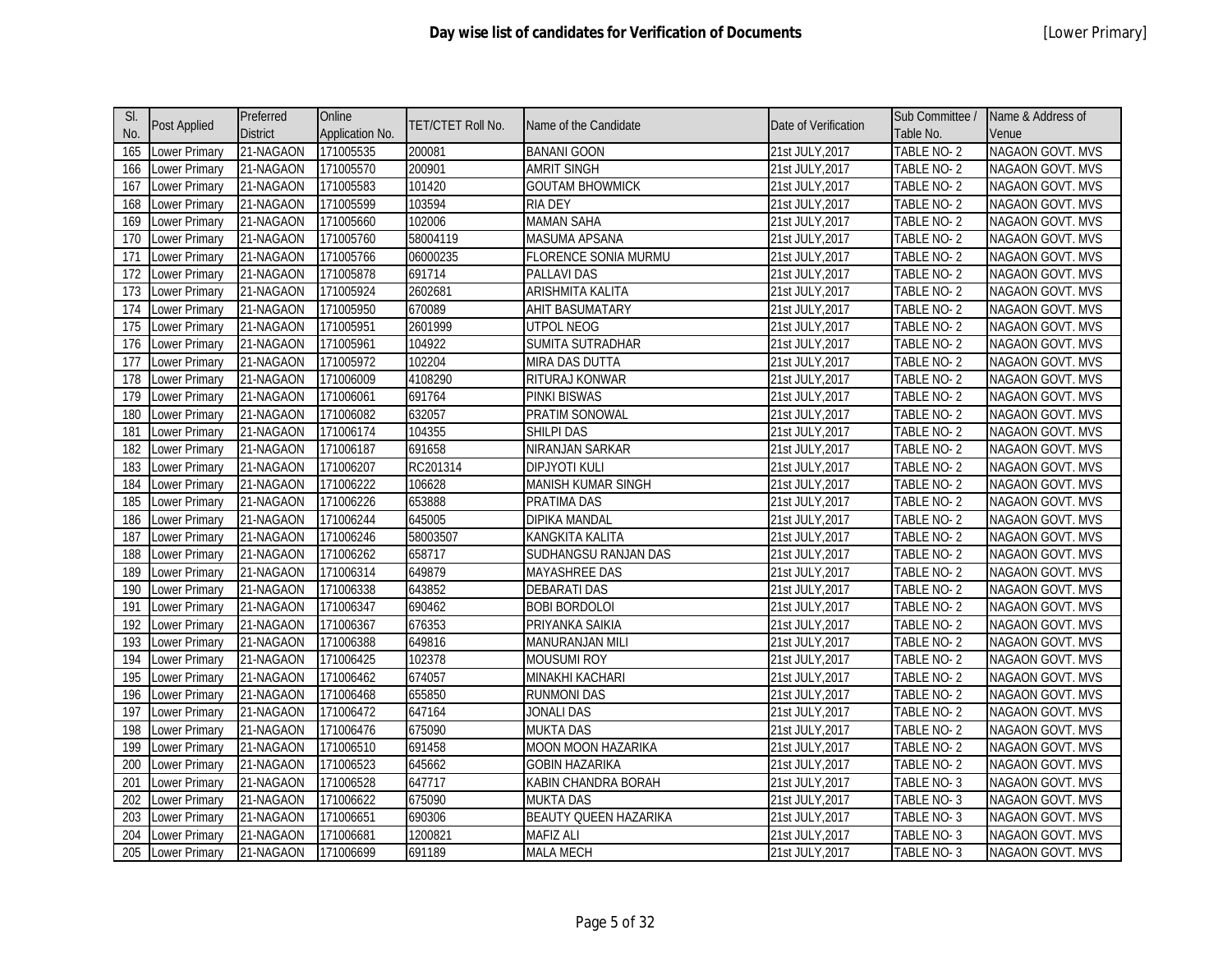# Day wise list of candidates for Verification of Documents

[Lower Primary]

| Sl. No. | Post Applied | Preferred District | Online Application No. | TET/CTET Roll No. | Name of the Candidate | Date of Verification | Sub Committee / Table No. | Name & Address of Venue |
|---|---|---|---|---|---|---|---|---|
| 165 | Lower Primary | 21-NAGAON | 171005535 | 200081 | BANANI GOON | 21st JULY,2017 | TABLE NO- 2 | NAGAON GOVT. MVS |
| 166 | Lower Primary | 21-NAGAON | 171005570 | 200901 | AMRIT SINGH | 21st JULY,2017 | TABLE NO- 2 | NAGAON GOVT. MVS |
| 167 | Lower Primary | 21-NAGAON | 171005583 | 101420 | GOUTAM BHOWMICK | 21st JULY,2017 | TABLE NO- 2 | NAGAON GOVT. MVS |
| 168 | Lower Primary | 21-NAGAON | 171005599 | 103594 | RIA DEY | 21st JULY,2017 | TABLE NO- 2 | NAGAON GOVT. MVS |
| 169 | Lower Primary | 21-NAGAON | 171005660 | 102006 | MAMAN SAHA | 21st JULY,2017 | TABLE NO- 2 | NAGAON GOVT. MVS |
| 170 | Lower Primary | 21-NAGAON | 171005760 | 58004119 | MASUMA APSANA | 21st JULY,2017 | TABLE NO- 2 | NAGAON GOVT. MVS |
| 171 | Lower Primary | 21-NAGAON | 171005766 | 06000235 | FLORENCE SONIA MURMU | 21st JULY,2017 | TABLE NO- 2 | NAGAON GOVT. MVS |
| 172 | Lower Primary | 21-NAGAON | 171005878 | 691714 | PALLAVI DAS | 21st JULY,2017 | TABLE NO- 2 | NAGAON GOVT. MVS |
| 173 | Lower Primary | 21-NAGAON | 171005924 | 2602681 | ARISHMITA KALITA | 21st JULY,2017 | TABLE NO- 2 | NAGAON GOVT. MVS |
| 174 | Lower Primary | 21-NAGAON | 171005950 | 670089 | AHIT BASUMATARY | 21st JULY,2017 | TABLE NO- 2 | NAGAON GOVT. MVS |
| 175 | Lower Primary | 21-NAGAON | 171005951 | 2601999 | UTPOL NEOG | 21st JULY,2017 | TABLE NO- 2 | NAGAON GOVT. MVS |
| 176 | Lower Primary | 21-NAGAON | 171005961 | 104922 | SUMITA SUTRADHAR | 21st JULY,2017 | TABLE NO- 2 | NAGAON GOVT. MVS |
| 177 | Lower Primary | 21-NAGAON | 171005972 | 102204 | MIRA DAS DUTTA | 21st JULY,2017 | TABLE NO- 2 | NAGAON GOVT. MVS |
| 178 | Lower Primary | 21-NAGAON | 171006009 | 4108290 | RITURAJ KONWAR | 21st JULY,2017 | TABLE NO- 2 | NAGAON GOVT. MVS |
| 179 | Lower Primary | 21-NAGAON | 171006061 | 691764 | PINKI BISWAS | 21st JULY,2017 | TABLE NO- 2 | NAGAON GOVT. MVS |
| 180 | Lower Primary | 21-NAGAON | 171006082 | 632057 | PRATIM SONOWAL | 21st JULY,2017 | TABLE NO- 2 | NAGAON GOVT. MVS |
| 181 | Lower Primary | 21-NAGAON | 171006174 | 104355 | SHILPI DAS | 21st JULY,2017 | TABLE NO- 2 | NAGAON GOVT. MVS |
| 182 | Lower Primary | 21-NAGAON | 171006187 | 691658 | NIRANJAN SARKAR | 21st JULY,2017 | TABLE NO- 2 | NAGAON GOVT. MVS |
| 183 | Lower Primary | 21-NAGAON | 171006207 | RC201314 | DIPJYOTI KULI | 21st JULY,2017 | TABLE NO- 2 | NAGAON GOVT. MVS |
| 184 | Lower Primary | 21-NAGAON | 171006222 | 106628 | MANISH KUMAR SINGH | 21st JULY,2017 | TABLE NO- 2 | NAGAON GOVT. MVS |
| 185 | Lower Primary | 21-NAGAON | 171006226 | 653888 | PRATIMA DAS | 21st JULY,2017 | TABLE NO- 2 | NAGAON GOVT. MVS |
| 186 | Lower Primary | 21-NAGAON | 171006244 | 645005 | DIPIKA MANDAL | 21st JULY,2017 | TABLE NO- 2 | NAGAON GOVT. MVS |
| 187 | Lower Primary | 21-NAGAON | 171006246 | 58003507 | KANGKITA KALITA | 21st JULY,2017 | TABLE NO- 2 | NAGAON GOVT. MVS |
| 188 | Lower Primary | 21-NAGAON | 171006262 | 658717 | SUDHANGSU RANJAN DAS | 21st JULY,2017 | TABLE NO- 2 | NAGAON GOVT. MVS |
| 189 | Lower Primary | 21-NAGAON | 171006314 | 649879 | MAYASHREE DAS | 21st JULY,2017 | TABLE NO- 2 | NAGAON GOVT. MVS |
| 190 | Lower Primary | 21-NAGAON | 171006338 | 643852 | DEBARATI DAS | 21st JULY,2017 | TABLE NO- 2 | NAGAON GOVT. MVS |
| 191 | Lower Primary | 21-NAGAON | 171006347 | 690462 | BOBI BORDOLOI | 21st JULY,2017 | TABLE NO- 2 | NAGAON GOVT. MVS |
| 192 | Lower Primary | 21-NAGAON | 171006367 | 676353 | PRIYANKA SAIKIA | 21st JULY,2017 | TABLE NO- 2 | NAGAON GOVT. MVS |
| 193 | Lower Primary | 21-NAGAON | 171006388 | 649816 | MANURANJAN MILI | 21st JULY,2017 | TABLE NO- 2 | NAGAON GOVT. MVS |
| 194 | Lower Primary | 21-NAGAON | 171006425 | 102378 | MOUSUMI ROY | 21st JULY,2017 | TABLE NO- 2 | NAGAON GOVT. MVS |
| 195 | Lower Primary | 21-NAGAON | 171006462 | 674057 | MINAKHI KACHARI | 21st JULY,2017 | TABLE NO- 2 | NAGAON GOVT. MVS |
| 196 | Lower Primary | 21-NAGAON | 171006468 | 655850 | RUNMONI DAS | 21st JULY,2017 | TABLE NO- 2 | NAGAON GOVT. MVS |
| 197 | Lower Primary | 21-NAGAON | 171006472 | 647164 | JONALI DAS | 21st JULY,2017 | TABLE NO- 2 | NAGAON GOVT. MVS |
| 198 | Lower Primary | 21-NAGAON | 171006476 | 675090 | MUKTA DAS | 21st JULY,2017 | TABLE NO- 2 | NAGAON GOVT. MVS |
| 199 | Lower Primary | 21-NAGAON | 171006510 | 691458 | MOON MOON HAZARIKA | 21st JULY,2017 | TABLE NO- 2 | NAGAON GOVT. MVS |
| 200 | Lower Primary | 21-NAGAON | 171006523 | 645662 | GOBIN HAZARIKA | 21st JULY,2017 | TABLE NO- 2 | NAGAON GOVT. MVS |
| 201 | Lower Primary | 21-NAGAON | 171006528 | 647717 | KABIN CHANDRA BORAH | 21st JULY,2017 | TABLE NO- 3 | NAGAON GOVT. MVS |
| 202 | Lower Primary | 21-NAGAON | 171006622 | 675090 | MUKTA DAS | 21st JULY,2017 | TABLE NO- 3 | NAGAON GOVT. MVS |
| 203 | Lower Primary | 21-NAGAON | 171006651 | 690306 | BEAUTY QUEEN HAZARIKA | 21st JULY,2017 | TABLE NO- 3 | NAGAON GOVT. MVS |
| 204 | Lower Primary | 21-NAGAON | 171006681 | 1200821 | MAFIZ ALI | 21st JULY,2017 | TABLE NO- 3 | NAGAON GOVT. MVS |
| 205 | Lower Primary | 21-NAGAON | 171006699 | 691189 | MALA MECH | 21st JULY,2017 | TABLE NO- 3 | NAGAON GOVT. MVS |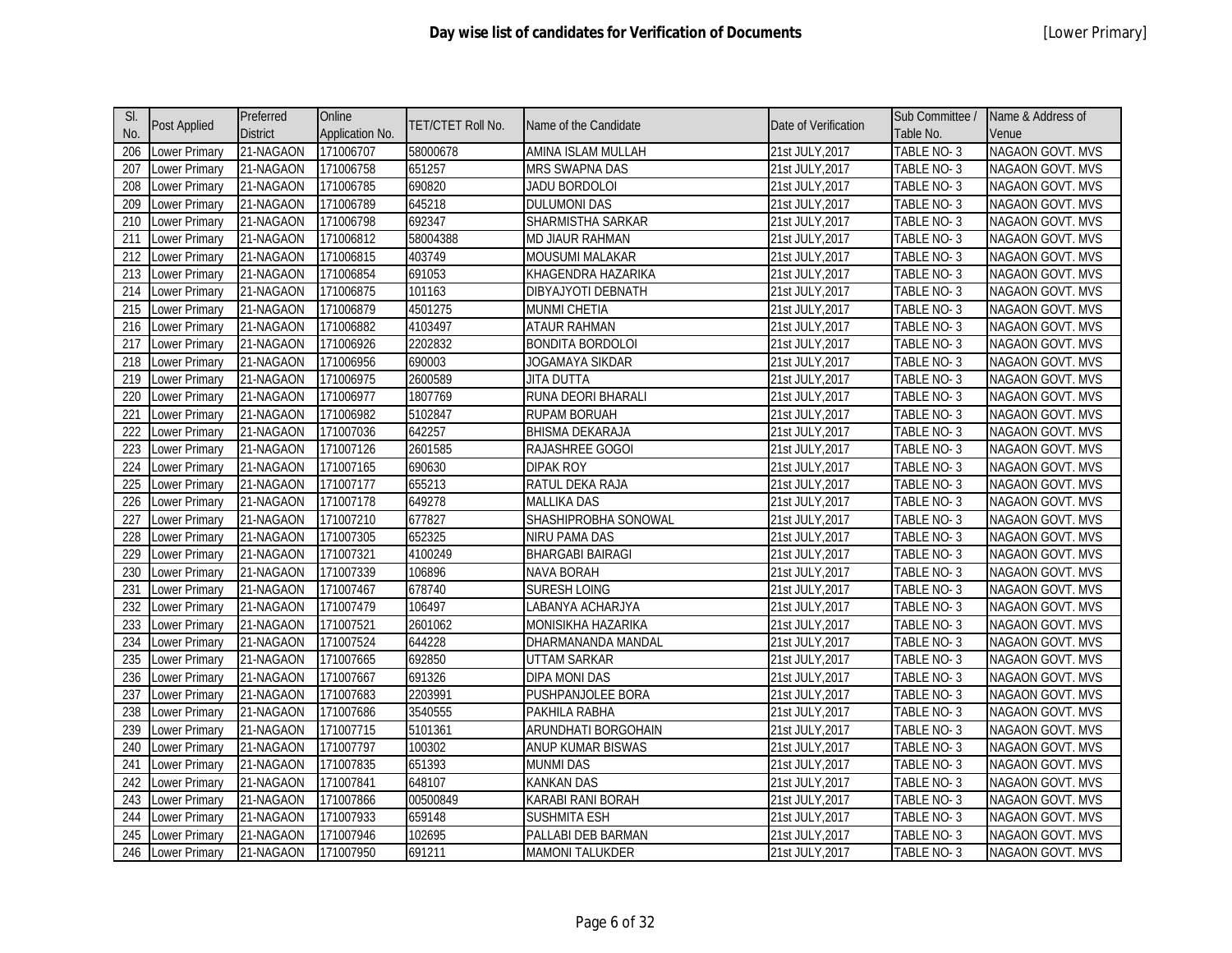# Day wise list of candidates for Verification of Documents

[Lower Primary]

| Sl. No. | Post Applied | Preferred District | Online Application No. | TET/CTET Roll No. | Name of the Candidate | Date of Verification | Sub Committee / Table No. | Name & Address of Venue |
|---|---|---|---|---|---|---|---|---|
| 206 | Lower Primary | 21-NAGAON | 171006707 | 58000678 | AMINA ISLAM MULLAH | 21st JULY,2017 | TABLE NO- 3 | NAGAON GOVT. MVS |
| 207 | Lower Primary | 21-NAGAON | 171006758 | 651257 | MRS SWAPNA DAS | 21st JULY,2017 | TABLE NO- 3 | NAGAON GOVT. MVS |
| 208 | Lower Primary | 21-NAGAON | 171006785 | 690820 | JADU BORDOLOI | 21st JULY,2017 | TABLE NO- 3 | NAGAON GOVT. MVS |
| 209 | Lower Primary | 21-NAGAON | 171006789 | 645218 | DULUMONI DAS | 21st JULY,2017 | TABLE NO- 3 | NAGAON GOVT. MVS |
| 210 | Lower Primary | 21-NAGAON | 171006798 | 692347 | SHARMISTHA SARKAR | 21st JULY,2017 | TABLE NO- 3 | NAGAON GOVT. MVS |
| 211 | Lower Primary | 21-NAGAON | 171006812 | 58004388 | MD JIAUR RAHMAN | 21st JULY,2017 | TABLE NO- 3 | NAGAON GOVT. MVS |
| 212 | Lower Primary | 21-NAGAON | 171006815 | 403749 | MOUSUMI MALAKAR | 21st JULY,2017 | TABLE NO- 3 | NAGAON GOVT. MVS |
| 213 | Lower Primary | 21-NAGAON | 171006854 | 691053 | KHAGENDRA HAZARIKA | 21st JULY,2017 | TABLE NO- 3 | NAGAON GOVT. MVS |
| 214 | Lower Primary | 21-NAGAON | 171006875 | 101163 | DIBYAJYOTI DEBNATH | 21st JULY,2017 | TABLE NO- 3 | NAGAON GOVT. MVS |
| 215 | Lower Primary | 21-NAGAON | 171006879 | 4501275 | MUNMI CHETIA | 21st JULY,2017 | TABLE NO- 3 | NAGAON GOVT. MVS |
| 216 | Lower Primary | 21-NAGAON | 171006882 | 4103497 | ATAUR RAHMAN | 21st JULY,2017 | TABLE NO- 3 | NAGAON GOVT. MVS |
| 217 | Lower Primary | 21-NAGAON | 171006926 | 2202832 | BONDITA BORDOLOI | 21st JULY,2017 | TABLE NO- 3 | NAGAON GOVT. MVS |
| 218 | Lower Primary | 21-NAGAON | 171006956 | 690003 | JOGAMAYA SIKDAR | 21st JULY,2017 | TABLE NO- 3 | NAGAON GOVT. MVS |
| 219 | Lower Primary | 21-NAGAON | 171006975 | 2600589 | JITA DUTTA | 21st JULY,2017 | TABLE NO- 3 | NAGAON GOVT. MVS |
| 220 | Lower Primary | 21-NAGAON | 171006977 | 1807769 | RUNA DEORI BHARALI | 21st JULY,2017 | TABLE NO- 3 | NAGAON GOVT. MVS |
| 221 | Lower Primary | 21-NAGAON | 171006982 | 5102847 | RUPAM BORUAH | 21st JULY,2017 | TABLE NO- 3 | NAGAON GOVT. MVS |
| 222 | Lower Primary | 21-NAGAON | 171007036 | 642257 | BHISMA DEKARAJA | 21st JULY,2017 | TABLE NO- 3 | NAGAON GOVT. MVS |
| 223 | Lower Primary | 21-NAGAON | 171007126 | 2601585 | RAJASHREE GOGOI | 21st JULY,2017 | TABLE NO- 3 | NAGAON GOVT. MVS |
| 224 | Lower Primary | 21-NAGAON | 171007165 | 690630 | DIPAK ROY | 21st JULY,2017 | TABLE NO- 3 | NAGAON GOVT. MVS |
| 225 | Lower Primary | 21-NAGAON | 171007177 | 655213 | RATUL DEKA RAJA | 21st JULY,2017 | TABLE NO- 3 | NAGAON GOVT. MVS |
| 226 | Lower Primary | 21-NAGAON | 171007178 | 649278 | MALLIKA DAS | 21st JULY,2017 | TABLE NO- 3 | NAGAON GOVT. MVS |
| 227 | Lower Primary | 21-NAGAON | 171007210 | 677827 | SHASHIPROBHA SONOWAL | 21st JULY,2017 | TABLE NO- 3 | NAGAON GOVT. MVS |
| 228 | Lower Primary | 21-NAGAON | 171007305 | 652325 | NIRU PAMA DAS | 21st JULY,2017 | TABLE NO- 3 | NAGAON GOVT. MVS |
| 229 | Lower Primary | 21-NAGAON | 171007321 | 4100249 | BHARGABI BAIRAGI | 21st JULY,2017 | TABLE NO- 3 | NAGAON GOVT. MVS |
| 230 | Lower Primary | 21-NAGAON | 171007339 | 106896 | NAVA BORAH | 21st JULY,2017 | TABLE NO- 3 | NAGAON GOVT. MVS |
| 231 | Lower Primary | 21-NAGAON | 171007467 | 678740 | SURESH LOING | 21st JULY,2017 | TABLE NO- 3 | NAGAON GOVT. MVS |
| 232 | Lower Primary | 21-NAGAON | 171007479 | 106497 | LABANYA ACHARJYA | 21st JULY,2017 | TABLE NO- 3 | NAGAON GOVT. MVS |
| 233 | Lower Primary | 21-NAGAON | 171007521 | 2601062 | MONISIKHA HAZARIKA | 21st JULY,2017 | TABLE NO- 3 | NAGAON GOVT. MVS |
| 234 | Lower Primary | 21-NAGAON | 171007524 | 644228 | DHARMANANDA MANDAL | 21st JULY,2017 | TABLE NO- 3 | NAGAON GOVT. MVS |
| 235 | Lower Primary | 21-NAGAON | 171007665 | 692850 | UTTAM SARKAR | 21st JULY,2017 | TABLE NO- 3 | NAGAON GOVT. MVS |
| 236 | Lower Primary | 21-NAGAON | 171007667 | 691326 | DIPA MONI DAS | 21st JULY,2017 | TABLE NO- 3 | NAGAON GOVT. MVS |
| 237 | Lower Primary | 21-NAGAON | 171007683 | 2203991 | PUSHPANJOLEE BORA | 21st JULY,2017 | TABLE NO- 3 | NAGAON GOVT. MVS |
| 238 | Lower Primary | 21-NAGAON | 171007686 | 3540555 | PAKHILA RABHA | 21st JULY,2017 | TABLE NO- 3 | NAGAON GOVT. MVS |
| 239 | Lower Primary | 21-NAGAON | 171007715 | 5101361 | ARUNDHATI BORGOHAIN | 21st JULY,2017 | TABLE NO- 3 | NAGAON GOVT. MVS |
| 240 | Lower Primary | 21-NAGAON | 171007797 | 100302 | ANUP KUMAR BISWAS | 21st JULY,2017 | TABLE NO- 3 | NAGAON GOVT. MVS |
| 241 | Lower Primary | 21-NAGAON | 171007835 | 651393 | MUNMI DAS | 21st JULY,2017 | TABLE NO- 3 | NAGAON GOVT. MVS |
| 242 | Lower Primary | 21-NAGAON | 171007841 | 648107 | KANKAN DAS | 21st JULY,2017 | TABLE NO- 3 | NAGAON GOVT. MVS |
| 243 | Lower Primary | 21-NAGAON | 171007866 | 00500849 | KARABI RANI BORAH | 21st JULY,2017 | TABLE NO- 3 | NAGAON GOVT. MVS |
| 244 | Lower Primary | 21-NAGAON | 171007933 | 659148 | SUSHMITA ESH | 21st JULY,2017 | TABLE NO- 3 | NAGAON GOVT. MVS |
| 245 | Lower Primary | 21-NAGAON | 171007946 | 102695 | PALLABI DEB BARMAN | 21st JULY,2017 | TABLE NO- 3 | NAGAON GOVT. MVS |
| 246 | Lower Primary | 21-NAGAON | 171007950 | 691211 | MAMONI TALUKDER | 21st JULY,2017 | TABLE NO- 3 | NAGAON GOVT. MVS |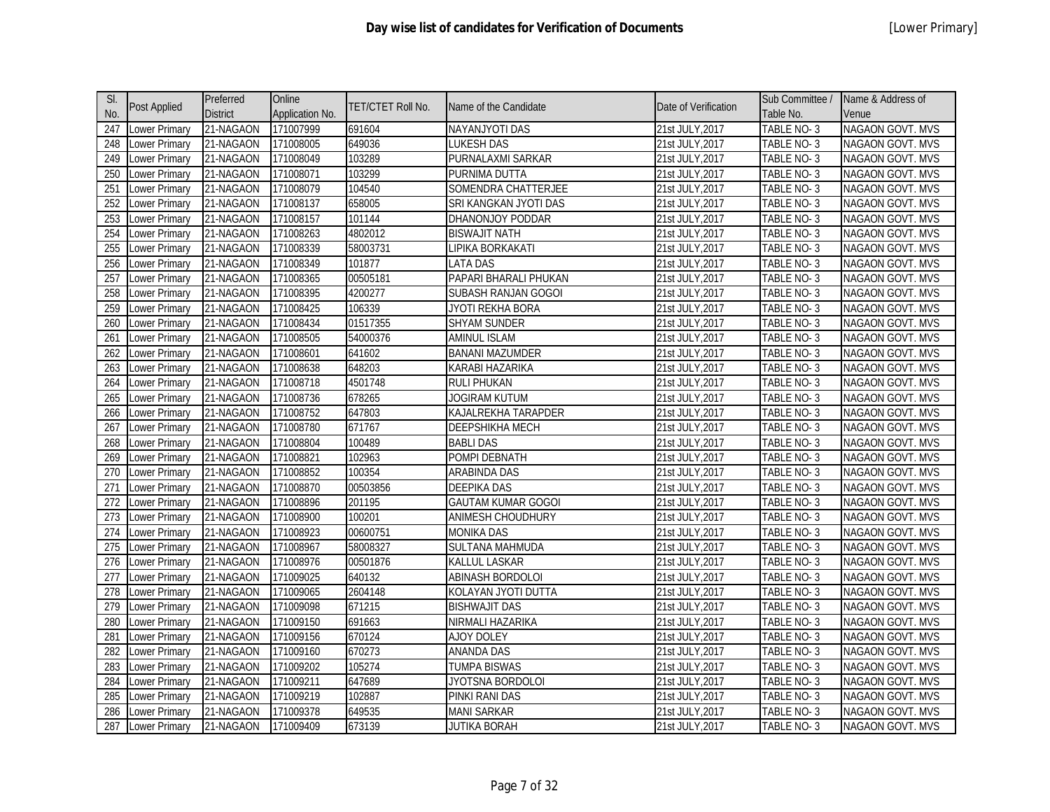# Day wise list of candidates for Verification of Documents

[Lower Primary]

| Sl. No. | Post Applied | Preferred District | Online Application No. | TET/CTET Roll No. | Name of the Candidate | Date of Verification | Sub Committee / Table No. | Name & Address of Venue |
|---|---|---|---|---|---|---|---|---|
| 247 | Lower Primary | 21-NAGAON | 171007999 | 691604 | NAYANJYOTI DAS | 21st JULY,2017 | TABLE NO- 3 | NAGAON GOVT. MVS |
| 248 | Lower Primary | 21-NAGAON | 171008005 | 649036 | LUKESH DAS | 21st JULY,2017 | TABLE NO- 3 | NAGAON GOVT. MVS |
| 249 | Lower Primary | 21-NAGAON | 171008049 | 103289 | PURNALAXMI SARKAR | 21st JULY,2017 | TABLE NO- 3 | NAGAON GOVT. MVS |
| 250 | Lower Primary | 21-NAGAON | 171008071 | 103299 | PURNIMA DUTTA | 21st JULY,2017 | TABLE NO- 3 | NAGAON GOVT. MVS |
| 251 | Lower Primary | 21-NAGAON | 171008079 | 104540 | SOMENDRA CHATTERJEE | 21st JULY,2017 | TABLE NO- 3 | NAGAON GOVT. MVS |
| 252 | Lower Primary | 21-NAGAON | 171008137 | 658005 | SRI KANGKAN JYOTI DAS | 21st JULY,2017 | TABLE NO- 3 | NAGAON GOVT. MVS |
| 253 | Lower Primary | 21-NAGAON | 171008157 | 101144 | DHANONJOY PODDAR | 21st JULY,2017 | TABLE NO- 3 | NAGAON GOVT. MVS |
| 254 | Lower Primary | 21-NAGAON | 171008263 | 4802012 | BISWAJIT NATH | 21st JULY,2017 | TABLE NO- 3 | NAGAON GOVT. MVS |
| 255 | Lower Primary | 21-NAGAON | 171008339 | 58003731 | LIPIKA BORKAKATI | 21st JULY,2017 | TABLE NO- 3 | NAGAON GOVT. MVS |
| 256 | Lower Primary | 21-NAGAON | 171008349 | 101877 | LATA DAS | 21st JULY,2017 | TABLE NO- 3 | NAGAON GOVT. MVS |
| 257 | Lower Primary | 21-NAGAON | 171008365 | 00505181 | PAPARI BHARALI PHUKAN | 21st JULY,2017 | TABLE NO- 3 | NAGAON GOVT. MVS |
| 258 | Lower Primary | 21-NAGAON | 171008395 | 4200277 | SUBASH RANJAN GOGOI | 21st JULY,2017 | TABLE NO- 3 | NAGAON GOVT. MVS |
| 259 | Lower Primary | 21-NAGAON | 171008425 | 106339 | JYOTI REKHA BORA | 21st JULY,2017 | TABLE NO- 3 | NAGAON GOVT. MVS |
| 260 | Lower Primary | 21-NAGAON | 171008434 | 01517355 | SHYAM SUNDER | 21st JULY,2017 | TABLE NO- 3 | NAGAON GOVT. MVS |
| 261 | Lower Primary | 21-NAGAON | 171008505 | 54000376 | AMINUL ISLAM | 21st JULY,2017 | TABLE NO- 3 | NAGAON GOVT. MVS |
| 262 | Lower Primary | 21-NAGAON | 171008601 | 641602 | BANANI MAZUMDER | 21st JULY,2017 | TABLE NO- 3 | NAGAON GOVT. MVS |
| 263 | Lower Primary | 21-NAGAON | 171008638 | 648203 | KARABI HAZARIKA | 21st JULY,2017 | TABLE NO- 3 | NAGAON GOVT. MVS |
| 264 | Lower Primary | 21-NAGAON | 171008718 | 4501748 | RULI PHUKAN | 21st JULY,2017 | TABLE NO- 3 | NAGAON GOVT. MVS |
| 265 | Lower Primary | 21-NAGAON | 171008736 | 678265 | JOGIRAM KUTUM | 21st JULY,2017 | TABLE NO- 3 | NAGAON GOVT. MVS |
| 266 | Lower Primary | 21-NAGAON | 171008752 | 647803 | KAJALREKHA TARAPDER | 21st JULY,2017 | TABLE NO- 3 | NAGAON GOVT. MVS |
| 267 | Lower Primary | 21-NAGAON | 171008780 | 671767 | DEEPSHIKHA MECH | 21st JULY,2017 | TABLE NO- 3 | NAGAON GOVT. MVS |
| 268 | Lower Primary | 21-NAGAON | 171008804 | 100489 | BABLI DAS | 21st JULY,2017 | TABLE NO- 3 | NAGAON GOVT. MVS |
| 269 | Lower Primary | 21-NAGAON | 171008821 | 102963 | POMPI DEBNATH | 21st JULY,2017 | TABLE NO- 3 | NAGAON GOVT. MVS |
| 270 | Lower Primary | 21-NAGAON | 171008852 | 100354 | ARABINDA DAS | 21st JULY,2017 | TABLE NO- 3 | NAGAON GOVT. MVS |
| 271 | Lower Primary | 21-NAGAON | 171008870 | 00503856 | DEEPIKA DAS | 21st JULY,2017 | TABLE NO- 3 | NAGAON GOVT. MVS |
| 272 | Lower Primary | 21-NAGAON | 171008896 | 201195 | GAUTAM KUMAR GOGOI | 21st JULY,2017 | TABLE NO- 3 | NAGAON GOVT. MVS |
| 273 | Lower Primary | 21-NAGAON | 171008900 | 100201 | ANIMESH CHOUDHURY | 21st JULY,2017 | TABLE NO- 3 | NAGAON GOVT. MVS |
| 274 | Lower Primary | 21-NAGAON | 171008923 | 00600751 | MONIKA DAS | 21st JULY,2017 | TABLE NO- 3 | NAGAON GOVT. MVS |
| 275 | Lower Primary | 21-NAGAON | 171008967 | 58008327 | SULTANA MAHMUDA | 21st JULY,2017 | TABLE NO- 3 | NAGAON GOVT. MVS |
| 276 | Lower Primary | 21-NAGAON | 171008976 | 00501876 | KALLUL LASKAR | 21st JULY,2017 | TABLE NO- 3 | NAGAON GOVT. MVS |
| 277 | Lower Primary | 21-NAGAON | 171009025 | 640132 | ABINASH BORDOLOI | 21st JULY,2017 | TABLE NO- 3 | NAGAON GOVT. MVS |
| 278 | Lower Primary | 21-NAGAON | 171009065 | 2604148 | KOLAYAN JYOTI DUTTA | 21st JULY,2017 | TABLE NO- 3 | NAGAON GOVT. MVS |
| 279 | Lower Primary | 21-NAGAON | 171009098 | 671215 | BISHWAJIT DAS | 21st JULY,2017 | TABLE NO- 3 | NAGAON GOVT. MVS |
| 280 | Lower Primary | 21-NAGAON | 171009150 | 691663 | NIRMALI HAZARIKA | 21st JULY,2017 | TABLE NO- 3 | NAGAON GOVT. MVS |
| 281 | Lower Primary | 21-NAGAON | 171009156 | 670124 | AJOY DOLEY | 21st JULY,2017 | TABLE NO- 3 | NAGAON GOVT. MVS |
| 282 | Lower Primary | 21-NAGAON | 171009160 | 670273 | ANANDA DAS | 21st JULY,2017 | TABLE NO- 3 | NAGAON GOVT. MVS |
| 283 | Lower Primary | 21-NAGAON | 171009202 | 105274 | TUMPA BISWAS | 21st JULY,2017 | TABLE NO- 3 | NAGAON GOVT. MVS |
| 284 | Lower Primary | 21-NAGAON | 171009211 | 647689 | JYOTSNA BORDOLOI | 21st JULY,2017 | TABLE NO- 3 | NAGAON GOVT. MVS |
| 285 | Lower Primary | 21-NAGAON | 171009219 | 102887 | PINKI RANI DAS | 21st JULY,2017 | TABLE NO- 3 | NAGAON GOVT. MVS |
| 286 | Lower Primary | 21-NAGAON | 171009378 | 649535 | MANI SARKAR | 21st JULY,2017 | TABLE NO- 3 | NAGAON GOVT. MVS |
| 287 | Lower Primary | 21-NAGAON | 171009409 | 673139 | JUTIKA BORAH | 21st JULY,2017 | TABLE NO- 3 | NAGAON GOVT. MVS |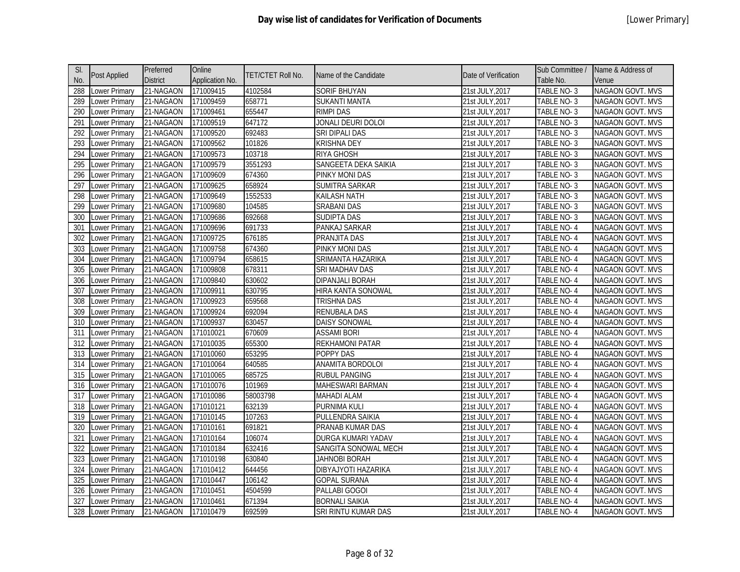# Day wise list of candidates for Verification of Documents

[Lower Primary]

| Sl. No. | Post Applied | Preferred District | Online Application No. | TET/CTET Roll No. | Name of the Candidate | Date of Verification | Sub Committee / Table No. | Name & Address of Venue |
|---|---|---|---|---|---|---|---|---|
| 288 | Lower Primary | 21-NAGAON | 171009415 | 4102584 | SORIF BHUYAN | 21st JULY,2017 | TABLE NO- 3 | NAGAON GOVT. MVS |
| 289 | Lower Primary | 21-NAGAON | 171009459 | 658771 | SUKANTI MANTA | 21st JULY,2017 | TABLE NO- 3 | NAGAON GOVT. MVS |
| 290 | Lower Primary | 21-NAGAON | 171009461 | 655447 | RIMPI DAS | 21st JULY,2017 | TABLE NO- 3 | NAGAON GOVT. MVS |
| 291 | Lower Primary | 21-NAGAON | 171009519 | 647172 | JONALI DEURI DOLOI | 21st JULY,2017 | TABLE NO- 3 | NAGAON GOVT. MVS |
| 292 | Lower Primary | 21-NAGAON | 171009520 | 692483 | SRI DIPALI DAS | 21st JULY,2017 | TABLE NO- 3 | NAGAON GOVT. MVS |
| 293 | Lower Primary | 21-NAGAON | 171009562 | 101826 | KRISHNA DEY | 21st JULY,2017 | TABLE NO- 3 | NAGAON GOVT. MVS |
| 294 | Lower Primary | 21-NAGAON | 171009573 | 103718 | RIYA GHOSH | 21st JULY,2017 | TABLE NO- 3 | NAGAON GOVT. MVS |
| 295 | Lower Primary | 21-NAGAON | 171009579 | 3551293 | SANGEETA DEKA SAIKIA | 21st JULY,2017 | TABLE NO- 3 | NAGAON GOVT. MVS |
| 296 | Lower Primary | 21-NAGAON | 171009609 | 674360 | PINKY MONI DAS | 21st JULY,2017 | TABLE NO- 3 | NAGAON GOVT. MVS |
| 297 | Lower Primary | 21-NAGAON | 171009625 | 658924 | SUMITRA SARKAR | 21st JULY,2017 | TABLE NO- 3 | NAGAON GOVT. MVS |
| 298 | Lower Primary | 21-NAGAON | 171009649 | 1552533 | KAILASH NATH | 21st JULY,2017 | TABLE NO- 3 | NAGAON GOVT. MVS |
| 299 | Lower Primary | 21-NAGAON | 171009680 | 104585 | SRABANI DAS | 21st JULY,2017 | TABLE NO- 3 | NAGAON GOVT. MVS |
| 300 | Lower Primary | 21-NAGAON | 171009686 | 692668 | SUDIPTA DAS | 21st JULY,2017 | TABLE NO- 3 | NAGAON GOVT. MVS |
| 301 | Lower Primary | 21-NAGAON | 171009696 | 691733 | PANKAJ SARKAR | 21st JULY,2017 | TABLE NO- 4 | NAGAON GOVT. MVS |
| 302 | Lower Primary | 21-NAGAON | 171009725 | 676185 | PRANJITA DAS | 21st JULY,2017 | TABLE NO- 4 | NAGAON GOVT. MVS |
| 303 | Lower Primary | 21-NAGAON | 171009758 | 674360 | PINKY MONI DAS | 21st JULY,2017 | TABLE NO- 4 | NAGAON GOVT. MVS |
| 304 | Lower Primary | 21-NAGAON | 171009794 | 658615 | SRIMANTA HAZARIKA | 21st JULY,2017 | TABLE NO- 4 | NAGAON GOVT. MVS |
| 305 | Lower Primary | 21-NAGAON | 171009808 | 678311 | SRI MADHAV DAS | 21st JULY,2017 | TABLE NO- 4 | NAGAON GOVT. MVS |
| 306 | Lower Primary | 21-NAGAON | 171009840 | 630602 | DIPANJALI BORAH | 21st JULY,2017 | TABLE NO- 4 | NAGAON GOVT. MVS |
| 307 | Lower Primary | 21-NAGAON | 171009911 | 630795 | HIRA KANTA SONOWAL | 21st JULY,2017 | TABLE NO- 4 | NAGAON GOVT. MVS |
| 308 | Lower Primary | 21-NAGAON | 171009923 | 659568 | TRISHNA DAS | 21st JULY,2017 | TABLE NO- 4 | NAGAON GOVT. MVS |
| 309 | Lower Primary | 21-NAGAON | 171009924 | 692094 | RENUBALA DAS | 21st JULY,2017 | TABLE NO- 4 | NAGAON GOVT. MVS |
| 310 | Lower Primary | 21-NAGAON | 171009937 | 630457 | DAISY SONOWAL | 21st JULY,2017 | TABLE NO- 4 | NAGAON GOVT. MVS |
| 311 | Lower Primary | 21-NAGAON | 171010021 | 670609 | ASSAMI BORI | 21st JULY,2017 | TABLE NO- 4 | NAGAON GOVT. MVS |
| 312 | Lower Primary | 21-NAGAON | 171010035 | 655300 | REKHAMONI PATAR | 21st JULY,2017 | TABLE NO- 4 | NAGAON GOVT. MVS |
| 313 | Lower Primary | 21-NAGAON | 171010060 | 653295 | POPPY DAS | 21st JULY,2017 | TABLE NO- 4 | NAGAON GOVT. MVS |
| 314 | Lower Primary | 21-NAGAON | 171010064 | 640585 | ANAMITA BORDOLOI | 21st JULY,2017 | TABLE NO- 4 | NAGAON GOVT. MVS |
| 315 | Lower Primary | 21-NAGAON | 171010065 | 685725 | RUBUL PANGING | 21st JULY,2017 | TABLE NO- 4 | NAGAON GOVT. MVS |
| 316 | Lower Primary | 21-NAGAON | 171010076 | 101969 | MAHESWARI BARMAN | 21st JULY,2017 | TABLE NO- 4 | NAGAON GOVT. MVS |
| 317 | Lower Primary | 21-NAGAON | 171010086 | 58003798 | MAHADI ALAM | 21st JULY,2017 | TABLE NO- 4 | NAGAON GOVT. MVS |
| 318 | Lower Primary | 21-NAGAON | 171010121 | 632139 | PURNIMA KULI | 21st JULY,2017 | TABLE NO- 4 | NAGAON GOVT. MVS |
| 319 | Lower Primary | 21-NAGAON | 171010145 | 107263 | PULLENDRA SAIKIA | 21st JULY,2017 | TABLE NO- 4 | NAGAON GOVT. MVS |
| 320 | Lower Primary | 21-NAGAON | 171010161 | 691821 | PRANAB KUMAR DAS | 21st JULY,2017 | TABLE NO- 4 | NAGAON GOVT. MVS |
| 321 | Lower Primary | 21-NAGAON | 171010164 | 106074 | DURGA KUMARI YADAV | 21st JULY,2017 | TABLE NO- 4 | NAGAON GOVT. MVS |
| 322 | Lower Primary | 21-NAGAON | 171010184 | 632416 | SANGITA SONOWAL MECH | 21st JULY,2017 | TABLE NO- 4 | NAGAON GOVT. MVS |
| 323 | Lower Primary | 21-NAGAON | 171010198 | 630840 | JAHNOBI BORAH | 21st JULY,2017 | TABLE NO- 4 | NAGAON GOVT. MVS |
| 324 | Lower Primary | 21-NAGAON | 171010412 | 644456 | DIBYAJYOTI HAZARIKA | 21st JULY,2017 | TABLE NO- 4 | NAGAON GOVT. MVS |
| 325 | Lower Primary | 21-NAGAON | 171010447 | 106142 | GOPAL SURANA | 21st JULY,2017 | TABLE NO- 4 | NAGAON GOVT. MVS |
| 326 | Lower Primary | 21-NAGAON | 171010451 | 4504599 | PALLABI GOGOI | 21st JULY,2017 | TABLE NO- 4 | NAGAON GOVT. MVS |
| 327 | Lower Primary | 21-NAGAON | 171010461 | 671394 | BORNALI SAIKIA | 21st JULY,2017 | TABLE NO- 4 | NAGAON GOVT. MVS |
| 328 | Lower Primary | 21-NAGAON | 171010479 | 692599 | SRI RINTU KUMAR DAS | 21st JULY,2017 | TABLE NO- 4 | NAGAON GOVT. MVS |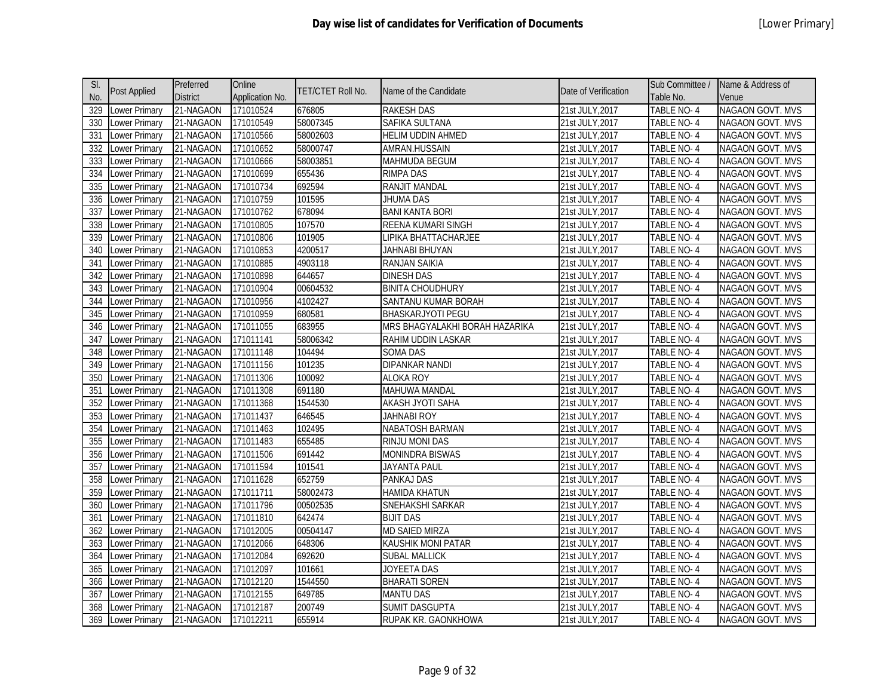# Day wise list of candidates for Verification of Documents

[Lower Primary]

| Sl. No. | Post Applied | Preferred District | Online Application No. | TET/CTET Roll No. | Name of the Candidate | Date of Verification | Sub Committee / Table No. | Name & Address of Venue |
|---|---|---|---|---|---|---|---|---|
| 329 | Lower Primary | 21-NAGAON | 171010524 | 676805 | RAKESH DAS | 21st JULY,2017 | TABLE NO- 4 | NAGAON GOVT. MVS |
| 330 | Lower Primary | 21-NAGAON | 171010549 | 58007345 | SAFIKA SULTANA | 21st JULY,2017 | TABLE NO- 4 | NAGAON GOVT. MVS |
| 331 | Lower Primary | 21-NAGAON | 171010566 | 58002603 | HELIM UDDIN AHMED | 21st JULY,2017 | TABLE NO- 4 | NAGAON GOVT. MVS |
| 332 | Lower Primary | 21-NAGAON | 171010652 | 58000747 | AMRAN.HUSSAIN | 21st JULY,2017 | TABLE NO- 4 | NAGAON GOVT. MVS |
| 333 | Lower Primary | 21-NAGAON | 171010666 | 58003851 | MAHMUDA BEGUM | 21st JULY,2017 | TABLE NO- 4 | NAGAON GOVT. MVS |
| 334 | Lower Primary | 21-NAGAON | 171010699 | 655436 | RIMPA DAS | 21st JULY,2017 | TABLE NO- 4 | NAGAON GOVT. MVS |
| 335 | Lower Primary | 21-NAGAON | 171010734 | 692594 | RANJIT MANDAL | 21st JULY,2017 | TABLE NO- 4 | NAGAON GOVT. MVS |
| 336 | Lower Primary | 21-NAGAON | 171010759 | 101595 | JHUMA DAS | 21st JULY,2017 | TABLE NO- 4 | NAGAON GOVT. MVS |
| 337 | Lower Primary | 21-NAGAON | 171010762 | 678094 | BANI KANTA BORI | 21st JULY,2017 | TABLE NO- 4 | NAGAON GOVT. MVS |
| 338 | Lower Primary | 21-NAGAON | 171010805 | 107570 | REENA KUMARI SINGH | 21st JULY,2017 | TABLE NO- 4 | NAGAON GOVT. MVS |
| 339 | Lower Primary | 21-NAGAON | 171010806 | 101905 | LIPIKA BHATTACHARJEE | 21st JULY,2017 | TABLE NO- 4 | NAGAON GOVT. MVS |
| 340 | Lower Primary | 21-NAGAON | 171010853 | 4200517 | JAHNABI BHUYAN | 21st JULY,2017 | TABLE NO- 4 | NAGAON GOVT. MVS |
| 341 | Lower Primary | 21-NAGAON | 171010885 | 4903118 | RANJAN SAIKIA | 21st JULY,2017 | TABLE NO- 4 | NAGAON GOVT. MVS |
| 342 | Lower Primary | 21-NAGAON | 171010898 | 644657 | DINESH DAS | 21st JULY,2017 | TABLE NO- 4 | NAGAON GOVT. MVS |
| 343 | Lower Primary | 21-NAGAON | 171010904 | 00604532 | BINITA CHOUDHURY | 21st JULY,2017 | TABLE NO- 4 | NAGAON GOVT. MVS |
| 344 | Lower Primary | 21-NAGAON | 171010956 | 4102427 | SANTANU KUMAR BORAH | 21st JULY,2017 | TABLE NO- 4 | NAGAON GOVT. MVS |
| 345 | Lower Primary | 21-NAGAON | 171010959 | 680581 | BHASKARJYOTI PEGU | 21st JULY,2017 | TABLE NO- 4 | NAGAON GOVT. MVS |
| 346 | Lower Primary | 21-NAGAON | 171011055 | 683955 | MRS BHAGYALAKHI BORAH HAZARIKA | 21st JULY,2017 | TABLE NO- 4 | NAGAON GOVT. MVS |
| 347 | Lower Primary | 21-NAGAON | 171011141 | 58006342 | RAHIM UDDIN LASKAR | 21st JULY,2017 | TABLE NO- 4 | NAGAON GOVT. MVS |
| 348 | Lower Primary | 21-NAGAON | 171011148 | 104494 | SOMA DAS | 21st JULY,2017 | TABLE NO- 4 | NAGAON GOVT. MVS |
| 349 | Lower Primary | 21-NAGAON | 171011156 | 101235 | DIPANKAR NANDI | 21st JULY,2017 | TABLE NO- 4 | NAGAON GOVT. MVS |
| 350 | Lower Primary | 21-NAGAON | 171011306 | 100092 | ALOKA ROY | 21st JULY,2017 | TABLE NO- 4 | NAGAON GOVT. MVS |
| 351 | Lower Primary | 21-NAGAON | 171011308 | 691180 | MAHUWA MANDAL | 21st JULY,2017 | TABLE NO- 4 | NAGAON GOVT. MVS |
| 352 | Lower Primary | 21-NAGAON | 171011368 | 1544530 | AKASH JYOTI SAHA | 21st JULY,2017 | TABLE NO- 4 | NAGAON GOVT. MVS |
| 353 | Lower Primary | 21-NAGAON | 171011437 | 646545 | JAHNABI ROY | 21st JULY,2017 | TABLE NO- 4 | NAGAON GOVT. MVS |
| 354 | Lower Primary | 21-NAGAON | 171011463 | 102495 | NABATOSH BARMAN | 21st JULY,2017 | TABLE NO- 4 | NAGAON GOVT. MVS |
| 355 | Lower Primary | 21-NAGAON | 171011483 | 655485 | RINJU MONI DAS | 21st JULY,2017 | TABLE NO- 4 | NAGAON GOVT. MVS |
| 356 | Lower Primary | 21-NAGAON | 171011506 | 691442 | MONINDRA BISWAS | 21st JULY,2017 | TABLE NO- 4 | NAGAON GOVT. MVS |
| 357 | Lower Primary | 21-NAGAON | 171011594 | 101541 | JAYANTA PAUL | 21st JULY,2017 | TABLE NO- 4 | NAGAON GOVT. MVS |
| 358 | Lower Primary | 21-NAGAON | 171011628 | 652759 | PANKAJ DAS | 21st JULY,2017 | TABLE NO- 4 | NAGAON GOVT. MVS |
| 359 | Lower Primary | 21-NAGAON | 171011711 | 58002473 | HAMIDA KHATUN | 21st JULY,2017 | TABLE NO- 4 | NAGAON GOVT. MVS |
| 360 | Lower Primary | 21-NAGAON | 171011796 | 00502535 | SNEHAKSHI SARKAR | 21st JULY,2017 | TABLE NO- 4 | NAGAON GOVT. MVS |
| 361 | Lower Primary | 21-NAGAON | 171011810 | 642474 | BIJIT DAS | 21st JULY,2017 | TABLE NO- 4 | NAGAON GOVT. MVS |
| 362 | Lower Primary | 21-NAGAON | 171012005 | 00504147 | MD SAIED MIRZA | 21st JULY,2017 | TABLE NO- 4 | NAGAON GOVT. MVS |
| 363 | Lower Primary | 21-NAGAON | 171012066 | 648306 | KAUSHIK MONI PATAR | 21st JULY,2017 | TABLE NO- 4 | NAGAON GOVT. MVS |
| 364 | Lower Primary | 21-NAGAON | 171012084 | 692620 | SUBAL MALLICK | 21st JULY,2017 | TABLE NO- 4 | NAGAON GOVT. MVS |
| 365 | Lower Primary | 21-NAGAON | 171012097 | 101661 | JOYEETA DAS | 21st JULY,2017 | TABLE NO- 4 | NAGAON GOVT. MVS |
| 366 | Lower Primary | 21-NAGAON | 171012120 | 1544550 | BHARATI SOREN | 21st JULY,2017 | TABLE NO- 4 | NAGAON GOVT. MVS |
| 367 | Lower Primary | 21-NAGAON | 171012155 | 649785 | MANTU DAS | 21st JULY,2017 | TABLE NO- 4 | NAGAON GOVT. MVS |
| 368 | Lower Primary | 21-NAGAON | 171012187 | 200749 | SUMIT DASGUPTA | 21st JULY,2017 | TABLE NO- 4 | NAGAON GOVT. MVS |
| 369 | Lower Primary | 21-NAGAON | 171012211 | 655914 | RUPAK KR. GAONKHOWA | 21st JULY,2017 | TABLE NO- 4 | NAGAON GOVT. MVS |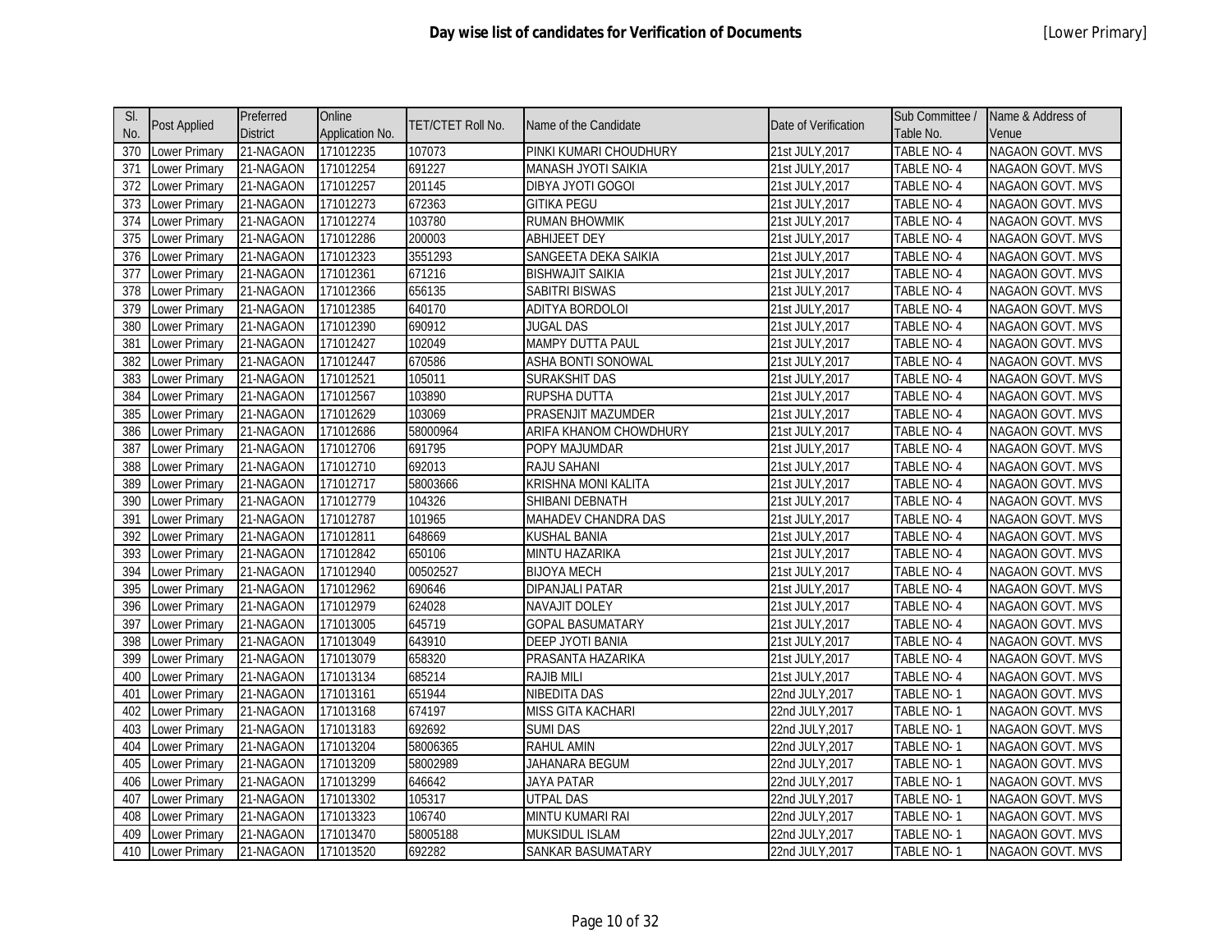# Day wise list of candidates for Verification of Documents

[Lower Primary]

| Sl. No. | Post Applied | Preferred District | Online Application No. | TET/CTET Roll No. | Name of the Candidate | Date of Verification | Sub Committee / Table No. | Name & Address of Venue |
|---|---|---|---|---|---|---|---|---|
| 370 | Lower Primary | 21-NAGAON | 171012235 | 107073 | PINKI KUMARI CHOUDHURY | 21st JULY,2017 | TABLE NO- 4 | NAGAON GOVT. MVS |
| 371 | Lower Primary | 21-NAGAON | 171012254 | 691227 | MANASH JYOTI SAIKIA | 21st JULY,2017 | TABLE NO- 4 | NAGAON GOVT. MVS |
| 372 | Lower Primary | 21-NAGAON | 171012257 | 201145 | DIBYA JYOTI GOGOI | 21st JULY,2017 | TABLE NO- 4 | NAGAON GOVT. MVS |
| 373 | Lower Primary | 21-NAGAON | 171012273 | 672363 | GITIKA PEGU | 21st JULY,2017 | TABLE NO- 4 | NAGAON GOVT. MVS |
| 374 | Lower Primary | 21-NAGAON | 171012274 | 103780 | RUMAN BHOWMIK | 21st JULY,2017 | TABLE NO- 4 | NAGAON GOVT. MVS |
| 375 | Lower Primary | 21-NAGAON | 171012286 | 200003 | ABHIJEET DEY | 21st JULY,2017 | TABLE NO- 4 | NAGAON GOVT. MVS |
| 376 | Lower Primary | 21-NAGAON | 171012323 | 3551293 | SANGEETA DEKA SAIKIA | 21st JULY,2017 | TABLE NO- 4 | NAGAON GOVT. MVS |
| 377 | Lower Primary | 21-NAGAON | 171012361 | 671216 | BISHWAJIT SAIKIA | 21st JULY,2017 | TABLE NO- 4 | NAGAON GOVT. MVS |
| 378 | Lower Primary | 21-NAGAON | 171012366 | 656135 | SABITRI BISWAS | 21st JULY,2017 | TABLE NO- 4 | NAGAON GOVT. MVS |
| 379 | Lower Primary | 21-NAGAON | 171012385 | 640170 | ADITYA BORDOLOI | 21st JULY,2017 | TABLE NO- 4 | NAGAON GOVT. MVS |
| 380 | Lower Primary | 21-NAGAON | 171012390 | 690912 | JUGAL DAS | 21st JULY,2017 | TABLE NO- 4 | NAGAON GOVT. MVS |
| 381 | Lower Primary | 21-NAGAON | 171012427 | 102049 | MAMPY DUTTA PAUL | 21st JULY,2017 | TABLE NO- 4 | NAGAON GOVT. MVS |
| 382 | Lower Primary | 21-NAGAON | 171012447 | 670586 | ASHA BONTI SONOWAL | 21st JULY,2017 | TABLE NO- 4 | NAGAON GOVT. MVS |
| 383 | Lower Primary | 21-NAGAON | 171012521 | 105011 | SURAKSHIT DAS | 21st JULY,2017 | TABLE NO- 4 | NAGAON GOVT. MVS |
| 384 | Lower Primary | 21-NAGAON | 171012567 | 103890 | RUPSHA DUTTA | 21st JULY,2017 | TABLE NO- 4 | NAGAON GOVT. MVS |
| 385 | Lower Primary | 21-NAGAON | 171012629 | 103069 | PRASENJIT MAZUMDER | 21st JULY,2017 | TABLE NO- 4 | NAGAON GOVT. MVS |
| 386 | Lower Primary | 21-NAGAON | 171012686 | 58000964 | ARIFA KHANOM CHOWDHURY | 21st JULY,2017 | TABLE NO- 4 | NAGAON GOVT. MVS |
| 387 | Lower Primary | 21-NAGAON | 171012706 | 691795 | POPY MAJUMDAR | 21st JULY,2017 | TABLE NO- 4 | NAGAON GOVT. MVS |
| 388 | Lower Primary | 21-NAGAON | 171012710 | 692013 | RAJU SAHANI | 21st JULY,2017 | TABLE NO- 4 | NAGAON GOVT. MVS |
| 389 | Lower Primary | 21-NAGAON | 171012717 | 58003666 | KRISHNA MONI KALITA | 21st JULY,2017 | TABLE NO- 4 | NAGAON GOVT. MVS |
| 390 | Lower Primary | 21-NAGAON | 171012779 | 104326 | SHIBANI DEBNATH | 21st JULY,2017 | TABLE NO- 4 | NAGAON GOVT. MVS |
| 391 | Lower Primary | 21-NAGAON | 171012787 | 101965 | MAHADEV CHANDRA DAS | 21st JULY,2017 | TABLE NO- 4 | NAGAON GOVT. MVS |
| 392 | Lower Primary | 21-NAGAON | 171012811 | 648669 | KUSHAL BANIA | 21st JULY,2017 | TABLE NO- 4 | NAGAON GOVT. MVS |
| 393 | Lower Primary | 21-NAGAON | 171012842 | 650106 | MINTU HAZARIKA | 21st JULY,2017 | TABLE NO- 4 | NAGAON GOVT. MVS |
| 394 | Lower Primary | 21-NAGAON | 171012940 | 00502527 | BIJOYA MECH | 21st JULY,2017 | TABLE NO- 4 | NAGAON GOVT. MVS |
| 395 | Lower Primary | 21-NAGAON | 171012962 | 690646 | DIPANJALI PATAR | 21st JULY,2017 | TABLE NO- 4 | NAGAON GOVT. MVS |
| 396 | Lower Primary | 21-NAGAON | 171012979 | 624028 | NAVAJIT DOLEY | 21st JULY,2017 | TABLE NO- 4 | NAGAON GOVT. MVS |
| 397 | Lower Primary | 21-NAGAON | 171013005 | 645719 | GOPAL BASUMATARY | 21st JULY,2017 | TABLE NO- 4 | NAGAON GOVT. MVS |
| 398 | Lower Primary | 21-NAGAON | 171013049 | 643910 | DEEP JYOTI BANIA | 21st JULY,2017 | TABLE NO- 4 | NAGAON GOVT. MVS |
| 399 | Lower Primary | 21-NAGAON | 171013079 | 658320 | PRASANTA HAZARIKA | 21st JULY,2017 | TABLE NO- 4 | NAGAON GOVT. MVS |
| 400 | Lower Primary | 21-NAGAON | 171013134 | 685214 | RAJIB MILI | 21st JULY,2017 | TABLE NO- 4 | NAGAON GOVT. MVS |
| 401 | Lower Primary | 21-NAGAON | 171013161 | 651944 | NIBEDITA DAS | 22nd JULY,2017 | TABLE NO- 1 | NAGAON GOVT. MVS |
| 402 | Lower Primary | 21-NAGAON | 171013168 | 674197 | MISS GITA KACHARI | 22nd JULY,2017 | TABLE NO- 1 | NAGAON GOVT. MVS |
| 403 | Lower Primary | 21-NAGAON | 171013183 | 692692 | SUMI DAS | 22nd JULY,2017 | TABLE NO- 1 | NAGAON GOVT. MVS |
| 404 | Lower Primary | 21-NAGAON | 171013204 | 58006365 | RAHUL AMIN | 22nd JULY,2017 | TABLE NO- 1 | NAGAON GOVT. MVS |
| 405 | Lower Primary | 21-NAGAON | 171013209 | 58002989 | JAHANARA BEGUM | 22nd JULY,2017 | TABLE NO- 1 | NAGAON GOVT. MVS |
| 406 | Lower Primary | 21-NAGAON | 171013299 | 646642 | JAYA PATAR | 22nd JULY,2017 | TABLE NO- 1 | NAGAON GOVT. MVS |
| 407 | Lower Primary | 21-NAGAON | 171013302 | 105317 | UTPAL DAS | 22nd JULY,2017 | TABLE NO- 1 | NAGAON GOVT. MVS |
| 408 | Lower Primary | 21-NAGAON | 171013323 | 106740 | MINTU KUMARI RAI | 22nd JULY,2017 | TABLE NO- 1 | NAGAON GOVT. MVS |
| 409 | Lower Primary | 21-NAGAON | 171013470 | 58005188 | MUKSIDUL ISLAM | 22nd JULY,2017 | TABLE NO- 1 | NAGAON GOVT. MVS |
| 410 | Lower Primary | 21-NAGAON | 171013520 | 692282 | SANKAR BASUMATARY | 22nd JULY,2017 | TABLE NO- 1 | NAGAON GOVT. MVS |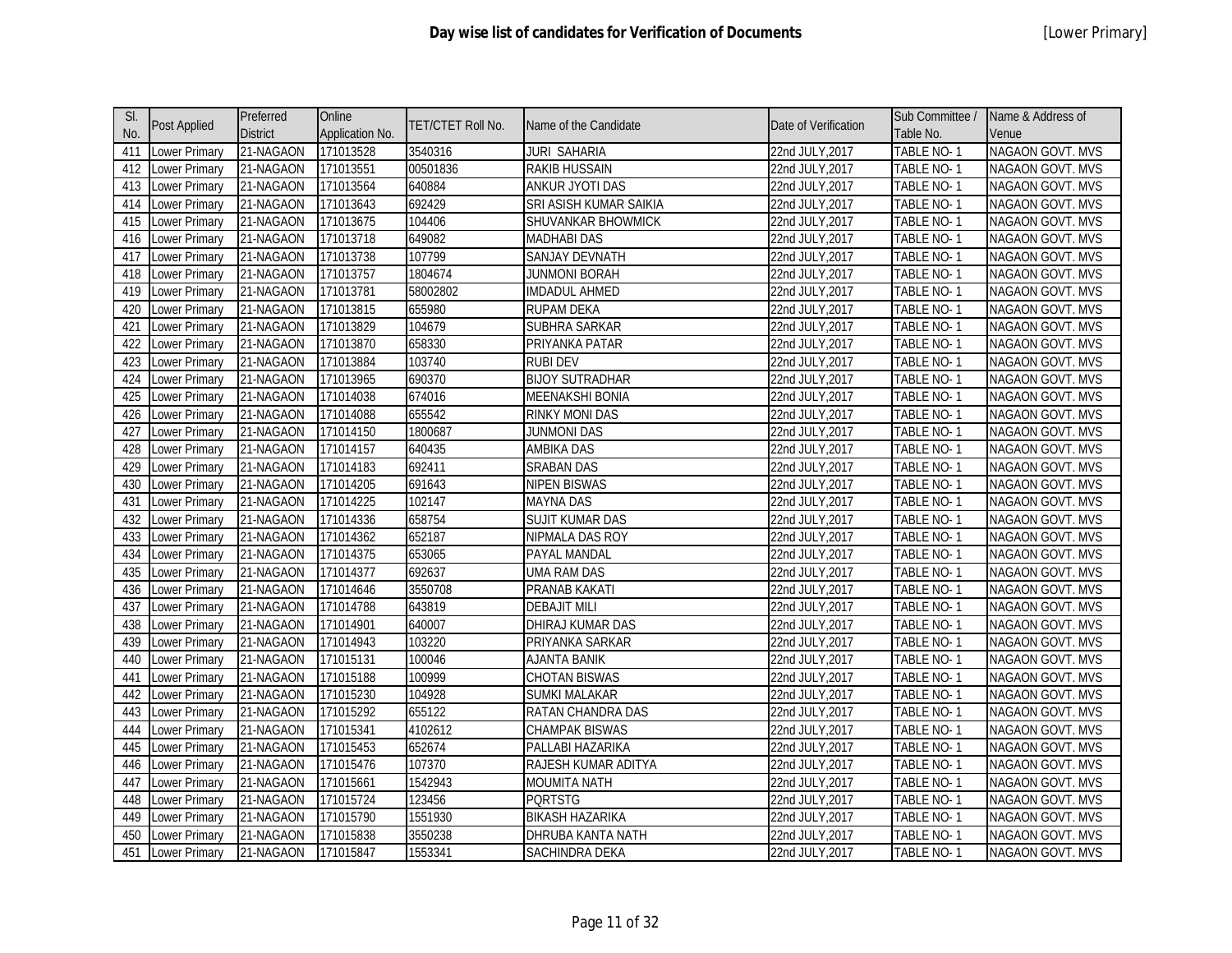# Day wise list of candidates for Verification of Documents

[Lower Primary]

| Sl. No. | Post Applied | Preferred District | Online Application No. | TET/CTET Roll No. | Name of the Candidate | Date of Verification | Sub Committee / Table No. | Name & Address of Venue |
|---|---|---|---|---|---|---|---|---|
| 411 | Lower Primary | 21-NAGAON | 171013528 | 3540316 | JURI SAHARIA | 22nd JULY,2017 | TABLE NO- 1 | NAGAON GOVT. MVS |
| 412 | Lower Primary | 21-NAGAON | 171013551 | 00501836 | RAKIB HUSSAIN | 22nd JULY,2017 | TABLE NO- 1 | NAGAON GOVT. MVS |
| 413 | Lower Primary | 21-NAGAON | 171013564 | 640884 | ANKUR JYOTI DAS | 22nd JULY,2017 | TABLE NO- 1 | NAGAON GOVT. MVS |
| 414 | Lower Primary | 21-NAGAON | 171013643 | 692429 | SRI ASISH KUMAR SAIKIA | 22nd JULY,2017 | TABLE NO- 1 | NAGAON GOVT. MVS |
| 415 | Lower Primary | 21-NAGAON | 171013675 | 104406 | SHUVANKAR BHOWMICK | 22nd JULY,2017 | TABLE NO- 1 | NAGAON GOVT. MVS |
| 416 | Lower Primary | 21-NAGAON | 171013718 | 649082 | MADHABI DAS | 22nd JULY,2017 | TABLE NO- 1 | NAGAON GOVT. MVS |
| 417 | Lower Primary | 21-NAGAON | 171013738 | 107799 | SANJAY DEVNATH | 22nd JULY,2017 | TABLE NO- 1 | NAGAON GOVT. MVS |
| 418 | Lower Primary | 21-NAGAON | 171013757 | 1804674 | JUNMONI BORAH | 22nd JULY,2017 | TABLE NO- 1 | NAGAON GOVT. MVS |
| 419 | Lower Primary | 21-NAGAON | 171013781 | 58002802 | IMDADUL AHMED | 22nd JULY,2017 | TABLE NO- 1 | NAGAON GOVT. MVS |
| 420 | Lower Primary | 21-NAGAON | 171013815 | 655980 | RUPAM DEKA | 22nd JULY,2017 | TABLE NO- 1 | NAGAON GOVT. MVS |
| 421 | Lower Primary | 21-NAGAON | 171013829 | 104679 | SUBHRA SARKAR | 22nd JULY,2017 | TABLE NO- 1 | NAGAON GOVT. MVS |
| 422 | Lower Primary | 21-NAGAON | 171013870 | 658330 | PRIYANKA PATAR | 22nd JULY,2017 | TABLE NO- 1 | NAGAON GOVT. MVS |
| 423 | Lower Primary | 21-NAGAON | 171013884 | 103740 | RUBI DEV | 22nd JULY,2017 | TABLE NO- 1 | NAGAON GOVT. MVS |
| 424 | Lower Primary | 21-NAGAON | 171013965 | 690370 | BIJOY SUTRADHAR | 22nd JULY,2017 | TABLE NO- 1 | NAGAON GOVT. MVS |
| 425 | Lower Primary | 21-NAGAON | 171014038 | 674016 | MEENAKSHI BONIA | 22nd JULY,2017 | TABLE NO- 1 | NAGAON GOVT. MVS |
| 426 | Lower Primary | 21-NAGAON | 171014088 | 655542 | RINKY MONI DAS | 22nd JULY,2017 | TABLE NO- 1 | NAGAON GOVT. MVS |
| 427 | Lower Primary | 21-NAGAON | 171014150 | 1800687 | JUNMONI DAS | 22nd JULY,2017 | TABLE NO- 1 | NAGAON GOVT. MVS |
| 428 | Lower Primary | 21-NAGAON | 171014157 | 640435 | AMBIKA DAS | 22nd JULY,2017 | TABLE NO- 1 | NAGAON GOVT. MVS |
| 429 | Lower Primary | 21-NAGAON | 171014183 | 692411 | SRABAN DAS | 22nd JULY,2017 | TABLE NO- 1 | NAGAON GOVT. MVS |
| 430 | Lower Primary | 21-NAGAON | 171014205 | 691643 | NIPEN BISWAS | 22nd JULY,2017 | TABLE NO- 1 | NAGAON GOVT. MVS |
| 431 | Lower Primary | 21-NAGAON | 171014225 | 102147 | MAYNA DAS | 22nd JULY,2017 | TABLE NO- 1 | NAGAON GOVT. MVS |
| 432 | Lower Primary | 21-NAGAON | 171014336 | 658754 | SUJIT KUMAR DAS | 22nd JULY,2017 | TABLE NO- 1 | NAGAON GOVT. MVS |
| 433 | Lower Primary | 21-NAGAON | 171014362 | 652187 | NIPMALA DAS ROY | 22nd JULY,2017 | TABLE NO- 1 | NAGAON GOVT. MVS |
| 434 | Lower Primary | 21-NAGAON | 171014375 | 653065 | PAYAL MANDAL | 22nd JULY,2017 | TABLE NO- 1 | NAGAON GOVT. MVS |
| 435 | Lower Primary | 21-NAGAON | 171014377 | 692637 | UMA RAM DAS | 22nd JULY,2017 | TABLE NO- 1 | NAGAON GOVT. MVS |
| 436 | Lower Primary | 21-NAGAON | 171014646 | 3550708 | PRANAB KAKATI | 22nd JULY,2017 | TABLE NO- 1 | NAGAON GOVT. MVS |
| 437 | Lower Primary | 21-NAGAON | 171014788 | 643819 | DEBAJIT MILI | 22nd JULY,2017 | TABLE NO- 1 | NAGAON GOVT. MVS |
| 438 | Lower Primary | 21-NAGAON | 171014901 | 640007 | DHIRAJ KUMAR DAS | 22nd JULY,2017 | TABLE NO- 1 | NAGAON GOVT. MVS |
| 439 | Lower Primary | 21-NAGAON | 171014943 | 103220 | PRIYANKA SARKAR | 22nd JULY,2017 | TABLE NO- 1 | NAGAON GOVT. MVS |
| 440 | Lower Primary | 21-NAGAON | 171015131 | 100046 | AJANTA BANIK | 22nd JULY,2017 | TABLE NO- 1 | NAGAON GOVT. MVS |
| 441 | Lower Primary | 21-NAGAON | 171015188 | 100999 | CHOTAN BISWAS | 22nd JULY,2017 | TABLE NO- 1 | NAGAON GOVT. MVS |
| 442 | Lower Primary | 21-NAGAON | 171015230 | 104928 | SUMKI MALAKAR | 22nd JULY,2017 | TABLE NO- 1 | NAGAON GOVT. MVS |
| 443 | Lower Primary | 21-NAGAON | 171015292 | 655122 | RATAN CHANDRA DAS | 22nd JULY,2017 | TABLE NO- 1 | NAGAON GOVT. MVS |
| 444 | Lower Primary | 21-NAGAON | 171015341 | 4102612 | CHAMPAK BISWAS | 22nd JULY,2017 | TABLE NO- 1 | NAGAON GOVT. MVS |
| 445 | Lower Primary | 21-NAGAON | 171015453 | 652674 | PALLABI HAZARIKA | 22nd JULY,2017 | TABLE NO- 1 | NAGAON GOVT. MVS |
| 446 | Lower Primary | 21-NAGAON | 171015476 | 107370 | RAJESH KUMAR ADITYA | 22nd JULY,2017 | TABLE NO- 1 | NAGAON GOVT. MVS |
| 447 | Lower Primary | 21-NAGAON | 171015661 | 1542943 | MOUMITA NATH | 22nd JULY,2017 | TABLE NO- 1 | NAGAON GOVT. MVS |
| 448 | Lower Primary | 21-NAGAON | 171015724 | 123456 | PQRTSTG | 22nd JULY,2017 | TABLE NO- 1 | NAGAON GOVT. MVS |
| 449 | Lower Primary | 21-NAGAON | 171015790 | 1551930 | BIKASH HAZARIKA | 22nd JULY,2017 | TABLE NO- 1 | NAGAON GOVT. MVS |
| 450 | Lower Primary | 21-NAGAON | 171015838 | 3550238 | DHRUBA KANTA NATH | 22nd JULY,2017 | TABLE NO- 1 | NAGAON GOVT. MVS |
| 451 | Lower Primary | 21-NAGAON | 171015847 | 1553341 | SACHINDRA DEKA | 22nd JULY,2017 | TABLE NO- 1 | NAGAON GOVT. MVS |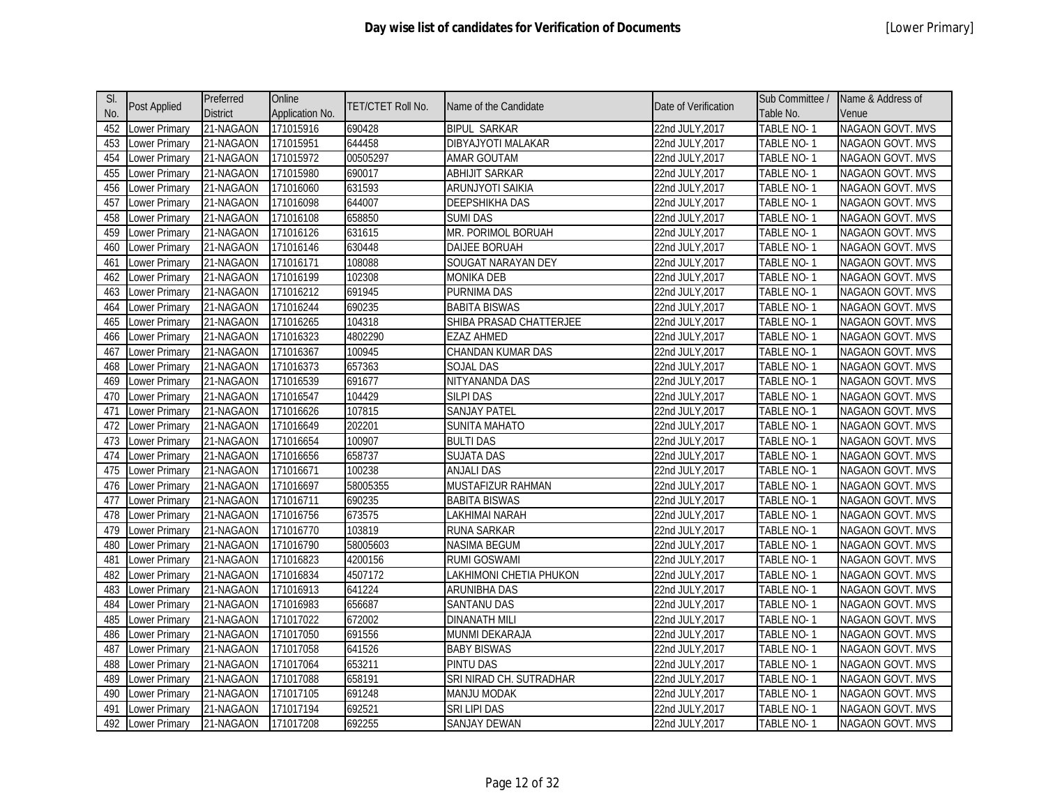# Day wise list of candidates for Verification of Documents

[Lower Primary]

| Sl. No. | Post Applied | Preferred District | Online Application No. | TET/CTET Roll No. | Name of the Candidate | Date of Verification | Sub Committee / Table No. | Name & Address of Venue |
|---|---|---|---|---|---|---|---|---|
| 452 | Lower Primary | 21-NAGAON | 171015916 | 690428 | BIPUL SARKAR | 22nd JULY,2017 | TABLE NO- 1 | NAGAON GOVT. MVS |
| 453 | Lower Primary | 21-NAGAON | 171015951 | 644458 | DIBYAJYOTI MALAKAR | 22nd JULY,2017 | TABLE NO- 1 | NAGAON GOVT. MVS |
| 454 | Lower Primary | 21-NAGAON | 171015972 | 00505297 | AMAR GOUTAM | 22nd JULY,2017 | TABLE NO- 1 | NAGAON GOVT. MVS |
| 455 | Lower Primary | 21-NAGAON | 171015980 | 690017 | ABHIJIT SARKAR | 22nd JULY,2017 | TABLE NO- 1 | NAGAON GOVT. MVS |
| 456 | Lower Primary | 21-NAGAON | 171016060 | 631593 | ARUNJYOTI SAIKIA | 22nd JULY,2017 | TABLE NO- 1 | NAGAON GOVT. MVS |
| 457 | Lower Primary | 21-NAGAON | 171016098 | 644007 | DEEPSHIKHA DAS | 22nd JULY,2017 | TABLE NO- 1 | NAGAON GOVT. MVS |
| 458 | Lower Primary | 21-NAGAON | 171016108 | 658850 | SUMI DAS | 22nd JULY,2017 | TABLE NO- 1 | NAGAON GOVT. MVS |
| 459 | Lower Primary | 21-NAGAON | 171016126 | 631615 | MR. PORIMOL BORUAH | 22nd JULY,2017 | TABLE NO- 1 | NAGAON GOVT. MVS |
| 460 | Lower Primary | 21-NAGAON | 171016146 | 630448 | DAIJEE BORUAH | 22nd JULY,2017 | TABLE NO- 1 | NAGAON GOVT. MVS |
| 461 | Lower Primary | 21-NAGAON | 171016171 | 108088 | SOUGAT NARAYAN DEY | 22nd JULY,2017 | TABLE NO- 1 | NAGAON GOVT. MVS |
| 462 | Lower Primary | 21-NAGAON | 171016199 | 102308 | MONIKA DEB | 22nd JULY,2017 | TABLE NO- 1 | NAGAON GOVT. MVS |
| 463 | Lower Primary | 21-NAGAON | 171016212 | 691945 | PURNIMA DAS | 22nd JULY,2017 | TABLE NO- 1 | NAGAON GOVT. MVS |
| 464 | Lower Primary | 21-NAGAON | 171016244 | 690235 | BABITA BISWAS | 22nd JULY,2017 | TABLE NO- 1 | NAGAON GOVT. MVS |
| 465 | Lower Primary | 21-NAGAON | 171016265 | 104318 | SHIBA PRASAD CHATTERJEE | 22nd JULY,2017 | TABLE NO- 1 | NAGAON GOVT. MVS |
| 466 | Lower Primary | 21-NAGAON | 171016323 | 4802290 | EZAZ AHMED | 22nd JULY,2017 | TABLE NO- 1 | NAGAON GOVT. MVS |
| 467 | Lower Primary | 21-NAGAON | 171016367 | 100945 | CHANDAN KUMAR DAS | 22nd JULY,2017 | TABLE NO- 1 | NAGAON GOVT. MVS |
| 468 | Lower Primary | 21-NAGAON | 171016373 | 657363 | SOJAL DAS | 22nd JULY,2017 | TABLE NO- 1 | NAGAON GOVT. MVS |
| 469 | Lower Primary | 21-NAGAON | 171016539 | 691677 | NITYANANDA DAS | 22nd JULY,2017 | TABLE NO- 1 | NAGAON GOVT. MVS |
| 470 | Lower Primary | 21-NAGAON | 171016547 | 104429 | SILPI DAS | 22nd JULY,2017 | TABLE NO- 1 | NAGAON GOVT. MVS |
| 471 | Lower Primary | 21-NAGAON | 171016626 | 107815 | SANJAY PATEL | 22nd JULY,2017 | TABLE NO- 1 | NAGAON GOVT. MVS |
| 472 | Lower Primary | 21-NAGAON | 171016649 | 202201 | SUNITA MAHATO | 22nd JULY,2017 | TABLE NO- 1 | NAGAON GOVT. MVS |
| 473 | Lower Primary | 21-NAGAON | 171016654 | 100907 | BULTI DAS | 22nd JULY,2017 | TABLE NO- 1 | NAGAON GOVT. MVS |
| 474 | Lower Primary | 21-NAGAON | 171016656 | 658737 | SUJATA DAS | 22nd JULY,2017 | TABLE NO- 1 | NAGAON GOVT. MVS |
| 475 | Lower Primary | 21-NAGAON | 171016671 | 100238 | ANJALI DAS | 22nd JULY,2017 | TABLE NO- 1 | NAGAON GOVT. MVS |
| 476 | Lower Primary | 21-NAGAON | 171016697 | 58005355 | MUSTAFIZUR RAHMAN | 22nd JULY,2017 | TABLE NO- 1 | NAGAON GOVT. MVS |
| 477 | Lower Primary | 21-NAGAON | 171016711 | 690235 | BABITA BISWAS | 22nd JULY,2017 | TABLE NO- 1 | NAGAON GOVT. MVS |
| 478 | Lower Primary | 21-NAGAON | 171016756 | 673575 | LAKHIMAI NARAH | 22nd JULY,2017 | TABLE NO- 1 | NAGAON GOVT. MVS |
| 479 | Lower Primary | 21-NAGAON | 171016770 | 103819 | RUNA SARKAR | 22nd JULY,2017 | TABLE NO- 1 | NAGAON GOVT. MVS |
| 480 | Lower Primary | 21-NAGAON | 171016790 | 58005603 | NASIMA BEGUM | 22nd JULY,2017 | TABLE NO- 1 | NAGAON GOVT. MVS |
| 481 | Lower Primary | 21-NAGAON | 171016823 | 4200156 | RUMI GOSWAMI | 22nd JULY,2017 | TABLE NO- 1 | NAGAON GOVT. MVS |
| 482 | Lower Primary | 21-NAGAON | 171016834 | 4507172 | LAKHIMONI CHETIA PHUKON | 22nd JULY,2017 | TABLE NO- 1 | NAGAON GOVT. MVS |
| 483 | Lower Primary | 21-NAGAON | 171016913 | 641224 | ARUNIBHA DAS | 22nd JULY,2017 | TABLE NO- 1 | NAGAON GOVT. MVS |
| 484 | Lower Primary | 21-NAGAON | 171016983 | 656687 | SANTANU DAS | 22nd JULY,2017 | TABLE NO- 1 | NAGAON GOVT. MVS |
| 485 | Lower Primary | 21-NAGAON | 171017022 | 672002 | DINANATH MILI | 22nd JULY,2017 | TABLE NO- 1 | NAGAON GOVT. MVS |
| 486 | Lower Primary | 21-NAGAON | 171017050 | 691556 | MUNMI DEKARAJA | 22nd JULY,2017 | TABLE NO- 1 | NAGAON GOVT. MVS |
| 487 | Lower Primary | 21-NAGAON | 171017058 | 641526 | BABY BISWAS | 22nd JULY,2017 | TABLE NO- 1 | NAGAON GOVT. MVS |
| 488 | Lower Primary | 21-NAGAON | 171017064 | 653211 | PINTU DAS | 22nd JULY,2017 | TABLE NO- 1 | NAGAON GOVT. MVS |
| 489 | Lower Primary | 21-NAGAON | 171017088 | 658191 | SRI NIRAD CH. SUTRADHAR | 22nd JULY,2017 | TABLE NO- 1 | NAGAON GOVT. MVS |
| 490 | Lower Primary | 21-NAGAON | 171017105 | 691248 | MANJU MODAK | 22nd JULY,2017 | TABLE NO- 1 | NAGAON GOVT. MVS |
| 491 | Lower Primary | 21-NAGAON | 171017194 | 692521 | SRI LIPI DAS | 22nd JULY,2017 | TABLE NO- 1 | NAGAON GOVT. MVS |
| 492 | Lower Primary | 21-NAGAON | 171017208 | 692255 | SANJAY DEWAN | 22nd JULY,2017 | TABLE NO- 1 | NAGAON GOVT. MVS |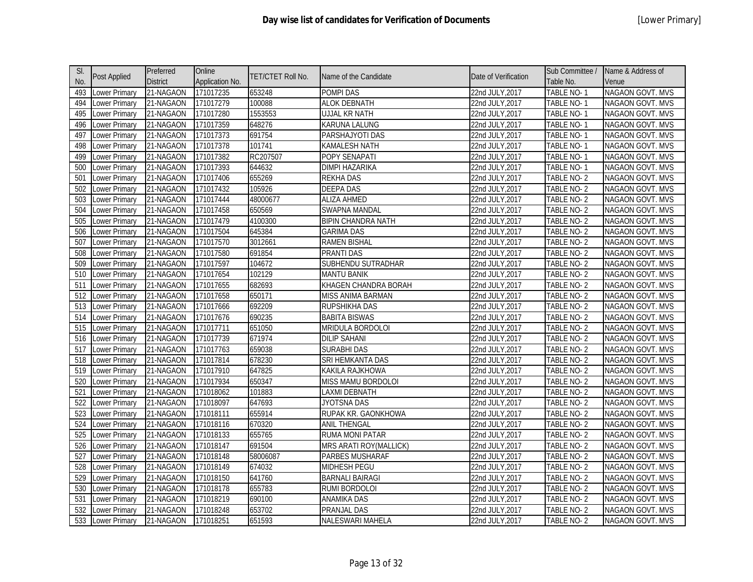# Day wise list of candidates for Verification of Documents

[Lower Primary]

| Sl. No. | Post Applied | Preferred District | Online Application No. | TET/CTET Roll No. | Name of the Candidate | Date of Verification | Sub Committee / Table No. | Name & Address of Venue |
|---|---|---|---|---|---|---|---|---|
| 493 | Lower Primary | 21-NAGAON | 171017235 | 653248 | POMPI DAS | 22nd JULY,2017 | TABLE NO- 1 | NAGAON GOVT. MVS |
| 494 | Lower Primary | 21-NAGAON | 171017279 | 100088 | ALOK DEBNATH | 22nd JULY,2017 | TABLE NO- 1 | NAGAON GOVT. MVS |
| 495 | Lower Primary | 21-NAGAON | 171017280 | 1553553 | UJJAL KR NATH | 22nd JULY,2017 | TABLE NO- 1 | NAGAON GOVT. MVS |
| 496 | Lower Primary | 21-NAGAON | 171017359 | 648276 | KARUNA LALUNG | 22nd JULY,2017 | TABLE NO- 1 | NAGAON GOVT. MVS |
| 497 | Lower Primary | 21-NAGAON | 171017373 | 691754 | PARSHAJYOTI DAS | 22nd JULY,2017 | TABLE NO- 1 | NAGAON GOVT. MVS |
| 498 | Lower Primary | 21-NAGAON | 171017378 | 101741 | KAMALESH NATH | 22nd JULY,2017 | TABLE NO- 1 | NAGAON GOVT. MVS |
| 499 | Lower Primary | 21-NAGAON | 171017382 | RC207507 | POPY SENAPATI | 22nd JULY,2017 | TABLE NO- 1 | NAGAON GOVT. MVS |
| 500 | Lower Primary | 21-NAGAON | 171017393 | 644632 | DIMPI HAZARIKA | 22nd JULY,2017 | TABLE NO- 1 | NAGAON GOVT. MVS |
| 501 | Lower Primary | 21-NAGAON | 171017406 | 655269 | REKHA DAS | 22nd JULY,2017 | TABLE NO- 2 | NAGAON GOVT. MVS |
| 502 | Lower Primary | 21-NAGAON | 171017432 | 105926 | DEEPA DAS | 22nd JULY,2017 | TABLE NO- 2 | NAGAON GOVT. MVS |
| 503 | Lower Primary | 21-NAGAON | 171017444 | 48000677 | ALIZA AHMED | 22nd JULY,2017 | TABLE NO- 2 | NAGAON GOVT. MVS |
| 504 | Lower Primary | 21-NAGAON | 171017458 | 650569 | SWAPNA MANDAL | 22nd JULY,2017 | TABLE NO- 2 | NAGAON GOVT. MVS |
| 505 | Lower Primary | 21-NAGAON | 171017479 | 4100300 | BIPIN CHANDRA NATH | 22nd JULY,2017 | TABLE NO- 2 | NAGAON GOVT. MVS |
| 506 | Lower Primary | 21-NAGAON | 171017504 | 645384 | GARIMA DAS | 22nd JULY,2017 | TABLE NO- 2 | NAGAON GOVT. MVS |
| 507 | Lower Primary | 21-NAGAON | 171017570 | 3012661 | RAMEN BISHAL | 22nd JULY,2017 | TABLE NO- 2 | NAGAON GOVT. MVS |
| 508 | Lower Primary | 21-NAGAON | 171017580 | 691854 | PRANTI DAS | 22nd JULY,2017 | TABLE NO- 2 | NAGAON GOVT. MVS |
| 509 | Lower Primary | 21-NAGAON | 171017597 | 104672 | SUBHENDU SUTRADHAR | 22nd JULY,2017 | TABLE NO- 2 | NAGAON GOVT. MVS |
| 510 | Lower Primary | 21-NAGAON | 171017654 | 102129 | MANTU BANIK | 22nd JULY,2017 | TABLE NO- 2 | NAGAON GOVT. MVS |
| 511 | Lower Primary | 21-NAGAON | 171017655 | 682693 | KHAGEN CHANDRA BORAH | 22nd JULY,2017 | TABLE NO- 2 | NAGAON GOVT. MVS |
| 512 | Lower Primary | 21-NAGAON | 171017658 | 650171 | MISS ANIMA BARMAN | 22nd JULY,2017 | TABLE NO- 2 | NAGAON GOVT. MVS |
| 513 | Lower Primary | 21-NAGAON | 171017666 | 692209 | RUPSHIKHA DAS | 22nd JULY,2017 | TABLE NO- 2 | NAGAON GOVT. MVS |
| 514 | Lower Primary | 21-NAGAON | 171017676 | 690235 | BABITA BISWAS | 22nd JULY,2017 | TABLE NO- 2 | NAGAON GOVT. MVS |
| 515 | Lower Primary | 21-NAGAON | 171017711 | 651050 | MRIDULA BORDOLOI | 22nd JULY,2017 | TABLE NO- 2 | NAGAON GOVT. MVS |
| 516 | Lower Primary | 21-NAGAON | 171017739 | 671974 | DILIP SAHANI | 22nd JULY,2017 | TABLE NO- 2 | NAGAON GOVT. MVS |
| 517 | Lower Primary | 21-NAGAON | 171017763 | 659038 | SURABHI DAS | 22nd JULY,2017 | TABLE NO- 2 | NAGAON GOVT. MVS |
| 518 | Lower Primary | 21-NAGAON | 171017814 | 678230 | SRI HEMKANTA DAS | 22nd JULY,2017 | TABLE NO- 2 | NAGAON GOVT. MVS |
| 519 | Lower Primary | 21-NAGAON | 171017910 | 647825 | KAKILA RAJKHOWA | 22nd JULY,2017 | TABLE NO- 2 | NAGAON GOVT. MVS |
| 520 | Lower Primary | 21-NAGAON | 171017934 | 650347 | MISS MAMU BORDOLOI | 22nd JULY,2017 | TABLE NO- 2 | NAGAON GOVT. MVS |
| 521 | Lower Primary | 21-NAGAON | 171018062 | 101883 | LAXMI DEBNATH | 22nd JULY,2017 | TABLE NO- 2 | NAGAON GOVT. MVS |
| 522 | Lower Primary | 21-NAGAON | 171018097 | 647693 | JYOTSNA DAS | 22nd JULY,2017 | TABLE NO- 2 | NAGAON GOVT. MVS |
| 523 | Lower Primary | 21-NAGAON | 171018111 | 655914 | RUPAK KR. GAONKHOWA | 22nd JULY,2017 | TABLE NO- 2 | NAGAON GOVT. MVS |
| 524 | Lower Primary | 21-NAGAON | 171018116 | 670320 | ANIL THENGAL | 22nd JULY,2017 | TABLE NO- 2 | NAGAON GOVT. MVS |
| 525 | Lower Primary | 21-NAGAON | 171018133 | 655765 | RUMA MONI PATAR | 22nd JULY,2017 | TABLE NO- 2 | NAGAON GOVT. MVS |
| 526 | Lower Primary | 21-NAGAON | 171018147 | 691504 | MRS ARATI ROY(MALLICK) | 22nd JULY,2017 | TABLE NO- 2 | NAGAON GOVT. MVS |
| 527 | Lower Primary | 21-NAGAON | 171018148 | 58006087 | PARBES MUSHARAF | 22nd JULY,2017 | TABLE NO- 2 | NAGAON GOVT. MVS |
| 528 | Lower Primary | 21-NAGAON | 171018149 | 674032 | MIDHESH PEGU | 22nd JULY,2017 | TABLE NO- 2 | NAGAON GOVT. MVS |
| 529 | Lower Primary | 21-NAGAON | 171018150 | 641760 | BARNALI BAIRAGI | 22nd JULY,2017 | TABLE NO- 2 | NAGAON GOVT. MVS |
| 530 | Lower Primary | 21-NAGAON | 171018178 | 655783 | RUMI BORDOLOI | 22nd JULY,2017 | TABLE NO- 2 | NAGAON GOVT. MVS |
| 531 | Lower Primary | 21-NAGAON | 171018219 | 690100 | ANAMIKA DAS | 22nd JULY,2017 | TABLE NO- 2 | NAGAON GOVT. MVS |
| 532 | Lower Primary | 21-NAGAON | 171018248 | 653702 | PRANJAL DAS | 22nd JULY,2017 | TABLE NO- 2 | NAGAON GOVT. MVS |
| 533 | Lower Primary | 21-NAGAON | 171018251 | 651593 | NALESWARI MAHELA | 22nd JULY,2017 | TABLE NO- 2 | NAGAON GOVT. MVS |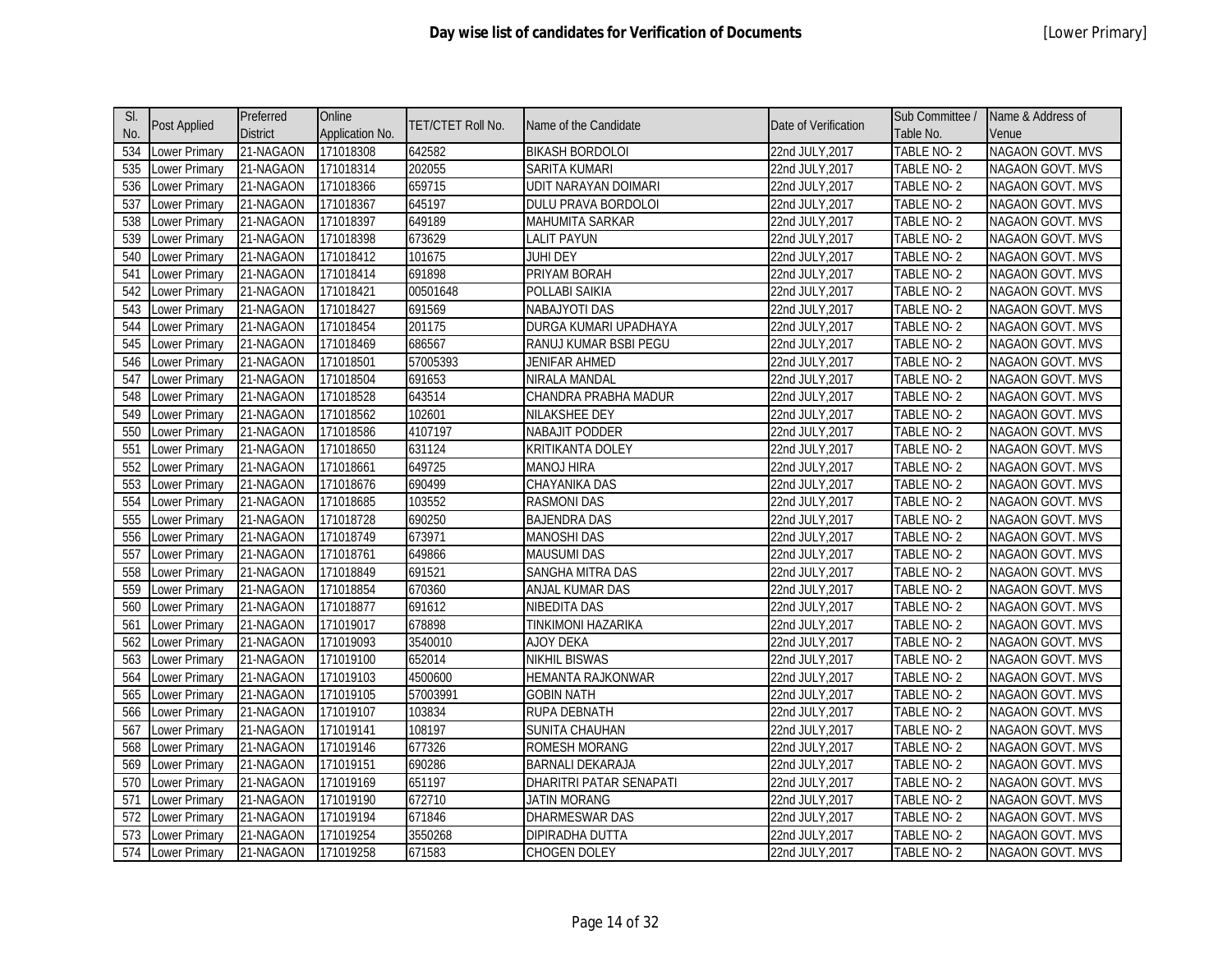# Day wise list of candidates for Verification of Documents

[Lower Primary]

| Sl. No. | Post Applied | Preferred District | Online Application No. | TET/CTET Roll No. | Name of the Candidate | Date of Verification | Sub Committee / Table No. | Name & Address of Venue |
|---|---|---|---|---|---|---|---|---|
| 534 | Lower Primary | 21-NAGAON | 171018308 | 642582 | BIKASH BORDOLOI | 22nd JULY,2017 | TABLE NO- 2 | NAGAON GOVT. MVS |
| 535 | Lower Primary | 21-NAGAON | 171018314 | 202055 | SARITA KUMARI | 22nd JULY,2017 | TABLE NO- 2 | NAGAON GOVT. MVS |
| 536 | Lower Primary | 21-NAGAON | 171018366 | 659715 | UDIT NARAYAN DOIMARI | 22nd JULY,2017 | TABLE NO- 2 | NAGAON GOVT. MVS |
| 537 | Lower Primary | 21-NAGAON | 171018367 | 645197 | DULU PRAVA BORDOLOI | 22nd JULY,2017 | TABLE NO- 2 | NAGAON GOVT. MVS |
| 538 | Lower Primary | 21-NAGAON | 171018397 | 649189 | MAHUMITA SARKAR | 22nd JULY,2017 | TABLE NO- 2 | NAGAON GOVT. MVS |
| 539 | Lower Primary | 21-NAGAON | 171018398 | 673629 | LALIT PAYUN | 22nd JULY,2017 | TABLE NO- 2 | NAGAON GOVT. MVS |
| 540 | Lower Primary | 21-NAGAON | 171018412 | 101675 | JUHI DEY | 22nd JULY,2017 | TABLE NO- 2 | NAGAON GOVT. MVS |
| 541 | Lower Primary | 21-NAGAON | 171018414 | 691898 | PRIYAM BORAH | 22nd JULY,2017 | TABLE NO- 2 | NAGAON GOVT. MVS |
| 542 | Lower Primary | 21-NAGAON | 171018421 | 00501648 | POLLABI SAIKIA | 22nd JULY,2017 | TABLE NO- 2 | NAGAON GOVT. MVS |
| 543 | Lower Primary | 21-NAGAON | 171018427 | 691569 | NABAJYOTI DAS | 22nd JULY,2017 | TABLE NO- 2 | NAGAON GOVT. MVS |
| 544 | Lower Primary | 21-NAGAON | 171018454 | 201175 | DURGA KUMARI UPADHAYA | 22nd JULY,2017 | TABLE NO- 2 | NAGAON GOVT. MVS |
| 545 | Lower Primary | 21-NAGAON | 171018469 | 686567 | RANUJ KUMAR BSBI PEGU | 22nd JULY,2017 | TABLE NO- 2 | NAGAON GOVT. MVS |
| 546 | Lower Primary | 21-NAGAON | 171018501 | 57005393 | JENIFAR AHMED | 22nd JULY,2017 | TABLE NO- 2 | NAGAON GOVT. MVS |
| 547 | Lower Primary | 21-NAGAON | 171018504 | 691653 | NIRALA MANDAL | 22nd JULY,2017 | TABLE NO- 2 | NAGAON GOVT. MVS |
| 548 | Lower Primary | 21-NAGAON | 171018528 | 643514 | CHANDRA PRABHA MADUR | 22nd JULY,2017 | TABLE NO- 2 | NAGAON GOVT. MVS |
| 549 | Lower Primary | 21-NAGAON | 171018562 | 102601 | NILAKSHEE DEY | 22nd JULY,2017 | TABLE NO- 2 | NAGAON GOVT. MVS |
| 550 | Lower Primary | 21-NAGAON | 171018586 | 4107197 | NABAJIT PODDER | 22nd JULY,2017 | TABLE NO- 2 | NAGAON GOVT. MVS |
| 551 | Lower Primary | 21-NAGAON | 171018650 | 631124 | KRITIKANTA DOLEY | 22nd JULY,2017 | TABLE NO- 2 | NAGAON GOVT. MVS |
| 552 | Lower Primary | 21-NAGAON | 171018661 | 649725 | MANOJ HIRA | 22nd JULY,2017 | TABLE NO- 2 | NAGAON GOVT. MVS |
| 553 | Lower Primary | 21-NAGAON | 171018676 | 690499 | CHAYANIKA DAS | 22nd JULY,2017 | TABLE NO- 2 | NAGAON GOVT. MVS |
| 554 | Lower Primary | 21-NAGAON | 171018685 | 103552 | RASMONI DAS | 22nd JULY,2017 | TABLE NO- 2 | NAGAON GOVT. MVS |
| 555 | Lower Primary | 21-NAGAON | 171018728 | 690250 | BAJENDRA DAS | 22nd JULY,2017 | TABLE NO- 2 | NAGAON GOVT. MVS |
| 556 | Lower Primary | 21-NAGAON | 171018749 | 673971 | MANOSHI DAS | 22nd JULY,2017 | TABLE NO- 2 | NAGAON GOVT. MVS |
| 557 | Lower Primary | 21-NAGAON | 171018761 | 649866 | MAUSUMI DAS | 22nd JULY,2017 | TABLE NO- 2 | NAGAON GOVT. MVS |
| 558 | Lower Primary | 21-NAGAON | 171018849 | 691521 | SANGHA MITRA DAS | 22nd JULY,2017 | TABLE NO- 2 | NAGAON GOVT. MVS |
| 559 | Lower Primary | 21-NAGAON | 171018854 | 670360 | ANJAL KUMAR DAS | 22nd JULY,2017 | TABLE NO- 2 | NAGAON GOVT. MVS |
| 560 | Lower Primary | 21-NAGAON | 171018877 | 691612 | NIBEDITA DAS | 22nd JULY,2017 | TABLE NO- 2 | NAGAON GOVT. MVS |
| 561 | Lower Primary | 21-NAGAON | 171019017 | 678898 | TINKIMONI HAZARIKA | 22nd JULY,2017 | TABLE NO- 2 | NAGAON GOVT. MVS |
| 562 | Lower Primary | 21-NAGAON | 171019093 | 3540010 | AJOY DEKA | 22nd JULY,2017 | TABLE NO- 2 | NAGAON GOVT. MVS |
| 563 | Lower Primary | 21-NAGAON | 171019100 | 652014 | NIKHIL BISWAS | 22nd JULY,2017 | TABLE NO- 2 | NAGAON GOVT. MVS |
| 564 | Lower Primary | 21-NAGAON | 171019103 | 4500600 | HEMANTA RAJKONWAR | 22nd JULY,2017 | TABLE NO- 2 | NAGAON GOVT. MVS |
| 565 | Lower Primary | 21-NAGAON | 171019105 | 57003991 | GOBIN NATH | 22nd JULY,2017 | TABLE NO- 2 | NAGAON GOVT. MVS |
| 566 | Lower Primary | 21-NAGAON | 171019107 | 103834 | RUPA DEBNATH | 22nd JULY,2017 | TABLE NO- 2 | NAGAON GOVT. MVS |
| 567 | Lower Primary | 21-NAGAON | 171019141 | 108197 | SUNITA CHAUHAN | 22nd JULY,2017 | TABLE NO- 2 | NAGAON GOVT. MVS |
| 568 | Lower Primary | 21-NAGAON | 171019146 | 677326 | ROMESH MORANG | 22nd JULY,2017 | TABLE NO- 2 | NAGAON GOVT. MVS |
| 569 | Lower Primary | 21-NAGAON | 171019151 | 690286 | BARNALI DEKARAJA | 22nd JULY,2017 | TABLE NO- 2 | NAGAON GOVT. MVS |
| 570 | Lower Primary | 21-NAGAON | 171019169 | 651197 | DHARITRI PATAR SENAPATI | 22nd JULY,2017 | TABLE NO- 2 | NAGAON GOVT. MVS |
| 571 | Lower Primary | 21-NAGAON | 171019190 | 672710 | JATIN MORANG | 22nd JULY,2017 | TABLE NO- 2 | NAGAON GOVT. MVS |
| 572 | Lower Primary | 21-NAGAON | 171019194 | 671846 | DHARMESWAR DAS | 22nd JULY,2017 | TABLE NO- 2 | NAGAON GOVT. MVS |
| 573 | Lower Primary | 21-NAGAON | 171019254 | 3550268 | DIPIRADHA DUTTA | 22nd JULY,2017 | TABLE NO- 2 | NAGAON GOVT. MVS |
| 574 | Lower Primary | 21-NAGAON | 171019258 | 671583 | CHOGEN DOLEY | 22nd JULY,2017 | TABLE NO- 2 | NAGAON GOVT. MVS |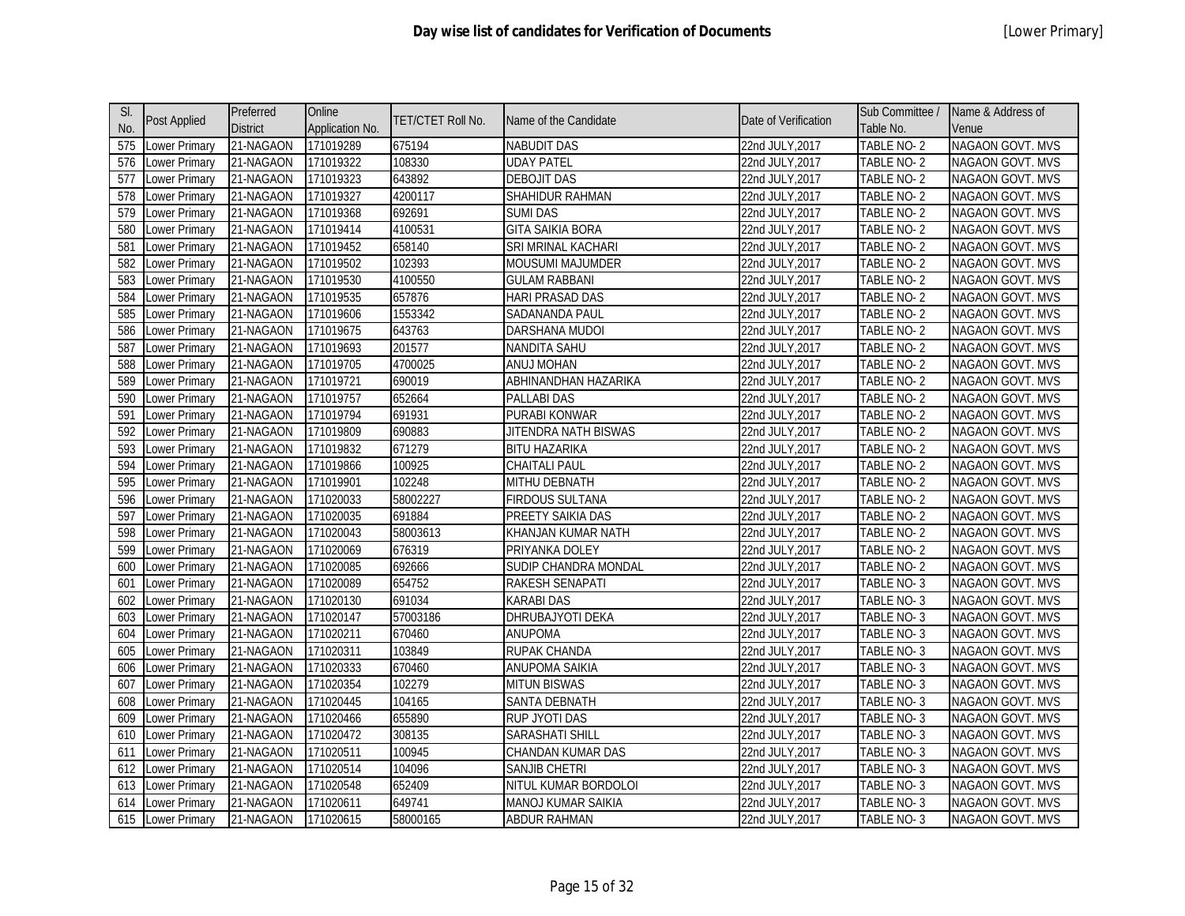| Sl. No. | Post Applied | Preferred District | Online Application No. | TET/CTET Roll No. | Name of the Candidate | Date of Verification | Sub Committee / Table No. | Name & Address of Venue |
|---|---|---|---|---|---|---|---|---|
| 575 | Lower Primary | 21-NAGAON | 171019289 | 675194 | NABUDIT DAS | 22nd JULY,2017 | TABLE NO- 2 | NAGAON GOVT. MVS |
| 576 | Lower Primary | 21-NAGAON | 171019322 | 108330 | UDAY PATEL | 22nd JULY,2017 | TABLE NO- 2 | NAGAON GOVT. MVS |
| 577 | Lower Primary | 21-NAGAON | 171019323 | 643892 | DEBOJIT DAS | 22nd JULY,2017 | TABLE NO- 2 | NAGAON GOVT. MVS |
| 578 | Lower Primary | 21-NAGAON | 171019327 | 4200117 | SHAHIDUR RAHMAN | 22nd JULY,2017 | TABLE NO- 2 | NAGAON GOVT. MVS |
| 579 | Lower Primary | 21-NAGAON | 171019368 | 692691 | SUMI DAS | 22nd JULY,2017 | TABLE NO- 2 | NAGAON GOVT. MVS |
| 580 | Lower Primary | 21-NAGAON | 171019414 | 4100531 | GITA SAIKIA BORA | 22nd JULY,2017 | TABLE NO- 2 | NAGAON GOVT. MVS |
| 581 | Lower Primary | 21-NAGAON | 171019452 | 658140 | SRI MRINAL KACHARI | 22nd JULY,2017 | TABLE NO- 2 | NAGAON GOVT. MVS |
| 582 | Lower Primary | 21-NAGAON | 171019502 | 102393 | MOUSUMI MAJUMDER | 22nd JULY,2017 | TABLE NO- 2 | NAGAON GOVT. MVS |
| 583 | Lower Primary | 21-NAGAON | 171019530 | 4100550 | GULAM RABBANI | 22nd JULY,2017 | TABLE NO- 2 | NAGAON GOVT. MVS |
| 584 | Lower Primary | 21-NAGAON | 171019535 | 657876 | HARI PRASAD DAS | 22nd JULY,2017 | TABLE NO- 2 | NAGAON GOVT. MVS |
| 585 | Lower Primary | 21-NAGAON | 171019606 | 1553342 | SADANANDA PAUL | 22nd JULY,2017 | TABLE NO- 2 | NAGAON GOVT. MVS |
| 586 | Lower Primary | 21-NAGAON | 171019675 | 643763 | DARSHANA MUDOI | 22nd JULY,2017 | TABLE NO- 2 | NAGAON GOVT. MVS |
| 587 | Lower Primary | 21-NAGAON | 171019693 | 201577 | NANDITA SAHU | 22nd JULY,2017 | TABLE NO- 2 | NAGAON GOVT. MVS |
| 588 | Lower Primary | 21-NAGAON | 171019705 | 4700025 | ANUJ MOHAN | 22nd JULY,2017 | TABLE NO- 2 | NAGAON GOVT. MVS |
| 589 | Lower Primary | 21-NAGAON | 171019721 | 690019 | ABHINANDHAN HAZARIKA | 22nd JULY,2017 | TABLE NO- 2 | NAGAON GOVT. MVS |
| 590 | Lower Primary | 21-NAGAON | 171019757 | 652664 | PALLABI DAS | 22nd JULY,2017 | TABLE NO- 2 | NAGAON GOVT. MVS |
| 591 | Lower Primary | 21-NAGAON | 171019794 | 691931 | PURABI KONWAR | 22nd JULY,2017 | TABLE NO- 2 | NAGAON GOVT. MVS |
| 592 | Lower Primary | 21-NAGAON | 171019809 | 690883 | JITENDRA NATH BISWAS | 22nd JULY,2017 | TABLE NO- 2 | NAGAON GOVT. MVS |
| 593 | Lower Primary | 21-NAGAON | 171019832 | 671279 | BITU HAZARIKA | 22nd JULY,2017 | TABLE NO- 2 | NAGAON GOVT. MVS |
| 594 | Lower Primary | 21-NAGAON | 171019866 | 100925 | CHAITALI PAUL | 22nd JULY,2017 | TABLE NO- 2 | NAGAON GOVT. MVS |
| 595 | Lower Primary | 21-NAGAON | 171019901 | 102248 | MITHU DEBNATH | 22nd JULY,2017 | TABLE NO- 2 | NAGAON GOVT. MVS |
| 596 | Lower Primary | 21-NAGAON | 171020033 | 58002227 | FIRDOUS SULTANA | 22nd JULY,2017 | TABLE NO- 2 | NAGAON GOVT. MVS |
| 597 | Lower Primary | 21-NAGAON | 171020035 | 691884 | PREETY SAIKIA DAS | 22nd JULY,2017 | TABLE NO- 2 | NAGAON GOVT. MVS |
| 598 | Lower Primary | 21-NAGAON | 171020043 | 58003613 | KHANJAN KUMAR NATH | 22nd JULY,2017 | TABLE NO- 2 | NAGAON GOVT. MVS |
| 599 | Lower Primary | 21-NAGAON | 171020069 | 676319 | PRIYANKA DOLEY | 22nd JULY,2017 | TABLE NO- 2 | NAGAON GOVT. MVS |
| 600 | Lower Primary | 21-NAGAON | 171020085 | 692666 | SUDIP CHANDRA MONDAL | 22nd JULY,2017 | TABLE NO- 2 | NAGAON GOVT. MVS |
| 601 | Lower Primary | 21-NAGAON | 171020089 | 654752 | RAKESH SENAPATI | 22nd JULY,2017 | TABLE NO- 3 | NAGAON GOVT. MVS |
| 602 | Lower Primary | 21-NAGAON | 171020130 | 691034 | KARABI DAS | 22nd JULY,2017 | TABLE NO- 3 | NAGAON GOVT. MVS |
| 603 | Lower Primary | 21-NAGAON | 171020147 | 57003186 | DHRUBAJYOTI DEKA | 22nd JULY,2017 | TABLE NO- 3 | NAGAON GOVT. MVS |
| 604 | Lower Primary | 21-NAGAON | 171020211 | 670460 | ANUPOMA | 22nd JULY,2017 | TABLE NO- 3 | NAGAON GOVT. MVS |
| 605 | Lower Primary | 21-NAGAON | 171020311 | 103849 | RUPAK CHANDA | 22nd JULY,2017 | TABLE NO- 3 | NAGAON GOVT. MVS |
| 606 | Lower Primary | 21-NAGAON | 171020333 | 670460 | ANUPOMA SAIKIA | 22nd JULY,2017 | TABLE NO- 3 | NAGAON GOVT. MVS |
| 607 | Lower Primary | 21-NAGAON | 171020354 | 102279 | MITUN BISWAS | 22nd JULY,2017 | TABLE NO- 3 | NAGAON GOVT. MVS |
| 608 | Lower Primary | 21-NAGAON | 171020445 | 104165 | SANTA DEBNATH | 22nd JULY,2017 | TABLE NO- 3 | NAGAON GOVT. MVS |
| 609 | Lower Primary | 21-NAGAON | 171020466 | 655890 | RUP JYOTI DAS | 22nd JULY,2017 | TABLE NO- 3 | NAGAON GOVT. MVS |
| 610 | Lower Primary | 21-NAGAON | 171020472 | 308135 | SARASHATI SHILL | 22nd JULY,2017 | TABLE NO- 3 | NAGAON GOVT. MVS |
| 611 | Lower Primary | 21-NAGAON | 171020511 | 100945 | CHANDAN KUMAR DAS | 22nd JULY,2017 | TABLE NO- 3 | NAGAON GOVT. MVS |
| 612 | Lower Primary | 21-NAGAON | 171020514 | 104096 | SANJIB CHETRI | 22nd JULY,2017 | TABLE NO- 3 | NAGAON GOVT. MVS |
| 613 | Lower Primary | 21-NAGAON | 171020548 | 652409 | NITUL KUMAR BORDOLOI | 22nd JULY,2017 | TABLE NO- 3 | NAGAON GOVT. MVS |
| 614 | Lower Primary | 21-NAGAON | 171020611 | 649741 | MANOJ KUMAR SAIKIA | 22nd JULY,2017 | TABLE NO- 3 | NAGAON GOVT. MVS |
| 615 | Lower Primary | 21-NAGAON | 171020615 | 58000165 | ABDUR RAHMAN | 22nd JULY,2017 | TABLE NO- 3 | NAGAON GOVT. MVS |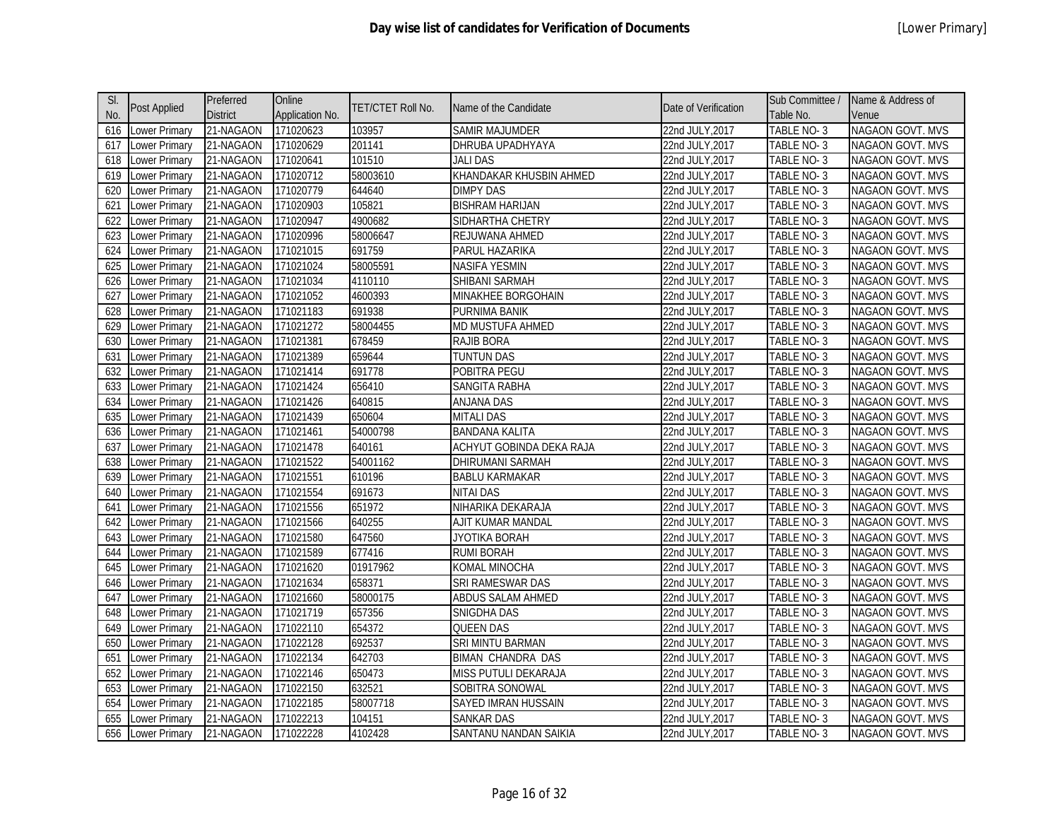# Day wise list of candidates for Verification of Documents

[Lower Primary]

| Sl. No. | Post Applied | Preferred District | Online Application No. | TET/CTET Roll No. | Name of the Candidate | Date of Verification | Sub Committee / Table No. | Name & Address of Venue |
|---|---|---|---|---|---|---|---|---|
| 616 | Lower Primary | 21-NAGAON | 171020623 | 103957 | SAMIR MAJUMDER | 22nd JULY,2017 | TABLE NO- 3 | NAGAON GOVT. MVS |
| 617 | Lower Primary | 21-NAGAON | 171020629 | 201141 | DHRUBA UPADHYAYA | 22nd JULY,2017 | TABLE NO- 3 | NAGAON GOVT. MVS |
| 618 | Lower Primary | 21-NAGAON | 171020641 | 101510 | JALI DAS | 22nd JULY,2017 | TABLE NO- 3 | NAGAON GOVT. MVS |
| 619 | Lower Primary | 21-NAGAON | 171020712 | 58003610 | KHANDAKAR KHUSBIN AHMED | 22nd JULY,2017 | TABLE NO- 3 | NAGAON GOVT. MVS |
| 620 | Lower Primary | 21-NAGAON | 171020779 | 644640 | DIMPY DAS | 22nd JULY,2017 | TABLE NO- 3 | NAGAON GOVT. MVS |
| 621 | Lower Primary | 21-NAGAON | 171020903 | 105821 | BISHRAM HARIJAN | 22nd JULY,2017 | TABLE NO- 3 | NAGAON GOVT. MVS |
| 622 | Lower Primary | 21-NAGAON | 171020947 | 4900682 | SIDHARTHA CHETRY | 22nd JULY,2017 | TABLE NO- 3 | NAGAON GOVT. MVS |
| 623 | Lower Primary | 21-NAGAON | 171020996 | 58006647 | REJUWANA AHMED | 22nd JULY,2017 | TABLE NO- 3 | NAGAON GOVT. MVS |
| 624 | Lower Primary | 21-NAGAON | 171021015 | 691759 | PARUL HAZARIKA | 22nd JULY,2017 | TABLE NO- 3 | NAGAON GOVT. MVS |
| 625 | Lower Primary | 21-NAGAON | 171021024 | 58005591 | NASIFA YESMIN | 22nd JULY,2017 | TABLE NO- 3 | NAGAON GOVT. MVS |
| 626 | Lower Primary | 21-NAGAON | 171021034 | 4110110 | SHIBANI SARMAH | 22nd JULY,2017 | TABLE NO- 3 | NAGAON GOVT. MVS |
| 627 | Lower Primary | 21-NAGAON | 171021052 | 4600393 | MINAKHEE BORGOHAIN | 22nd JULY,2017 | TABLE NO- 3 | NAGAON GOVT. MVS |
| 628 | Lower Primary | 21-NAGAON | 171021183 | 691938 | PURNIMA BANIK | 22nd JULY,2017 | TABLE NO- 3 | NAGAON GOVT. MVS |
| 629 | Lower Primary | 21-NAGAON | 171021272 | 58004455 | MD MUSTUFA AHMED | 22nd JULY,2017 | TABLE NO- 3 | NAGAON GOVT. MVS |
| 630 | Lower Primary | 21-NAGAON | 171021381 | 678459 | RAJIB BORA | 22nd JULY,2017 | TABLE NO- 3 | NAGAON GOVT. MVS |
| 631 | Lower Primary | 21-NAGAON | 171021389 | 659644 | TUNTUN DAS | 22nd JULY,2017 | TABLE NO- 3 | NAGAON GOVT. MVS |
| 632 | Lower Primary | 21-NAGAON | 171021414 | 691778 | POBITRA PEGU | 22nd JULY,2017 | TABLE NO- 3 | NAGAON GOVT. MVS |
| 633 | Lower Primary | 21-NAGAON | 171021424 | 656410 | SANGITA RABHA | 22nd JULY,2017 | TABLE NO- 3 | NAGAON GOVT. MVS |
| 634 | Lower Primary | 21-NAGAON | 171021426 | 640815 | ANJANA DAS | 22nd JULY,2017 | TABLE NO- 3 | NAGAON GOVT. MVS |
| 635 | Lower Primary | 21-NAGAON | 171021439 | 650604 | MITALI DAS | 22nd JULY,2017 | TABLE NO- 3 | NAGAON GOVT. MVS |
| 636 | Lower Primary | 21-NAGAON | 171021461 | 54000798 | BANDANA KALITA | 22nd JULY,2017 | TABLE NO- 3 | NAGAON GOVT. MVS |
| 637 | Lower Primary | 21-NAGAON | 171021478 | 640161 | ACHYUT GOBINDA DEKA RAJA | 22nd JULY,2017 | TABLE NO- 3 | NAGAON GOVT. MVS |
| 638 | Lower Primary | 21-NAGAON | 171021522 | 54001162 | DHIRUMANI SARMAH | 22nd JULY,2017 | TABLE NO- 3 | NAGAON GOVT. MVS |
| 639 | Lower Primary | 21-NAGAON | 171021551 | 610196 | BABLU KARMAKAR | 22nd JULY,2017 | TABLE NO- 3 | NAGAON GOVT. MVS |
| 640 | Lower Primary | 21-NAGAON | 171021554 | 691673 | NITAI DAS | 22nd JULY,2017 | TABLE NO- 3 | NAGAON GOVT. MVS |
| 641 | Lower Primary | 21-NAGAON | 171021556 | 651972 | NIHARIKA DEKARAJA | 22nd JULY,2017 | TABLE NO- 3 | NAGAON GOVT. MVS |
| 642 | Lower Primary | 21-NAGAON | 171021566 | 640255 | AJIT KUMAR MANDAL | 22nd JULY,2017 | TABLE NO- 3 | NAGAON GOVT. MVS |
| 643 | Lower Primary | 21-NAGAON | 171021580 | 647560 | JYOTIKA BORAH | 22nd JULY,2017 | TABLE NO- 3 | NAGAON GOVT. MVS |
| 644 | Lower Primary | 21-NAGAON | 171021589 | 677416 | RUMI BORAH | 22nd JULY,2017 | TABLE NO- 3 | NAGAON GOVT. MVS |
| 645 | Lower Primary | 21-NAGAON | 171021620 | 01917962 | KOMAL MINOCHA | 22nd JULY,2017 | TABLE NO- 3 | NAGAON GOVT. MVS |
| 646 | Lower Primary | 21-NAGAON | 171021634 | 658371 | SRI RAMESWAR DAS | 22nd JULY,2017 | TABLE NO- 3 | NAGAON GOVT. MVS |
| 647 | Lower Primary | 21-NAGAON | 171021660 | 58000175 | ABDUS SALAM AHMED | 22nd JULY,2017 | TABLE NO- 3 | NAGAON GOVT. MVS |
| 648 | Lower Primary | 21-NAGAON | 171021719 | 657356 | SNIGDHA DAS | 22nd JULY,2017 | TABLE NO- 3 | NAGAON GOVT. MVS |
| 649 | Lower Primary | 21-NAGAON | 171022110 | 654372 | QUEEN DAS | 22nd JULY,2017 | TABLE NO- 3 | NAGAON GOVT. MVS |
| 650 | Lower Primary | 21-NAGAON | 171022128 | 692537 | SRI MINTU BARMAN | 22nd JULY,2017 | TABLE NO- 3 | NAGAON GOVT. MVS |
| 651 | Lower Primary | 21-NAGAON | 171022134 | 642703 | BIMAN CHANDRA DAS | 22nd JULY,2017 | TABLE NO- 3 | NAGAON GOVT. MVS |
| 652 | Lower Primary | 21-NAGAON | 171022146 | 650473 | MISS PUTULI DEKARAJA | 22nd JULY,2017 | TABLE NO- 3 | NAGAON GOVT. MVS |
| 653 | Lower Primary | 21-NAGAON | 171022150 | 632521 | SOBITRA SONOWAL | 22nd JULY,2017 | TABLE NO- 3 | NAGAON GOVT. MVS |
| 654 | Lower Primary | 21-NAGAON | 171022185 | 58007718 | SAYED IMRAN HUSSAIN | 22nd JULY,2017 | TABLE NO- 3 | NAGAON GOVT. MVS |
| 655 | Lower Primary | 21-NAGAON | 171022213 | 104151 | SANKAR DAS | 22nd JULY,2017 | TABLE NO- 3 | NAGAON GOVT. MVS |
| 656 | Lower Primary | 21-NAGAON | 171022228 | 4102428 | SANTANU NANDAN SAIKIA | 22nd JULY,2017 | TABLE NO- 3 | NAGAON GOVT. MVS |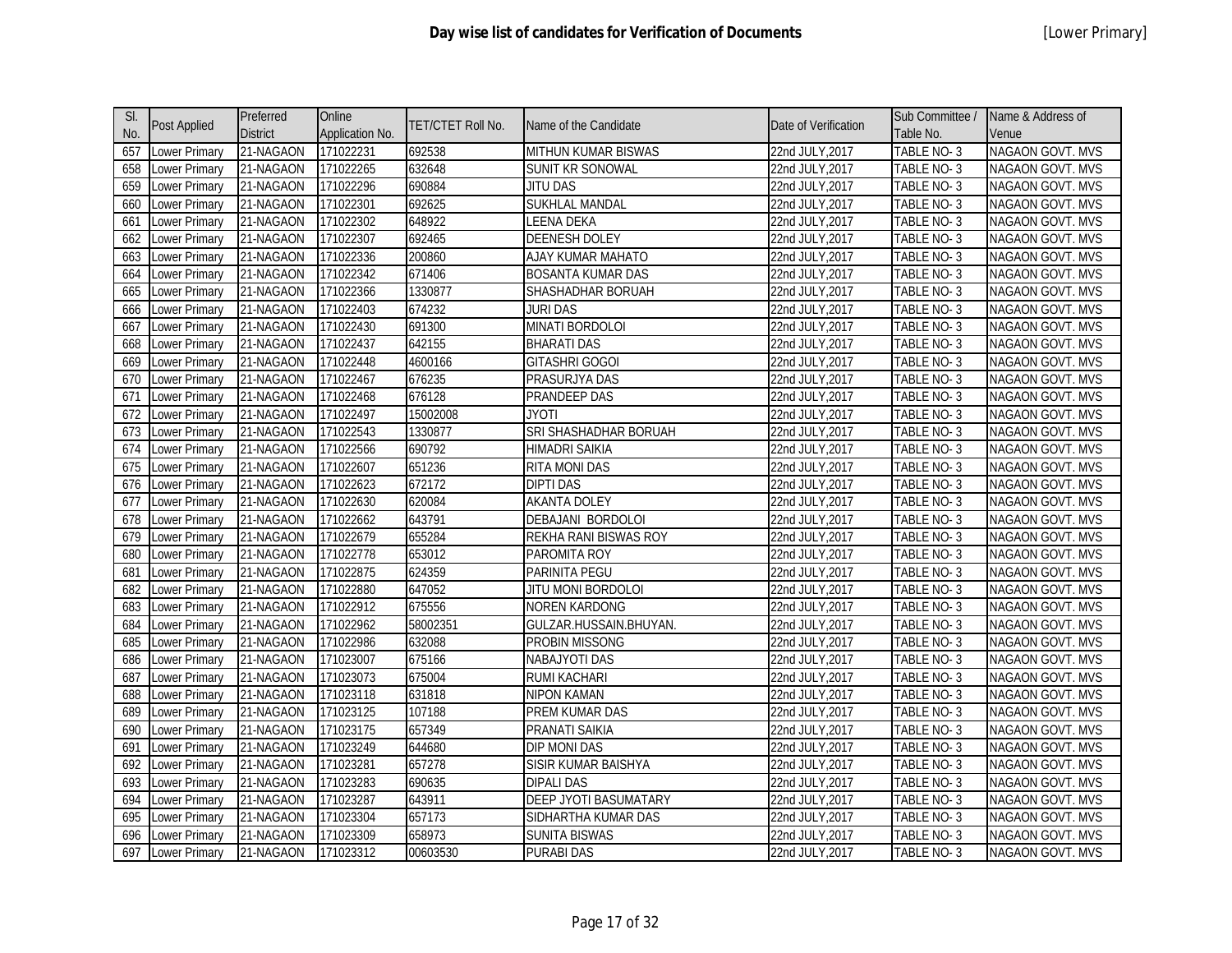| Sl. No. | Post Applied | Preferred District | Online Application No. | TET/CTET Roll No. | Name of the Candidate | Date of Verification | Sub Committee / Table No. | Name & Address of Venue |
|---|---|---|---|---|---|---|---|---|
| 657 | Lower Primary | 21-NAGAON | 171022231 | 692538 | MITHUN KUMAR BISWAS | 22nd JULY,2017 | TABLE NO- 3 | NAGAON GOVT. MVS |
| 658 | Lower Primary | 21-NAGAON | 171022265 | 632648 | SUNIT KR SONOWAL | 22nd JULY,2017 | TABLE NO- 3 | NAGAON GOVT. MVS |
| 659 | Lower Primary | 21-NAGAON | 171022296 | 690884 | JITU DAS | 22nd JULY,2017 | TABLE NO- 3 | NAGAON GOVT. MVS |
| 660 | Lower Primary | 21-NAGAON | 171022301 | 692625 | SUKHLAL MANDAL | 22nd JULY,2017 | TABLE NO- 3 | NAGAON GOVT. MVS |
| 661 | Lower Primary | 21-NAGAON | 171022302 | 648922 | LEENA DEKA | 22nd JULY,2017 | TABLE NO- 3 | NAGAON GOVT. MVS |
| 662 | Lower Primary | 21-NAGAON | 171022307 | 692465 | DEENESH DOLEY | 22nd JULY,2017 | TABLE NO- 3 | NAGAON GOVT. MVS |
| 663 | Lower Primary | 21-NAGAON | 171022336 | 200860 | AJAY KUMAR MAHATO | 22nd JULY,2017 | TABLE NO- 3 | NAGAON GOVT. MVS |
| 664 | Lower Primary | 21-NAGAON | 171022342 | 671406 | BOSANTA KUMAR DAS | 22nd JULY,2017 | TABLE NO- 3 | NAGAON GOVT. MVS |
| 665 | Lower Primary | 21-NAGAON | 171022366 | 1330877 | SHASHADHAR BORUAH | 22nd JULY,2017 | TABLE NO- 3 | NAGAON GOVT. MVS |
| 666 | Lower Primary | 21-NAGAON | 171022403 | 674232 | JURI DAS | 22nd JULY,2017 | TABLE NO- 3 | NAGAON GOVT. MVS |
| 667 | Lower Primary | 21-NAGAON | 171022430 | 691300 | MINATI BORDOLOI | 22nd JULY,2017 | TABLE NO- 3 | NAGAON GOVT. MVS |
| 668 | Lower Primary | 21-NAGAON | 171022437 | 642155 | BHARATI DAS | 22nd JULY,2017 | TABLE NO- 3 | NAGAON GOVT. MVS |
| 669 | Lower Primary | 21-NAGAON | 171022448 | 4600166 | GITASHRI GOGOI | 22nd JULY,2017 | TABLE NO- 3 | NAGAON GOVT. MVS |
| 670 | Lower Primary | 21-NAGAON | 171022467 | 676235 | PRASURJYA DAS | 22nd JULY,2017 | TABLE NO- 3 | NAGAON GOVT. MVS |
| 671 | Lower Primary | 21-NAGAON | 171022468 | 676128 | PRANDEEP DAS | 22nd JULY,2017 | TABLE NO- 3 | NAGAON GOVT. MVS |
| 672 | Lower Primary | 21-NAGAON | 171022497 | 15002008 | JYOTI | 22nd JULY,2017 | TABLE NO- 3 | NAGAON GOVT. MVS |
| 673 | Lower Primary | 21-NAGAON | 171022543 | 1330877 | SRI SHASHADHAR BORUAH | 22nd JULY,2017 | TABLE NO- 3 | NAGAON GOVT. MVS |
| 674 | Lower Primary | 21-NAGAON | 171022566 | 690792 | HIMADRI SAIKIA | 22nd JULY,2017 | TABLE NO- 3 | NAGAON GOVT. MVS |
| 675 | Lower Primary | 21-NAGAON | 171022607 | 651236 | RITA MONI DAS | 22nd JULY,2017 | TABLE NO- 3 | NAGAON GOVT. MVS |
| 676 | Lower Primary | 21-NAGAON | 171022623 | 672172 | DIPTI DAS | 22nd JULY,2017 | TABLE NO- 3 | NAGAON GOVT. MVS |
| 677 | Lower Primary | 21-NAGAON | 171022630 | 620084 | AKANTA DOLEY | 22nd JULY,2017 | TABLE NO- 3 | NAGAON GOVT. MVS |
| 678 | Lower Primary | 21-NAGAON | 171022662 | 643791 | DEBAJANI BORDOLOI | 22nd JULY,2017 | TABLE NO- 3 | NAGAON GOVT. MVS |
| 679 | Lower Primary | 21-NAGAON | 171022679 | 655284 | REKHA RANI BISWAS ROY | 22nd JULY,2017 | TABLE NO- 3 | NAGAON GOVT. MVS |
| 680 | Lower Primary | 21-NAGAON | 171022778 | 653012 | PAROMITA ROY | 22nd JULY,2017 | TABLE NO- 3 | NAGAON GOVT. MVS |
| 681 | Lower Primary | 21-NAGAON | 171022875 | 624359 | PARINITA PEGU | 22nd JULY,2017 | TABLE NO- 3 | NAGAON GOVT. MVS |
| 682 | Lower Primary | 21-NAGAON | 171022880 | 647052 | JITU MONI BORDOLOI | 22nd JULY,2017 | TABLE NO- 3 | NAGAON GOVT. MVS |
| 683 | Lower Primary | 21-NAGAON | 171022912 | 675556 | NOREN KARDONG | 22nd JULY,2017 | TABLE NO- 3 | NAGAON GOVT. MVS |
| 684 | Lower Primary | 21-NAGAON | 171022962 | 58002351 | GULZAR.HUSSAIN.BHUYAN. | 22nd JULY,2017 | TABLE NO- 3 | NAGAON GOVT. MVS |
| 685 | Lower Primary | 21-NAGAON | 171022986 | 632088 | PROBIN MISSONG | 22nd JULY,2017 | TABLE NO- 3 | NAGAON GOVT. MVS |
| 686 | Lower Primary | 21-NAGAON | 171023007 | 675166 | NABAJYOTI DAS | 22nd JULY,2017 | TABLE NO- 3 | NAGAON GOVT. MVS |
| 687 | Lower Primary | 21-NAGAON | 171023073 | 675004 | RUMI KACHARI | 22nd JULY,2017 | TABLE NO- 3 | NAGAON GOVT. MVS |
| 688 | Lower Primary | 21-NAGAON | 171023118 | 631818 | NIPON KAMAN | 22nd JULY,2017 | TABLE NO- 3 | NAGAON GOVT. MVS |
| 689 | Lower Primary | 21-NAGAON | 171023125 | 107188 | PREM KUMAR DAS | 22nd JULY,2017 | TABLE NO- 3 | NAGAON GOVT. MVS |
| 690 | Lower Primary | 21-NAGAON | 171023175 | 657349 | PRANATI SAIKIA | 22nd JULY,2017 | TABLE NO- 3 | NAGAON GOVT. MVS |
| 691 | Lower Primary | 21-NAGAON | 171023249 | 644680 | DIP MONI DAS | 22nd JULY,2017 | TABLE NO- 3 | NAGAON GOVT. MVS |
| 692 | Lower Primary | 21-NAGAON | 171023281 | 657278 | SISIR KUMAR BAISHYA | 22nd JULY,2017 | TABLE NO- 3 | NAGAON GOVT. MVS |
| 693 | Lower Primary | 21-NAGAON | 171023283 | 690635 | DIPALI DAS | 22nd JULY,2017 | TABLE NO- 3 | NAGAON GOVT. MVS |
| 694 | Lower Primary | 21-NAGAON | 171023287 | 643911 | DEEP JYOTI BASUMATARY | 22nd JULY,2017 | TABLE NO- 3 | NAGAON GOVT. MVS |
| 695 | Lower Primary | 21-NAGAON | 171023304 | 657173 | SIDHARTHA KUMAR DAS | 22nd JULY,2017 | TABLE NO- 3 | NAGAON GOVT. MVS |
| 696 | Lower Primary | 21-NAGAON | 171023309 | 658973 | SUNITA BISWAS | 22nd JULY,2017 | TABLE NO- 3 | NAGAON GOVT. MVS |
| 697 | Lower Primary | 21-NAGAON | 171023312 | 00603530 | PURABI DAS | 22nd JULY,2017 | TABLE NO- 3 | NAGAON GOVT. MVS |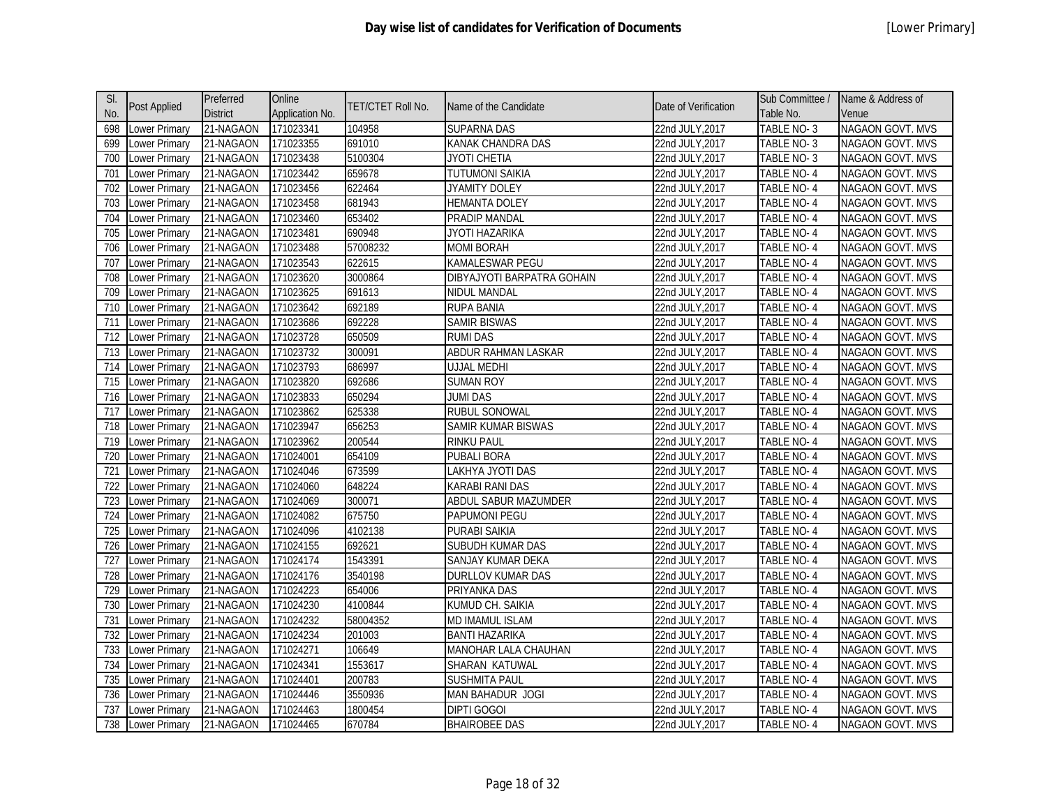# Day wise list of candidates for Verification of Documents

[Lower Primary]

| Sl. No. | Post Applied | Preferred District | Online Application No. | TET/CTET Roll No. | Name of the Candidate | Date of Verification | Sub Committee / Table No. | Name & Address of Venue |
|---|---|---|---|---|---|---|---|---|
| 698 | Lower Primary | 21-NAGAON | 171023341 | 104958 | SUPARNA DAS | 22nd JULY,2017 | TABLE NO- 3 | NAGAON GOVT. MVS |
| 699 | Lower Primary | 21-NAGAON | 171023355 | 691010 | KANAK CHANDRA DAS | 22nd JULY,2017 | TABLE NO- 3 | NAGAON GOVT. MVS |
| 700 | Lower Primary | 21-NAGAON | 171023438 | 5100304 | JYOTI CHETIA | 22nd JULY,2017 | TABLE NO- 3 | NAGAON GOVT. MVS |
| 701 | Lower Primary | 21-NAGAON | 171023442 | 659678 | TUTUMONI SAIKIA | 22nd JULY,2017 | TABLE NO- 4 | NAGAON GOVT. MVS |
| 702 | Lower Primary | 21-NAGAON | 171023456 | 622464 | JYAMITY DOLEY | 22nd JULY,2017 | TABLE NO- 4 | NAGAON GOVT. MVS |
| 703 | Lower Primary | 21-NAGAON | 171023458 | 681943 | HEMANTA DOLEY | 22nd JULY,2017 | TABLE NO- 4 | NAGAON GOVT. MVS |
| 704 | Lower Primary | 21-NAGAON | 171023460 | 653402 | PRADIP MANDAL | 22nd JULY,2017 | TABLE NO- 4 | NAGAON GOVT. MVS |
| 705 | Lower Primary | 21-NAGAON | 171023481 | 690948 | JYOTI HAZARIKA | 22nd JULY,2017 | TABLE NO- 4 | NAGAON GOVT. MVS |
| 706 | Lower Primary | 21-NAGAON | 171023488 | 57008232 | MOMI BORAH | 22nd JULY,2017 | TABLE NO- 4 | NAGAON GOVT. MVS |
| 707 | Lower Primary | 21-NAGAON | 171023543 | 622615 | KAMALESWAR PEGU | 22nd JULY,2017 | TABLE NO- 4 | NAGAON GOVT. MVS |
| 708 | Lower Primary | 21-NAGAON | 171023620 | 3000864 | DIBYAJYOTI BARPATRA GOHAIN | 22nd JULY,2017 | TABLE NO- 4 | NAGAON GOVT. MVS |
| 709 | Lower Primary | 21-NAGAON | 171023625 | 691613 | NIDUL MANDAL | 22nd JULY,2017 | TABLE NO- 4 | NAGAON GOVT. MVS |
| 710 | Lower Primary | 21-NAGAON | 171023642 | 692189 | RUPA BANIA | 22nd JULY,2017 | TABLE NO- 4 | NAGAON GOVT. MVS |
| 711 | Lower Primary | 21-NAGAON | 171023686 | 692228 | SAMIR BISWAS | 22nd JULY,2017 | TABLE NO- 4 | NAGAON GOVT. MVS |
| 712 | Lower Primary | 21-NAGAON | 171023728 | 650509 | RUMI DAS | 22nd JULY,2017 | TABLE NO- 4 | NAGAON GOVT. MVS |
| 713 | Lower Primary | 21-NAGAON | 171023732 | 300091 | ABDUR RAHMAN LASKAR | 22nd JULY,2017 | TABLE NO- 4 | NAGAON GOVT. MVS |
| 714 | Lower Primary | 21-NAGAON | 171023793 | 686997 | UJJAL MEDHI | 22nd JULY,2017 | TABLE NO- 4 | NAGAON GOVT. MVS |
| 715 | Lower Primary | 21-NAGAON | 171023820 | 692686 | SUMAN ROY | 22nd JULY,2017 | TABLE NO- 4 | NAGAON GOVT. MVS |
| 716 | Lower Primary | 21-NAGAON | 171023833 | 650294 | JUMI DAS | 22nd JULY,2017 | TABLE NO- 4 | NAGAON GOVT. MVS |
| 717 | Lower Primary | 21-NAGAON | 171023862 | 625338 | RUBUL SONOWAL | 22nd JULY,2017 | TABLE NO- 4 | NAGAON GOVT. MVS |
| 718 | Lower Primary | 21-NAGAON | 171023947 | 656253 | SAMIR KUMAR BISWAS | 22nd JULY,2017 | TABLE NO- 4 | NAGAON GOVT. MVS |
| 719 | Lower Primary | 21-NAGAON | 171023962 | 200544 | RINKU PAUL | 22nd JULY,2017 | TABLE NO- 4 | NAGAON GOVT. MVS |
| 720 | Lower Primary | 21-NAGAON | 171024001 | 654109 | PUBALI BORA | 22nd JULY,2017 | TABLE NO- 4 | NAGAON GOVT. MVS |
| 721 | Lower Primary | 21-NAGAON | 171024046 | 673599 | LAKHYA JYOTI DAS | 22nd JULY,2017 | TABLE NO- 4 | NAGAON GOVT. MVS |
| 722 | Lower Primary | 21-NAGAON | 171024060 | 648224 | KARABI RANI DAS | 22nd JULY,2017 | TABLE NO- 4 | NAGAON GOVT. MVS |
| 723 | Lower Primary | 21-NAGAON | 171024069 | 300071 | ABDUL SABUR MAZUMDER | 22nd JULY,2017 | TABLE NO- 4 | NAGAON GOVT. MVS |
| 724 | Lower Primary | 21-NAGAON | 171024082 | 675750 | PAPUMONI PEGU | 22nd JULY,2017 | TABLE NO- 4 | NAGAON GOVT. MVS |
| 725 | Lower Primary | 21-NAGAON | 171024096 | 4102138 | PURABI SAIKIA | 22nd JULY,2017 | TABLE NO- 4 | NAGAON GOVT. MVS |
| 726 | Lower Primary | 21-NAGAON | 171024155 | 692621 | SUBUDH KUMAR DAS | 22nd JULY,2017 | TABLE NO- 4 | NAGAON GOVT. MVS |
| 727 | Lower Primary | 21-NAGAON | 171024174 | 1543391 | SANJAY KUMAR DEKA | 22nd JULY,2017 | TABLE NO- 4 | NAGAON GOVT. MVS |
| 728 | Lower Primary | 21-NAGAON | 171024176 | 3540198 | DURLLOV KUMAR DAS | 22nd JULY,2017 | TABLE NO- 4 | NAGAON GOVT. MVS |
| 729 | Lower Primary | 21-NAGAON | 171024223 | 654006 | PRIYANKA DAS | 22nd JULY,2017 | TABLE NO- 4 | NAGAON GOVT. MVS |
| 730 | Lower Primary | 21-NAGAON | 171024230 | 4100844 | KUMUD CH. SAIKIA | 22nd JULY,2017 | TABLE NO- 4 | NAGAON GOVT. MVS |
| 731 | Lower Primary | 21-NAGAON | 171024232 | 58004352 | MD IMAMUL ISLAM | 22nd JULY,2017 | TABLE NO- 4 | NAGAON GOVT. MVS |
| 732 | Lower Primary | 21-NAGAON | 171024234 | 201003 | BANTI HAZARIKA | 22nd JULY,2017 | TABLE NO- 4 | NAGAON GOVT. MVS |
| 733 | Lower Primary | 21-NAGAON | 171024271 | 106649 | MANOHAR LALA CHAUHAN | 22nd JULY,2017 | TABLE NO- 4 | NAGAON GOVT. MVS |
| 734 | Lower Primary | 21-NAGAON | 171024341 | 1553617 | SHARAN KATUWAL | 22nd JULY,2017 | TABLE NO- 4 | NAGAON GOVT. MVS |
| 735 | Lower Primary | 21-NAGAON | 171024401 | 200783 | SUSHMITA PAUL | 22nd JULY,2017 | TABLE NO- 4 | NAGAON GOVT. MVS |
| 736 | Lower Primary | 21-NAGAON | 171024446 | 3550936 | MAN BAHADUR JOGI | 22nd JULY,2017 | TABLE NO- 4 | NAGAON GOVT. MVS |
| 737 | Lower Primary | 21-NAGAON | 171024463 | 1800454 | DIPTI GOGOI | 22nd JULY,2017 | TABLE NO- 4 | NAGAON GOVT. MVS |
| 738 | Lower Primary | 21-NAGAON | 171024465 | 670784 | BHAIROBEE DAS | 22nd JULY,2017 | TABLE NO- 4 | NAGAON GOVT. MVS |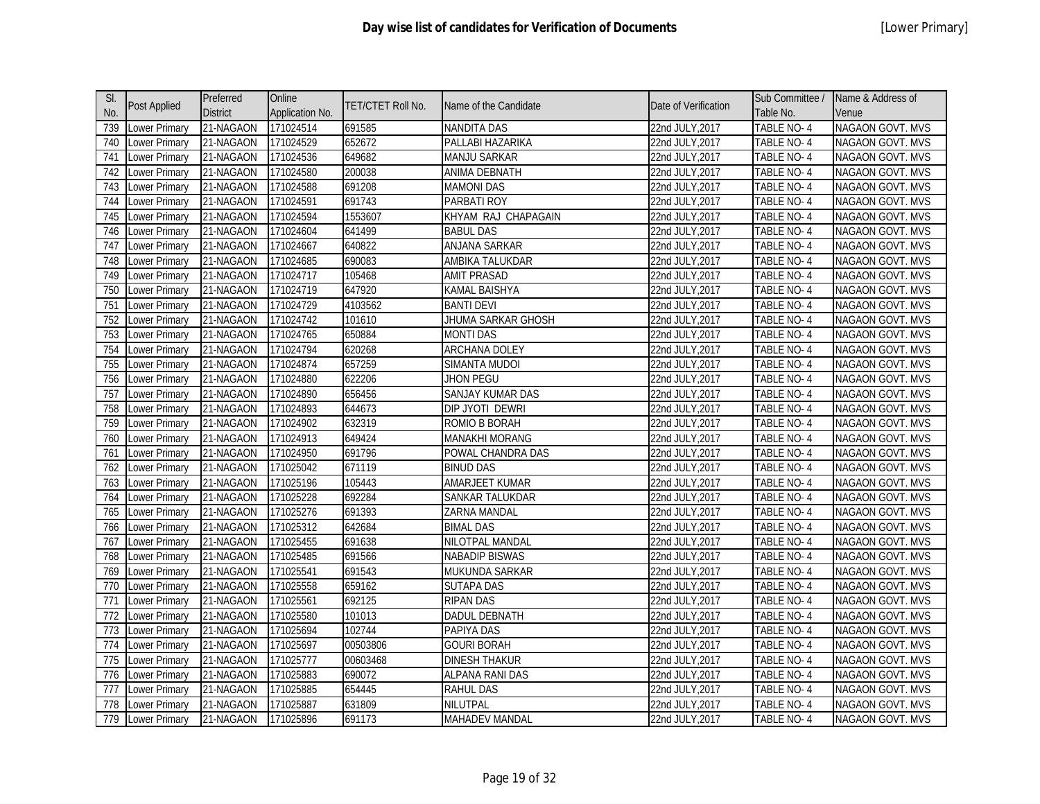# Day wise list of candidates for Verification of Documents

[Lower Primary]

| Sl. No. | Post Applied | Preferred District | Online Application No. | TET/CTET Roll No. | Name of the Candidate | Date of Verification | Sub Committee / Table No. | Name & Address of Venue |
|---|---|---|---|---|---|---|---|---|
| 739 | Lower Primary | 21-NAGAON | 171024514 | 691585 | NANDITA DAS | 22nd JULY,2017 | TABLE NO- 4 | NAGAON GOVT. MVS |
| 740 | Lower Primary | 21-NAGAON | 171024529 | 652672 | PALLABI HAZARIKA | 22nd JULY,2017 | TABLE NO- 4 | NAGAON GOVT. MVS |
| 741 | Lower Primary | 21-NAGAON | 171024536 | 649682 | MANJU SARKAR | 22nd JULY,2017 | TABLE NO- 4 | NAGAON GOVT. MVS |
| 742 | Lower Primary | 21-NAGAON | 171024580 | 200038 | ANIMA DEBNATH | 22nd JULY,2017 | TABLE NO- 4 | NAGAON GOVT. MVS |
| 743 | Lower Primary | 21-NAGAON | 171024588 | 691208 | MAMONI DAS | 22nd JULY,2017 | TABLE NO- 4 | NAGAON GOVT. MVS |
| 744 | Lower Primary | 21-NAGAON | 171024591 | 691743 | PARBATI ROY | 22nd JULY,2017 | TABLE NO- 4 | NAGAON GOVT. MVS |
| 745 | Lower Primary | 21-NAGAON | 171024594 | 1553607 | KHYAM RAJ CHAPAGAIN | 22nd JULY,2017 | TABLE NO- 4 | NAGAON GOVT. MVS |
| 746 | Lower Primary | 21-NAGAON | 171024604 | 641499 | BABUL DAS | 22nd JULY,2017 | TABLE NO- 4 | NAGAON GOVT. MVS |
| 747 | Lower Primary | 21-NAGAON | 171024667 | 640822 | ANJANA SARKAR | 22nd JULY,2017 | TABLE NO- 4 | NAGAON GOVT. MVS |
| 748 | Lower Primary | 21-NAGAON | 171024685 | 690083 | AMBIKA TALUKDAR | 22nd JULY,2017 | TABLE NO- 4 | NAGAON GOVT. MVS |
| 749 | Lower Primary | 21-NAGAON | 171024717 | 105468 | AMIT PRASAD | 22nd JULY,2017 | TABLE NO- 4 | NAGAON GOVT. MVS |
| 750 | Lower Primary | 21-NAGAON | 171024719 | 647920 | KAMAL BAISHYA | 22nd JULY,2017 | TABLE NO- 4 | NAGAON GOVT. MVS |
| 751 | Lower Primary | 21-NAGAON | 171024729 | 4103562 | BANTI DEVI | 22nd JULY,2017 | TABLE NO- 4 | NAGAON GOVT. MVS |
| 752 | Lower Primary | 21-NAGAON | 171024742 | 101610 | JHUMA SARKAR GHOSH | 22nd JULY,2017 | TABLE NO- 4 | NAGAON GOVT. MVS |
| 753 | Lower Primary | 21-NAGAON | 171024765 | 650884 | MONTI DAS | 22nd JULY,2017 | TABLE NO- 4 | NAGAON GOVT. MVS |
| 754 | Lower Primary | 21-NAGAON | 171024794 | 620268 | ARCHANA DOLEY | 22nd JULY,2017 | TABLE NO- 4 | NAGAON GOVT. MVS |
| 755 | Lower Primary | 21-NAGAON | 171024874 | 657259 | SIMANTA MUDOI | 22nd JULY,2017 | TABLE NO- 4 | NAGAON GOVT. MVS |
| 756 | Lower Primary | 21-NAGAON | 171024880 | 622206 | JHON PEGU | 22nd JULY,2017 | TABLE NO- 4 | NAGAON GOVT. MVS |
| 757 | Lower Primary | 21-NAGAON | 171024890 | 656456 | SANJAY KUMAR DAS | 22nd JULY,2017 | TABLE NO- 4 | NAGAON GOVT. MVS |
| 758 | Lower Primary | 21-NAGAON | 171024893 | 644673 | DIP JYOTI DEWRI | 22nd JULY,2017 | TABLE NO- 4 | NAGAON GOVT. MVS |
| 759 | Lower Primary | 21-NAGAON | 171024902 | 632319 | ROMIO B BORAH | 22nd JULY,2017 | TABLE NO- 4 | NAGAON GOVT. MVS |
| 760 | Lower Primary | 21-NAGAON | 171024913 | 649424 | MANAKHI MORANG | 22nd JULY,2017 | TABLE NO- 4 | NAGAON GOVT. MVS |
| 761 | Lower Primary | 21-NAGAON | 171024950 | 691796 | POWAL CHANDRA DAS | 22nd JULY,2017 | TABLE NO- 4 | NAGAON GOVT. MVS |
| 762 | Lower Primary | 21-NAGAON | 171025042 | 671119 | BINUD DAS | 22nd JULY,2017 | TABLE NO- 4 | NAGAON GOVT. MVS |
| 763 | Lower Primary | 21-NAGAON | 171025196 | 105443 | AMARJEET KUMAR | 22nd JULY,2017 | TABLE NO- 4 | NAGAON GOVT. MVS |
| 764 | Lower Primary | 21-NAGAON | 171025228 | 692284 | SANKAR TALUKDAR | 22nd JULY,2017 | TABLE NO- 4 | NAGAON GOVT. MVS |
| 765 | Lower Primary | 21-NAGAON | 171025276 | 691393 | ZARNA MANDAL | 22nd JULY,2017 | TABLE NO- 4 | NAGAON GOVT. MVS |
| 766 | Lower Primary | 21-NAGAON | 171025312 | 642684 | BIMAL DAS | 22nd JULY,2017 | TABLE NO- 4 | NAGAON GOVT. MVS |
| 767 | Lower Primary | 21-NAGAON | 171025455 | 691638 | NILOTPAL MANDAL | 22nd JULY,2017 | TABLE NO- 4 | NAGAON GOVT. MVS |
| 768 | Lower Primary | 21-NAGAON | 171025485 | 691566 | NABADIP BISWAS | 22nd JULY,2017 | TABLE NO- 4 | NAGAON GOVT. MVS |
| 769 | Lower Primary | 21-NAGAON | 171025541 | 691543 | MUKUNDA SARKAR | 22nd JULY,2017 | TABLE NO- 4 | NAGAON GOVT. MVS |
| 770 | Lower Primary | 21-NAGAON | 171025558 | 659162 | SUTAPA DAS | 22nd JULY,2017 | TABLE NO- 4 | NAGAON GOVT. MVS |
| 771 | Lower Primary | 21-NAGAON | 171025561 | 692125 | RIPAN DAS | 22nd JULY,2017 | TABLE NO- 4 | NAGAON GOVT. MVS |
| 772 | Lower Primary | 21-NAGAON | 171025580 | 101013 | DADUL DEBNATH | 22nd JULY,2017 | TABLE NO- 4 | NAGAON GOVT. MVS |
| 773 | Lower Primary | 21-NAGAON | 171025694 | 102744 | PAPIYA DAS | 22nd JULY,2017 | TABLE NO- 4 | NAGAON GOVT. MVS |
| 774 | Lower Primary | 21-NAGAON | 171025697 | 00503806 | GOURI BORAH | 22nd JULY,2017 | TABLE NO- 4 | NAGAON GOVT. MVS |
| 775 | Lower Primary | 21-NAGAON | 171025777 | 00603468 | DINESH THAKUR | 22nd JULY,2017 | TABLE NO- 4 | NAGAON GOVT. MVS |
| 776 | Lower Primary | 21-NAGAON | 171025883 | 690072 | ALPANA RANI DAS | 22nd JULY,2017 | TABLE NO- 4 | NAGAON GOVT. MVS |
| 777 | Lower Primary | 21-NAGAON | 171025885 | 654445 | RAHUL DAS | 22nd JULY,2017 | TABLE NO- 4 | NAGAON GOVT. MVS |
| 778 | Lower Primary | 21-NAGAON | 171025887 | 631809 | NILUTPAL | 22nd JULY,2017 | TABLE NO- 4 | NAGAON GOVT. MVS |
| 779 | Lower Primary | 21-NAGAON | 171025896 | 691173 | MAHADEV MANDAL | 22nd JULY,2017 | TABLE NO- 4 | NAGAON GOVT. MVS |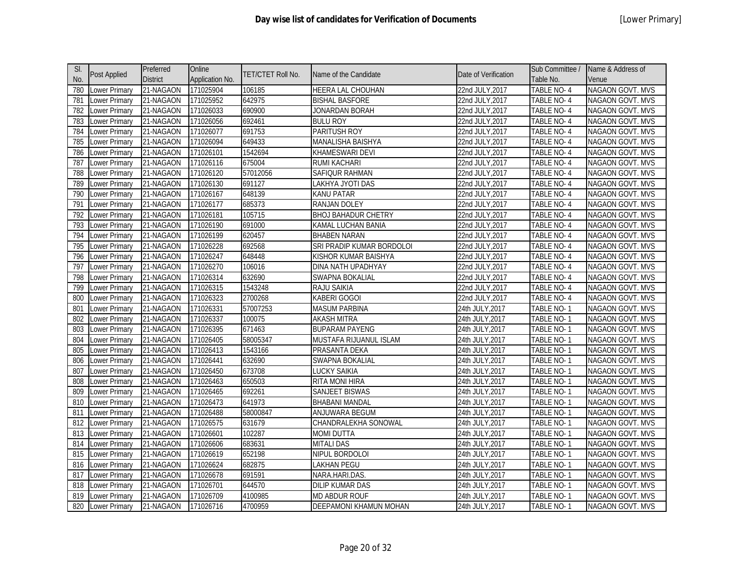# Day wise list of candidates for Verification of Documents

[Lower Primary]

| Sl. No. | Post Applied | Preferred District | Online Application No. | TET/CTET Roll No. | Name of the Candidate | Date of Verification | Sub Committee / Table No. | Name & Address of Venue |
|---|---|---|---|---|---|---|---|---|
| 780 | Lower Primary | 21-NAGAON | 171025904 | 106185 | HEERA LAL CHOUHAN | 22nd JULY,2017 | TABLE NO- 4 | NAGAON GOVT. MVS |
| 781 | Lower Primary | 21-NAGAON | 171025952 | 642975 | BISHAL BASFORE | 22nd JULY,2017 | TABLE NO- 4 | NAGAON GOVT. MVS |
| 782 | Lower Primary | 21-NAGAON | 171026033 | 690900 | JONARDAN BORAH | 22nd JULY,2017 | TABLE NO- 4 | NAGAON GOVT. MVS |
| 783 | Lower Primary | 21-NAGAON | 171026056 | 692461 | BULU ROY | 22nd JULY,2017 | TABLE NO- 4 | NAGAON GOVT. MVS |
| 784 | Lower Primary | 21-NAGAON | 171026077 | 691753 | PARITUSH ROY | 22nd JULY,2017 | TABLE NO- 4 | NAGAON GOVT. MVS |
| 785 | Lower Primary | 21-NAGAON | 171026094 | 649433 | MANALISHA BAISHYA | 22nd JULY,2017 | TABLE NO- 4 | NAGAON GOVT. MVS |
| 786 | Lower Primary | 21-NAGAON | 171026101 | 1542694 | KHAMESWARI DEVI | 22nd JULY,2017 | TABLE NO- 4 | NAGAON GOVT. MVS |
| 787 | Lower Primary | 21-NAGAON | 171026116 | 675004 | RUMI KACHARI | 22nd JULY,2017 | TABLE NO- 4 | NAGAON GOVT. MVS |
| 788 | Lower Primary | 21-NAGAON | 171026120 | 57012056 | SAFIQUR RAHMAN | 22nd JULY,2017 | TABLE NO- 4 | NAGAON GOVT. MVS |
| 789 | Lower Primary | 21-NAGAON | 171026130 | 691127 | LAKHYA JYOTI DAS | 22nd JULY,2017 | TABLE NO- 4 | NAGAON GOVT. MVS |
| 790 | Lower Primary | 21-NAGAON | 171026167 | 648139 | KANU PATAR | 22nd JULY,2017 | TABLE NO- 4 | NAGAON GOVT. MVS |
| 791 | Lower Primary | 21-NAGAON | 171026177 | 685373 | RANJAN DOLEY | 22nd JULY,2017 | TABLE NO- 4 | NAGAON GOVT. MVS |
| 792 | Lower Primary | 21-NAGAON | 171026181 | 105715 | BHOJ BAHADUR CHETRY | 22nd JULY,2017 | TABLE NO- 4 | NAGAON GOVT. MVS |
| 793 | Lower Primary | 21-NAGAON | 171026190 | 691000 | KAMAL LUCHAN BANIA | 22nd JULY,2017 | TABLE NO- 4 | NAGAON GOVT. MVS |
| 794 | Lower Primary | 21-NAGAON | 171026199 | 620457 | BHABEN NARAN | 22nd JULY,2017 | TABLE NO- 4 | NAGAON GOVT. MVS |
| 795 | Lower Primary | 21-NAGAON | 171026228 | 692568 | SRI PRADIP KUMAR BORDOLOI | 22nd JULY,2017 | TABLE NO- 4 | NAGAON GOVT. MVS |
| 796 | Lower Primary | 21-NAGAON | 171026247 | 648448 | KISHOR KUMAR BAISHYA | 22nd JULY,2017 | TABLE NO- 4 | NAGAON GOVT. MVS |
| 797 | Lower Primary | 21-NAGAON | 171026270 | 106016 | DINA NATH UPADHYAY | 22nd JULY,2017 | TABLE NO- 4 | NAGAON GOVT. MVS |
| 798 | Lower Primary | 21-NAGAON | 171026314 | 632690 | SWAPNA BOKALIAL | 22nd JULY,2017 | TABLE NO- 4 | NAGAON GOVT. MVS |
| 799 | Lower Primary | 21-NAGAON | 171026315 | 1543248 | RAJU SAIKIA | 22nd JULY,2017 | TABLE NO- 4 | NAGAON GOVT. MVS |
| 800 | Lower Primary | 21-NAGAON | 171026323 | 2700268 | KABERI GOGOI | 22nd JULY,2017 | TABLE NO- 4 | NAGAON GOVT. MVS |
| 801 | Lower Primary | 21-NAGAON | 171026331 | 57007253 | MASUM PARBINA | 24th JULY,2017 | TABLE NO- 1 | NAGAON GOVT. MVS |
| 802 | Lower Primary | 21-NAGAON | 171026337 | 100075 | AKASH MITRA | 24th JULY,2017 | TABLE NO- 1 | NAGAON GOVT. MVS |
| 803 | Lower Primary | 21-NAGAON | 171026395 | 671463 | BUPARAM PAYENG | 24th JULY,2017 | TABLE NO- 1 | NAGAON GOVT. MVS |
| 804 | Lower Primary | 21-NAGAON | 171026405 | 58005347 | MUSTAFA RIJUANUL ISLAM | 24th JULY,2017 | TABLE NO- 1 | NAGAON GOVT. MVS |
| 805 | Lower Primary | 21-NAGAON | 171026413 | 1543166 | PRASANTA DEKA | 24th JULY,2017 | TABLE NO- 1 | NAGAON GOVT. MVS |
| 806 | Lower Primary | 21-NAGAON | 171026441 | 632690 | SWAPNA BOKALIAL | 24th JULY,2017 | TABLE NO- 1 | NAGAON GOVT. MVS |
| 807 | Lower Primary | 21-NAGAON | 171026450 | 673708 | LUCKY SAIKIA | 24th JULY,2017 | TABLE NO- 1 | NAGAON GOVT. MVS |
| 808 | Lower Primary | 21-NAGAON | 171026463 | 650503 | RITA MONI HIRA | 24th JULY,2017 | TABLE NO- 1 | NAGAON GOVT. MVS |
| 809 | Lower Primary | 21-NAGAON | 171026465 | 692261 | SANJEET BISWAS | 24th JULY,2017 | TABLE NO- 1 | NAGAON GOVT. MVS |
| 810 | Lower Primary | 21-NAGAON | 171026473 | 641973 | BHABANI MANDAL | 24th JULY,2017 | TABLE NO- 1 | NAGAON GOVT. MVS |
| 811 | Lower Primary | 21-NAGAON | 171026488 | 58000847 | ANJUWARA BEGUM | 24th JULY,2017 | TABLE NO- 1 | NAGAON GOVT. MVS |
| 812 | Lower Primary | 21-NAGAON | 171026575 | 631679 | CHANDRALEKHA SONOWAL | 24th JULY,2017 | TABLE NO- 1 | NAGAON GOVT. MVS |
| 813 | Lower Primary | 21-NAGAON | 171026601 | 102287 | MOMI DUTTA | 24th JULY,2017 | TABLE NO- 1 | NAGAON GOVT. MVS |
| 814 | Lower Primary | 21-NAGAON | 171026606 | 683631 | MITALI DAS | 24th JULY,2017 | TABLE NO- 1 | NAGAON GOVT. MVS |
| 815 | Lower Primary | 21-NAGAON | 171026619 | 652198 | NIPUL BORDOLOI | 24th JULY,2017 | TABLE NO- 1 | NAGAON GOVT. MVS |
| 816 | Lower Primary | 21-NAGAON | 171026624 | 682875 | LAKHAN PEGU | 24th JULY,2017 | TABLE NO- 1 | NAGAON GOVT. MVS |
| 817 | Lower Primary | 21-NAGAON | 171026678 | 691591 | NARA.HARI.DAS. | 24th JULY,2017 | TABLE NO- 1 | NAGAON GOVT. MVS |
| 818 | Lower Primary | 21-NAGAON | 171026701 | 644570 | DILIP KUMAR DAS | 24th JULY,2017 | TABLE NO- 1 | NAGAON GOVT. MVS |
| 819 | Lower Primary | 21-NAGAON | 171026709 | 4100985 | MD ABDUR ROUF | 24th JULY,2017 | TABLE NO- 1 | NAGAON GOVT. MVS |
| 820 | Lower Primary | 21-NAGAON | 171026716 | 4700959 | DEEPAMONI KHAMUN MOHAN | 24th JULY,2017 | TABLE NO- 1 | NAGAON GOVT. MVS |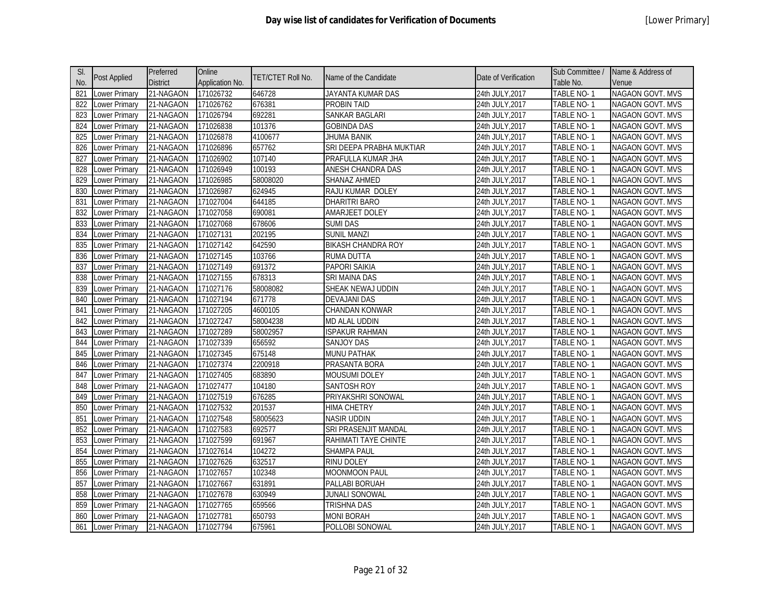# Day wise list of candidates for Verification of Documents

[Lower Primary]

| Sl. No. | Post Applied | Preferred District | Online Application No. | TET/CTET Roll No. | Name of the Candidate | Date of Verification | Sub Committee / Table No. | Name & Address of Venue |
|---|---|---|---|---|---|---|---|---|
| 821 | Lower Primary | 21-NAGAON | 171026732 | 646728 | JAYANTA KUMAR DAS | 24th JULY,2017 | TABLE NO- 1 | NAGAON GOVT. MVS |
| 822 | Lower Primary | 21-NAGAON | 171026762 | 676381 | PROBIN TAID | 24th JULY,2017 | TABLE NO- 1 | NAGAON GOVT. MVS |
| 823 | Lower Primary | 21-NAGAON | 171026794 | 692281 | SANKAR BAGLARI | 24th JULY,2017 | TABLE NO- 1 | NAGAON GOVT. MVS |
| 824 | Lower Primary | 21-NAGAON | 171026838 | 101376 | GOBINDA DAS | 24th JULY,2017 | TABLE NO- 1 | NAGAON GOVT. MVS |
| 825 | Lower Primary | 21-NAGAON | 171026878 | 4100677 | JHUMA BANIK | 24th JULY,2017 | TABLE NO- 1 | NAGAON GOVT. MVS |
| 826 | Lower Primary | 21-NAGAON | 171026896 | 657762 | SRI DEEPA PRABHA MUKTIAR | 24th JULY,2017 | TABLE NO- 1 | NAGAON GOVT. MVS |
| 827 | Lower Primary | 21-NAGAON | 171026902 | 107140 | PRAFULLA KUMAR JHA | 24th JULY,2017 | TABLE NO- 1 | NAGAON GOVT. MVS |
| 828 | Lower Primary | 21-NAGAON | 171026949 | 100193 | ANESH CHANDRA DAS | 24th JULY,2017 | TABLE NO- 1 | NAGAON GOVT. MVS |
| 829 | Lower Primary | 21-NAGAON | 171026985 | 58008020 | SHANAZ AHMED | 24th JULY,2017 | TABLE NO- 1 | NAGAON GOVT. MVS |
| 830 | Lower Primary | 21-NAGAON | 171026987 | 624945 | RAJU KUMAR DOLEY | 24th JULY,2017 | TABLE NO- 1 | NAGAON GOVT. MVS |
| 831 | Lower Primary | 21-NAGAON | 171027004 | 644185 | DHARITRI BARO | 24th JULY,2017 | TABLE NO- 1 | NAGAON GOVT. MVS |
| 832 | Lower Primary | 21-NAGAON | 171027058 | 690081 | AMARJEET DOLEY | 24th JULY,2017 | TABLE NO- 1 | NAGAON GOVT. MVS |
| 833 | Lower Primary | 21-NAGAON | 171027068 | 678606 | SUMI DAS | 24th JULY,2017 | TABLE NO- 1 | NAGAON GOVT. MVS |
| 834 | Lower Primary | 21-NAGAON | 171027131 | 202195 | SUNIL MANZI | 24th JULY,2017 | TABLE NO- 1 | NAGAON GOVT. MVS |
| 835 | Lower Primary | 21-NAGAON | 171027142 | 642590 | BIKASH CHANDRA ROY | 24th JULY,2017 | TABLE NO- 1 | NAGAON GOVT. MVS |
| 836 | Lower Primary | 21-NAGAON | 171027145 | 103766 | RUMA DUTTA | 24th JULY,2017 | TABLE NO- 1 | NAGAON GOVT. MVS |
| 837 | Lower Primary | 21-NAGAON | 171027149 | 691372 | PAPORI SAIKIA | 24th JULY,2017 | TABLE NO- 1 | NAGAON GOVT. MVS |
| 838 | Lower Primary | 21-NAGAON | 171027155 | 678313 | SRI MAINA DAS | 24th JULY,2017 | TABLE NO- 1 | NAGAON GOVT. MVS |
| 839 | Lower Primary | 21-NAGAON | 171027176 | 58008082 | SHEAK NEWAJ UDDIN | 24th JULY,2017 | TABLE NO- 1 | NAGAON GOVT. MVS |
| 840 | Lower Primary | 21-NAGAON | 171027194 | 671778 | DEVAJANI DAS | 24th JULY,2017 | TABLE NO- 1 | NAGAON GOVT. MVS |
| 841 | Lower Primary | 21-NAGAON | 171027205 | 4600105 | CHANDAN KONWAR | 24th JULY,2017 | TABLE NO- 1 | NAGAON GOVT. MVS |
| 842 | Lower Primary | 21-NAGAON | 171027247 | 58004238 | MD ALAL UDDIN | 24th JULY,2017 | TABLE NO- 1 | NAGAON GOVT. MVS |
| 843 | Lower Primary | 21-NAGAON | 171027289 | 58002957 | ISPAKUR RAHMAN | 24th JULY,2017 | TABLE NO- 1 | NAGAON GOVT. MVS |
| 844 | Lower Primary | 21-NAGAON | 171027339 | 656592 | SANJOY DAS | 24th JULY,2017 | TABLE NO- 1 | NAGAON GOVT. MVS |
| 845 | Lower Primary | 21-NAGAON | 171027345 | 675148 | MUNU PATHAK | 24th JULY,2017 | TABLE NO- 1 | NAGAON GOVT. MVS |
| 846 | Lower Primary | 21-NAGAON | 171027374 | 2200918 | PRASANTA BORA | 24th JULY,2017 | TABLE NO- 1 | NAGAON GOVT. MVS |
| 847 | Lower Primary | 21-NAGAON | 171027405 | 683890 | MOUSUMI DOLEY | 24th JULY,2017 | TABLE NO- 1 | NAGAON GOVT. MVS |
| 848 | Lower Primary | 21-NAGAON | 171027477 | 104180 | SANTOSH ROY | 24th JULY,2017 | TABLE NO- 1 | NAGAON GOVT. MVS |
| 849 | Lower Primary | 21-NAGAON | 171027519 | 676285 | PRIYAKSHRI SONOWAL | 24th JULY,2017 | TABLE NO- 1 | NAGAON GOVT. MVS |
| 850 | Lower Primary | 21-NAGAON | 171027532 | 201537 | HIMA CHETRY | 24th JULY,2017 | TABLE NO- 1 | NAGAON GOVT. MVS |
| 851 | Lower Primary | 21-NAGAON | 171027548 | 58005623 | NASIR UDDIN | 24th JULY,2017 | TABLE NO- 1 | NAGAON GOVT. MVS |
| 852 | Lower Primary | 21-NAGAON | 171027583 | 692577 | SRI PRASENJIT MANDAL | 24th JULY,2017 | TABLE NO- 1 | NAGAON GOVT. MVS |
| 853 | Lower Primary | 21-NAGAON | 171027599 | 691967 | RAHIMATI TAYE CHINTE | 24th JULY,2017 | TABLE NO- 1 | NAGAON GOVT. MVS |
| 854 | Lower Primary | 21-NAGAON | 171027614 | 104272 | SHAMPA PAUL | 24th JULY,2017 | TABLE NO- 1 | NAGAON GOVT. MVS |
| 855 | Lower Primary | 21-NAGAON | 171027626 | 632517 | RINU DOLEY | 24th JULY,2017 | TABLE NO- 1 | NAGAON GOVT. MVS |
| 856 | Lower Primary | 21-NAGAON | 171027657 | 102348 | MOONMOON PAUL | 24th JULY,2017 | TABLE NO- 1 | NAGAON GOVT. MVS |
| 857 | Lower Primary | 21-NAGAON | 171027667 | 631891 | PALLABI BORUAH | 24th JULY,2017 | TABLE NO- 1 | NAGAON GOVT. MVS |
| 858 | Lower Primary | 21-NAGAON | 171027678 | 630949 | JUNALI SONOWAL | 24th JULY,2017 | TABLE NO- 1 | NAGAON GOVT. MVS |
| 859 | Lower Primary | 21-NAGAON | 171027765 | 659566 | TRISHNA DAS | 24th JULY,2017 | TABLE NO- 1 | NAGAON GOVT. MVS |
| 860 | Lower Primary | 21-NAGAON | 171027781 | 650793 | MONI BORAH | 24th JULY,2017 | TABLE NO- 1 | NAGAON GOVT. MVS |
| 861 | Lower Primary | 21-NAGAON | 171027794 | 675961 | POLLOBI SONOWAL | 24th JULY,2017 | TABLE NO- 1 | NAGAON GOVT. MVS |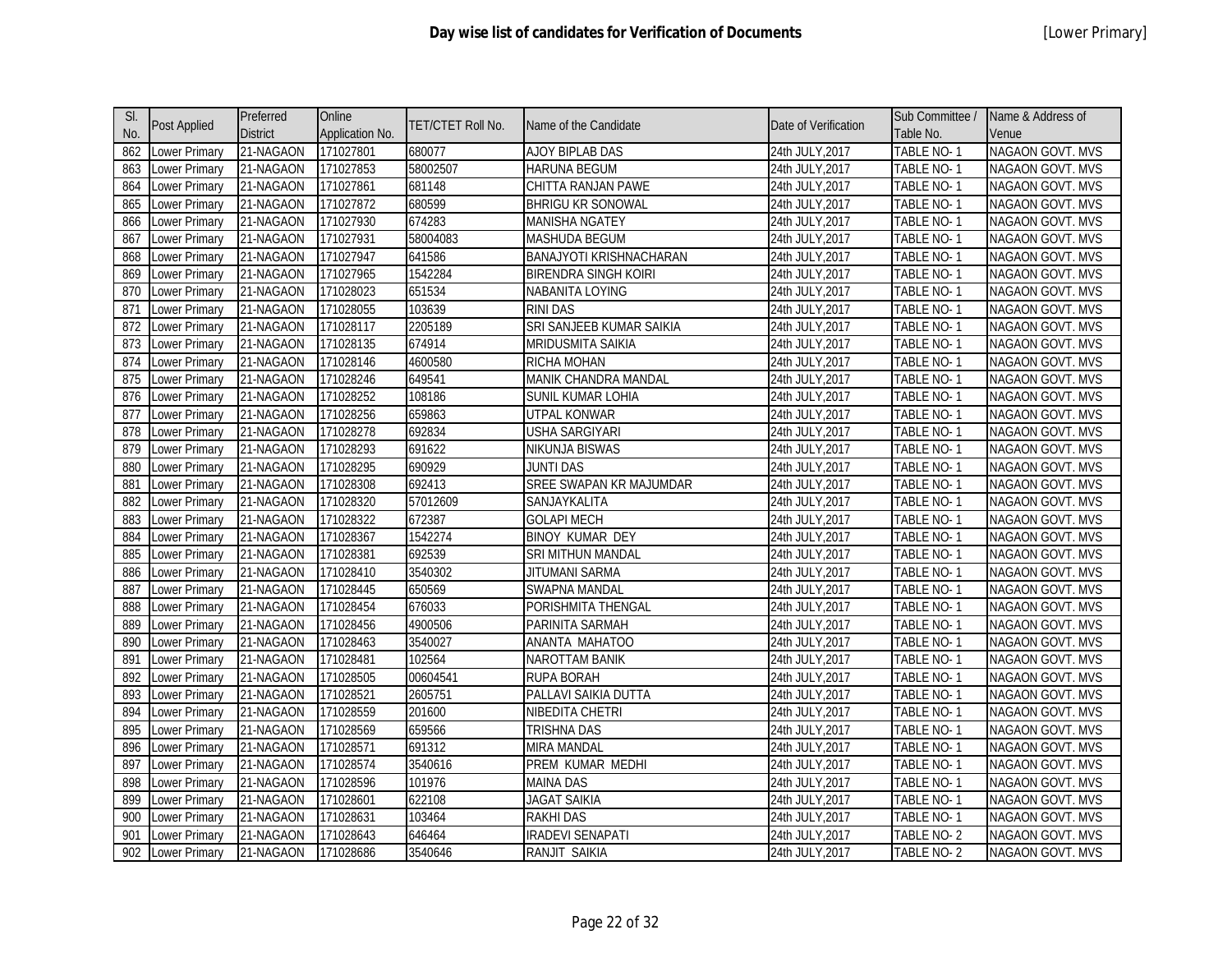# Day wise list of candidates for Verification of Documents

[Lower Primary]

| Sl. No. | Post Applied | Preferred District | Online Application No. | TET/CTET Roll No. | Name of the Candidate | Date of Verification | Sub Committee / Table No. | Name & Address of Venue |
|---|---|---|---|---|---|---|---|---|
| 862 | Lower Primary | 21-NAGAON | 171027801 | 680077 | AJOY BIPLAB DAS | 24th JULY,2017 | TABLE NO- 1 | NAGAON GOVT. MVS |
| 863 | Lower Primary | 21-NAGAON | 171027853 | 58002507 | HARUNA BEGUM | 24th JULY,2017 | TABLE NO- 1 | NAGAON GOVT. MVS |
| 864 | Lower Primary | 21-NAGAON | 171027861 | 681148 | CHITTA RANJAN PAWE | 24th JULY,2017 | TABLE NO- 1 | NAGAON GOVT. MVS |
| 865 | Lower Primary | 21-NAGAON | 171027872 | 680599 | BHRIGU KR SONOWAL | 24th JULY,2017 | TABLE NO- 1 | NAGAON GOVT. MVS |
| 866 | Lower Primary | 21-NAGAON | 171027930 | 674283 | MANISHA NGATEY | 24th JULY,2017 | TABLE NO- 1 | NAGAON GOVT. MVS |
| 867 | Lower Primary | 21-NAGAON | 171027931 | 58004083 | MASHUDA BEGUM | 24th JULY,2017 | TABLE NO- 1 | NAGAON GOVT. MVS |
| 868 | Lower Primary | 21-NAGAON | 171027947 | 641586 | BANAJYOTI KRISHNACHARAN | 24th JULY,2017 | TABLE NO- 1 | NAGAON GOVT. MVS |
| 869 | Lower Primary | 21-NAGAON | 171027965 | 1542284 | BIRENDRA SINGH KOIRI | 24th JULY,2017 | TABLE NO- 1 | NAGAON GOVT. MVS |
| 870 | Lower Primary | 21-NAGAON | 171028023 | 651534 | NABANITA LOYING | 24th JULY,2017 | TABLE NO- 1 | NAGAON GOVT. MVS |
| 871 | Lower Primary | 21-NAGAON | 171028055 | 103639 | RINI DAS | 24th JULY,2017 | TABLE NO- 1 | NAGAON GOVT. MVS |
| 872 | Lower Primary | 21-NAGAON | 171028117 | 2205189 | SRI SANJEEB KUMAR SAIKIA | 24th JULY,2017 | TABLE NO- 1 | NAGAON GOVT. MVS |
| 873 | Lower Primary | 21-NAGAON | 171028135 | 674914 | MRIDUSMITA SAIKIA | 24th JULY,2017 | TABLE NO- 1 | NAGAON GOVT. MVS |
| 874 | Lower Primary | 21-NAGAON | 171028146 | 4600580 | RICHA MOHAN | 24th JULY,2017 | TABLE NO- 1 | NAGAON GOVT. MVS |
| 875 | Lower Primary | 21-NAGAON | 171028246 | 649541 | MANIK CHANDRA MANDAL | 24th JULY,2017 | TABLE NO- 1 | NAGAON GOVT. MVS |
| 876 | Lower Primary | 21-NAGAON | 171028252 | 108186 | SUNIL KUMAR LOHIA | 24th JULY,2017 | TABLE NO- 1 | NAGAON GOVT. MVS |
| 877 | Lower Primary | 21-NAGAON | 171028256 | 659863 | UTPAL KONWAR | 24th JULY,2017 | TABLE NO- 1 | NAGAON GOVT. MVS |
| 878 | Lower Primary | 21-NAGAON | 171028278 | 692834 | USHA SARGIYARI | 24th JULY,2017 | TABLE NO- 1 | NAGAON GOVT. MVS |
| 879 | Lower Primary | 21-NAGAON | 171028293 | 691622 | NIKUNJA BISWAS | 24th JULY,2017 | TABLE NO- 1 | NAGAON GOVT. MVS |
| 880 | Lower Primary | 21-NAGAON | 171028295 | 690929 | JUNTI DAS | 24th JULY,2017 | TABLE NO- 1 | NAGAON GOVT. MVS |
| 881 | Lower Primary | 21-NAGAON | 171028308 | 692413 | SREE SWAPAN KR MAJUMDAR | 24th JULY,2017 | TABLE NO- 1 | NAGAON GOVT. MVS |
| 882 | Lower Primary | 21-NAGAON | 171028320 | 57012609 | SANJAYKALITA | 24th JULY,2017 | TABLE NO- 1 | NAGAON GOVT. MVS |
| 883 | Lower Primary | 21-NAGAON | 171028322 | 672387 | GOLAPI MECH | 24th JULY,2017 | TABLE NO- 1 | NAGAON GOVT. MVS |
| 884 | Lower Primary | 21-NAGAON | 171028367 | 1542274 | BINOY KUMAR DEY | 24th JULY,2017 | TABLE NO- 1 | NAGAON GOVT. MVS |
| 885 | Lower Primary | 21-NAGAON | 171028381 | 692539 | SRI MITHUN MANDAL | 24th JULY,2017 | TABLE NO- 1 | NAGAON GOVT. MVS |
| 886 | Lower Primary | 21-NAGAON | 171028410 | 3540302 | JITUMANI SARMA | 24th JULY,2017 | TABLE NO- 1 | NAGAON GOVT. MVS |
| 887 | Lower Primary | 21-NAGAON | 171028445 | 650569 | SWAPNA MANDAL | 24th JULY,2017 | TABLE NO- 1 | NAGAON GOVT. MVS |
| 888 | Lower Primary | 21-NAGAON | 171028454 | 676033 | PORISHMITA THENGAL | 24th JULY,2017 | TABLE NO- 1 | NAGAON GOVT. MVS |
| 889 | Lower Primary | 21-NAGAON | 171028456 | 4900506 | PARINITA SARMAH | 24th JULY,2017 | TABLE NO- 1 | NAGAON GOVT. MVS |
| 890 | Lower Primary | 21-NAGAON | 171028463 | 3540027 | ANANTA MAHATOO | 24th JULY,2017 | TABLE NO- 1 | NAGAON GOVT. MVS |
| 891 | Lower Primary | 21-NAGAON | 171028481 | 102564 | NAROTTAM BANIK | 24th JULY,2017 | TABLE NO- 1 | NAGAON GOVT. MVS |
| 892 | Lower Primary | 21-NAGAON | 171028505 | 00604541 | RUPA BORAH | 24th JULY,2017 | TABLE NO- 1 | NAGAON GOVT. MVS |
| 893 | Lower Primary | 21-NAGAON | 171028521 | 2605751 | PALLAVI SAIKIA DUTTA | 24th JULY,2017 | TABLE NO- 1 | NAGAON GOVT. MVS |
| 894 | Lower Primary | 21-NAGAON | 171028559 | 201600 | NIBEDITA CHETRI | 24th JULY,2017 | TABLE NO- 1 | NAGAON GOVT. MVS |
| 895 | Lower Primary | 21-NAGAON | 171028569 | 659566 | TRISHNA DAS | 24th JULY,2017 | TABLE NO- 1 | NAGAON GOVT. MVS |
| 896 | Lower Primary | 21-NAGAON | 171028571 | 691312 | MIRA MANDAL | 24th JULY,2017 | TABLE NO- 1 | NAGAON GOVT. MVS |
| 897 | Lower Primary | 21-NAGAON | 171028574 | 3540616 | PREM KUMAR MEDHI | 24th JULY,2017 | TABLE NO- 1 | NAGAON GOVT. MVS |
| 898 | Lower Primary | 21-NAGAON | 171028596 | 101976 | MAINA DAS | 24th JULY,2017 | TABLE NO- 1 | NAGAON GOVT. MVS |
| 899 | Lower Primary | 21-NAGAON | 171028601 | 622108 | JAGAT SAIKIA | 24th JULY,2017 | TABLE NO- 1 | NAGAON GOVT. MVS |
| 900 | Lower Primary | 21-NAGAON | 171028631 | 103464 | RAKHI DAS | 24th JULY,2017 | TABLE NO- 1 | NAGAON GOVT. MVS |
| 901 | Lower Primary | 21-NAGAON | 171028643 | 646464 | IRADEVI SENAPATI | 24th JULY,2017 | TABLE NO- 2 | NAGAON GOVT. MVS |
| 902 | Lower Primary | 21-NAGAON | 171028686 | 3540646 | RANJIT SAIKIA | 24th JULY,2017 | TABLE NO- 2 | NAGAON GOVT. MVS |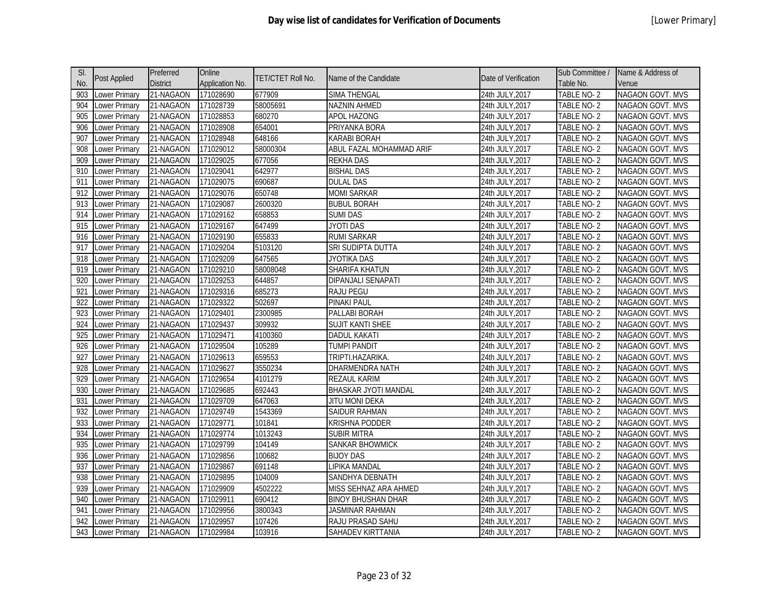| Sl. No. | Post Applied | Preferred District | Online Application No. | TET/CTET Roll No. | Name of the Candidate | Date of Verification | Sub Committee / Table No. | Name & Address of Venue |
|---|---|---|---|---|---|---|---|---|
| 903 | Lower Primary | 21-NAGAON | 171028690 | 677909 | SIMA THENGAL | 24th JULY,2017 | TABLE NO- 2 | NAGAON GOVT. MVS |
| 904 | Lower Primary | 21-NAGAON | 171028739 | 58005691 | NAZNIN AHMED | 24th JULY,2017 | TABLE NO- 2 | NAGAON GOVT. MVS |
| 905 | Lower Primary | 21-NAGAON | 171028853 | 680270 | APOL HAZONG | 24th JULY,2017 | TABLE NO- 2 | NAGAON GOVT. MVS |
| 906 | Lower Primary | 21-NAGAON | 171028908 | 654001 | PRIYANKA BORA | 24th JULY,2017 | TABLE NO- 2 | NAGAON GOVT. MVS |
| 907 | Lower Primary | 21-NAGAON | 171028948 | 648166 | KARABI BORAH | 24th JULY,2017 | TABLE NO- 2 | NAGAON GOVT. MVS |
| 908 | Lower Primary | 21-NAGAON | 171029012 | 58000304 | ABUL FAZAL MOHAMMAD ARIF | 24th JULY,2017 | TABLE NO- 2 | NAGAON GOVT. MVS |
| 909 | Lower Primary | 21-NAGAON | 171029025 | 677056 | REKHA DAS | 24th JULY,2017 | TABLE NO- 2 | NAGAON GOVT. MVS |
| 910 | Lower Primary | 21-NAGAON | 171029041 | 642977 | BISHAL DAS | 24th JULY,2017 | TABLE NO- 2 | NAGAON GOVT. MVS |
| 911 | Lower Primary | 21-NAGAON | 171029075 | 690687 | DULAL DAS | 24th JULY,2017 | TABLE NO- 2 | NAGAON GOVT. MVS |
| 912 | Lower Primary | 21-NAGAON | 171029076 | 650748 | MOMI SARKAR | 24th JULY,2017 | TABLE NO- 2 | NAGAON GOVT. MVS |
| 913 | Lower Primary | 21-NAGAON | 171029087 | 2600320 | BUBUL BORAH | 24th JULY,2017 | TABLE NO- 2 | NAGAON GOVT. MVS |
| 914 | Lower Primary | 21-NAGAON | 171029162 | 658853 | SUMI DAS | 24th JULY,2017 | TABLE NO- 2 | NAGAON GOVT. MVS |
| 915 | Lower Primary | 21-NAGAON | 171029167 | 647499 | JYOTI DAS | 24th JULY,2017 | TABLE NO- 2 | NAGAON GOVT. MVS |
| 916 | Lower Primary | 21-NAGAON | 171029190 | 655833 | RUMI SARKAR | 24th JULY,2017 | TABLE NO- 2 | NAGAON GOVT. MVS |
| 917 | Lower Primary | 21-NAGAON | 171029204 | 5103120 | SRI SUDIPTA DUTTA | 24th JULY,2017 | TABLE NO- 2 | NAGAON GOVT. MVS |
| 918 | Lower Primary | 21-NAGAON | 171029209 | 647565 | JYOTIKA DAS | 24th JULY,2017 | TABLE NO- 2 | NAGAON GOVT. MVS |
| 919 | Lower Primary | 21-NAGAON | 171029210 | 58008048 | SHARIFA KHATUN | 24th JULY,2017 | TABLE NO- 2 | NAGAON GOVT. MVS |
| 920 | Lower Primary | 21-NAGAON | 171029253 | 644857 | DIPANJALI SENAPATI | 24th JULY,2017 | TABLE NO- 2 | NAGAON GOVT. MVS |
| 921 | Lower Primary | 21-NAGAON | 171029316 | 685273 | RAJU PEGU | 24th JULY,2017 | TABLE NO- 2 | NAGAON GOVT. MVS |
| 922 | Lower Primary | 21-NAGAON | 171029322 | 502697 | PINAKI PAUL | 24th JULY,2017 | TABLE NO- 2 | NAGAON GOVT. MVS |
| 923 | Lower Primary | 21-NAGAON | 171029401 | 2300985 | PALLABI BORAH | 24th JULY,2017 | TABLE NO- 2 | NAGAON GOVT. MVS |
| 924 | Lower Primary | 21-NAGAON | 171029437 | 309932 | SUJIT KANTI SHEE | 24th JULY,2017 | TABLE NO- 2 | NAGAON GOVT. MVS |
| 925 | Lower Primary | 21-NAGAON | 171029471 | 4100360 | DADUL KAKATI | 24th JULY,2017 | TABLE NO- 2 | NAGAON GOVT. MVS |
| 926 | Lower Primary | 21-NAGAON | 171029504 | 105289 | TUMPI PANDIT | 24th JULY,2017 | TABLE NO- 2 | NAGAON GOVT. MVS |
| 927 | Lower Primary | 21-NAGAON | 171029613 | 659553 | TRIPTI.HAZARIKA. | 24th JULY,2017 | TABLE NO- 2 | NAGAON GOVT. MVS |
| 928 | Lower Primary | 21-NAGAON | 171029627 | 3550234 | DHARMENDRA NATH | 24th JULY,2017 | TABLE NO- 2 | NAGAON GOVT. MVS |
| 929 | Lower Primary | 21-NAGAON | 171029654 | 4101279 | REZAUL KARIM | 24th JULY,2017 | TABLE NO- 2 | NAGAON GOVT. MVS |
| 930 | Lower Primary | 21-NAGAON | 171029685 | 692443 | BHASKAR JYOTI MANDAL | 24th JULY,2017 | TABLE NO- 2 | NAGAON GOVT. MVS |
| 931 | Lower Primary | 21-NAGAON | 171029709 | 647063 | JITU MONI DEKA | 24th JULY,2017 | TABLE NO- 2 | NAGAON GOVT. MVS |
| 932 | Lower Primary | 21-NAGAON | 171029749 | 1543369 | SAIDUR RAHMAN | 24th JULY,2017 | TABLE NO- 2 | NAGAON GOVT. MVS |
| 933 | Lower Primary | 21-NAGAON | 171029771 | 101841 | KRISHNA PODDER | 24th JULY,2017 | TABLE NO- 2 | NAGAON GOVT. MVS |
| 934 | Lower Primary | 21-NAGAON | 171029774 | 1013243 | SUBIR MITRA | 24th JULY,2017 | TABLE NO- 2 | NAGAON GOVT. MVS |
| 935 | Lower Primary | 21-NAGAON | 171029799 | 104149 | SANKAR BHOWMICK | 24th JULY,2017 | TABLE NO- 2 | NAGAON GOVT. MVS |
| 936 | Lower Primary | 21-NAGAON | 171029856 | 100682 | BIJOY DAS | 24th JULY,2017 | TABLE NO- 2 | NAGAON GOVT. MVS |
| 937 | Lower Primary | 21-NAGAON | 171029867 | 691148 | LIPIKA MANDAL | 24th JULY,2017 | TABLE NO- 2 | NAGAON GOVT. MVS |
| 938 | Lower Primary | 21-NAGAON | 171029895 | 104009 | SANDHYA DEBNATH | 24th JULY,2017 | TABLE NO- 2 | NAGAON GOVT. MVS |
| 939 | Lower Primary | 21-NAGAON | 171029909 | 4502222 | MISS SEHNAZ ARA AHMED | 24th JULY,2017 | TABLE NO- 2 | NAGAON GOVT. MVS |
| 940 | Lower Primary | 21-NAGAON | 171029911 | 690412 | BINOY BHUSHAN DHAR | 24th JULY,2017 | TABLE NO- 2 | NAGAON GOVT. MVS |
| 941 | Lower Primary | 21-NAGAON | 171029956 | 3800343 | JASMINAR RAHMAN | 24th JULY,2017 | TABLE NO- 2 | NAGAON GOVT. MVS |
| 942 | Lower Primary | 21-NAGAON | 171029957 | 107426 | RAJU PRASAD SAHU | 24th JULY,2017 | TABLE NO- 2 | NAGAON GOVT. MVS |
| 943 | Lower Primary | 21-NAGAON | 171029984 | 103916 | SAHADEV KIRTTANIA | 24th JULY,2017 | TABLE NO- 2 | NAGAON GOVT. MVS |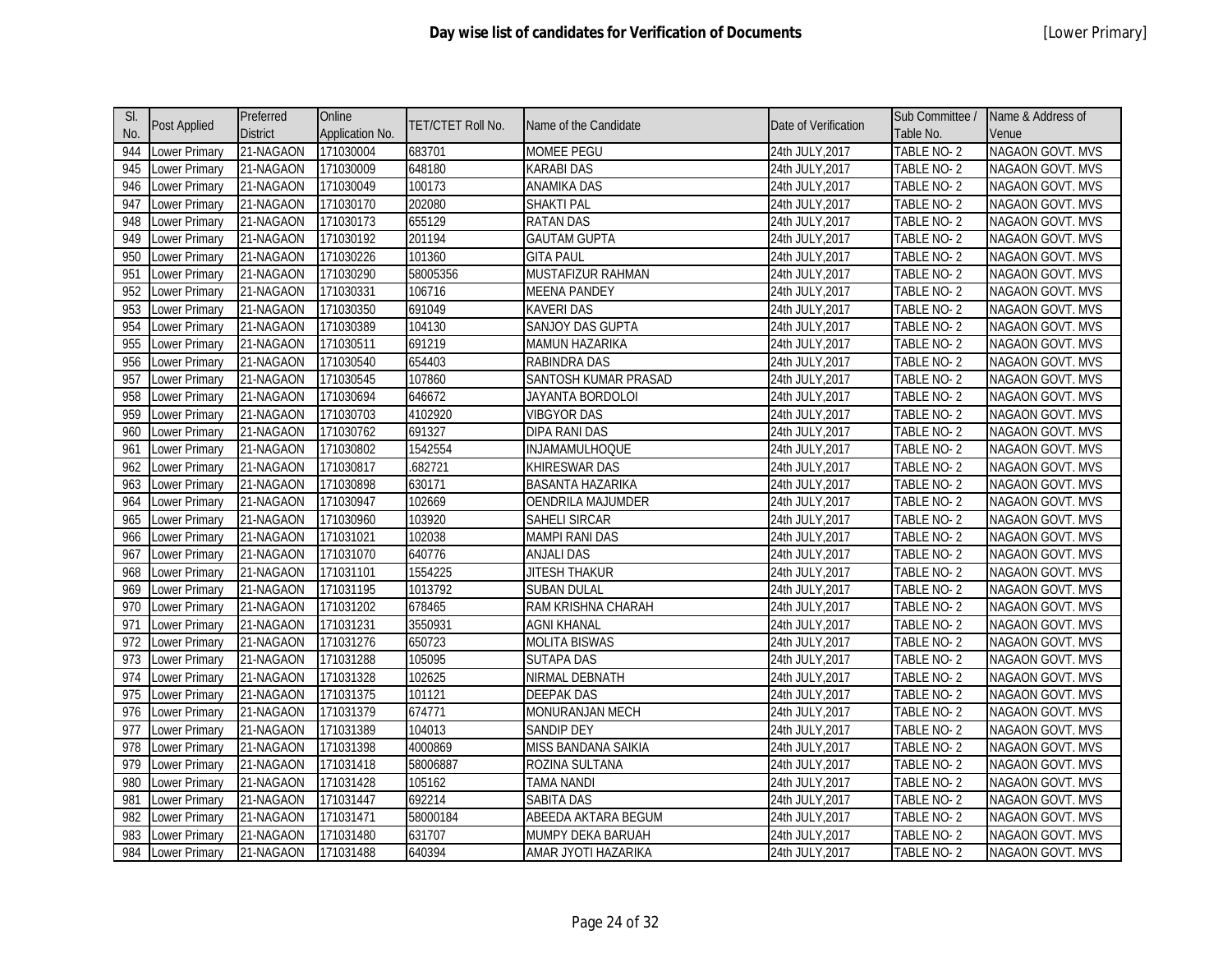# Day wise list of candidates for Verification of Documents

[Lower Primary]

| Sl. No. | Post Applied | Preferred District | Online Application No. | TET/CTET Roll No. | Name of the Candidate | Date of Verification | Sub Committee / Table No. | Name & Address of Venue |
|---|---|---|---|---|---|---|---|---|
| 944 | Lower Primary | 21-NAGAON | 171030004 | 683701 | MOMEE PEGU | 24th JULY,2017 | TABLE NO- 2 | NAGAON GOVT. MVS |
| 945 | Lower Primary | 21-NAGAON | 171030009 | 648180 | KARABI DAS | 24th JULY,2017 | TABLE NO- 2 | NAGAON GOVT. MVS |
| 946 | Lower Primary | 21-NAGAON | 171030049 | 100173 | ANAMIKA DAS | 24th JULY,2017 | TABLE NO- 2 | NAGAON GOVT. MVS |
| 947 | Lower Primary | 21-NAGAON | 171030170 | 202080 | SHAKTI PAL | 24th JULY,2017 | TABLE NO- 2 | NAGAON GOVT. MVS |
| 948 | Lower Primary | 21-NAGAON | 171030173 | 655129 | RATAN DAS | 24th JULY,2017 | TABLE NO- 2 | NAGAON GOVT. MVS |
| 949 | Lower Primary | 21-NAGAON | 171030192 | 201194 | GAUTAM GUPTA | 24th JULY,2017 | TABLE NO- 2 | NAGAON GOVT. MVS |
| 950 | Lower Primary | 21-NAGAON | 171030226 | 101360 | GITA PAUL | 24th JULY,2017 | TABLE NO- 2 | NAGAON GOVT. MVS |
| 951 | Lower Primary | 21-NAGAON | 171030290 | 58005356 | MUSTAFIZUR RAHMAN | 24th JULY,2017 | TABLE NO- 2 | NAGAON GOVT. MVS |
| 952 | Lower Primary | 21-NAGAON | 171030331 | 106716 | MEENA PANDEY | 24th JULY,2017 | TABLE NO- 2 | NAGAON GOVT. MVS |
| 953 | Lower Primary | 21-NAGAON | 171030350 | 691049 | KAVERI DAS | 24th JULY,2017 | TABLE NO- 2 | NAGAON GOVT. MVS |
| 954 | Lower Primary | 21-NAGAON | 171030389 | 104130 | SANJOY DAS GUPTA | 24th JULY,2017 | TABLE NO- 2 | NAGAON GOVT. MVS |
| 955 | Lower Primary | 21-NAGAON | 171030511 | 691219 | MAMUN HAZARIKA | 24th JULY,2017 | TABLE NO- 2 | NAGAON GOVT. MVS |
| 956 | Lower Primary | 21-NAGAON | 171030540 | 654403 | RABINDRA DAS | 24th JULY,2017 | TABLE NO- 2 | NAGAON GOVT. MVS |
| 957 | Lower Primary | 21-NAGAON | 171030545 | 107860 | SANTOSH KUMAR PRASAD | 24th JULY,2017 | TABLE NO- 2 | NAGAON GOVT. MVS |
| 958 | Lower Primary | 21-NAGAON | 171030694 | 646672 | JAYANTA BORDOLOI | 24th JULY,2017 | TABLE NO- 2 | NAGAON GOVT. MVS |
| 959 | Lower Primary | 21-NAGAON | 171030703 | 4102920 | VIBGYOR DAS | 24th JULY,2017 | TABLE NO- 2 | NAGAON GOVT. MVS |
| 960 | Lower Primary | 21-NAGAON | 171030762 | 691327 | DIPA RANI DAS | 24th JULY,2017 | TABLE NO- 2 | NAGAON GOVT. MVS |
| 961 | Lower Primary | 21-NAGAON | 171030802 | 1542554 | INJAMAMULHOQUE | 24th JULY,2017 | TABLE NO- 2 | NAGAON GOVT. MVS |
| 962 | Lower Primary | 21-NAGAON | 171030817 | .682721 | KHIRESWAR DAS | 24th JULY,2017 | TABLE NO- 2 | NAGAON GOVT. MVS |
| 963 | Lower Primary | 21-NAGAON | 171030898 | 630171 | BASANTA HAZARIKA | 24th JULY,2017 | TABLE NO- 2 | NAGAON GOVT. MVS |
| 964 | Lower Primary | 21-NAGAON | 171030947 | 102669 | OENDRILA MAJUMDER | 24th JULY,2017 | TABLE NO- 2 | NAGAON GOVT. MVS |
| 965 | Lower Primary | 21-NAGAON | 171030960 | 103920 | SAHELI SIRCAR | 24th JULY,2017 | TABLE NO- 2 | NAGAON GOVT. MVS |
| 966 | Lower Primary | 21-NAGAON | 171031021 | 102038 | MAMPI RANI DAS | 24th JULY,2017 | TABLE NO- 2 | NAGAON GOVT. MVS |
| 967 | Lower Primary | 21-NAGAON | 171031070 | 640776 | ANJALI DAS | 24th JULY,2017 | TABLE NO- 2 | NAGAON GOVT. MVS |
| 968 | Lower Primary | 21-NAGAON | 171031101 | 1554225 | JITESH THAKUR | 24th JULY,2017 | TABLE NO- 2 | NAGAON GOVT. MVS |
| 969 | Lower Primary | 21-NAGAON | 171031195 | 1013792 | SUBAN DULAL | 24th JULY,2017 | TABLE NO- 2 | NAGAON GOVT. MVS |
| 970 | Lower Primary | 21-NAGAON | 171031202 | 678465 | RAM KRISHNA CHARAH | 24th JULY,2017 | TABLE NO- 2 | NAGAON GOVT. MVS |
| 971 | Lower Primary | 21-NAGAON | 171031231 | 3550931 | AGNI KHANAL | 24th JULY,2017 | TABLE NO- 2 | NAGAON GOVT. MVS |
| 972 | Lower Primary | 21-NAGAON | 171031276 | 650723 | MOLITA BISWAS | 24th JULY,2017 | TABLE NO- 2 | NAGAON GOVT. MVS |
| 973 | Lower Primary | 21-NAGAON | 171031288 | 105095 | SUTAPA DAS | 24th JULY,2017 | TABLE NO- 2 | NAGAON GOVT. MVS |
| 974 | Lower Primary | 21-NAGAON | 171031328 | 102625 | NIRMAL DEBNATH | 24th JULY,2017 | TABLE NO- 2 | NAGAON GOVT. MVS |
| 975 | Lower Primary | 21-NAGAON | 171031375 | 101121 | DEEPAK DAS | 24th JULY,2017 | TABLE NO- 2 | NAGAON GOVT. MVS |
| 976 | Lower Primary | 21-NAGAON | 171031379 | 674771 | MONURANJAN MECH | 24th JULY,2017 | TABLE NO- 2 | NAGAON GOVT. MVS |
| 977 | Lower Primary | 21-NAGAON | 171031389 | 104013 | SANDIP DEY | 24th JULY,2017 | TABLE NO- 2 | NAGAON GOVT. MVS |
| 978 | Lower Primary | 21-NAGAON | 171031398 | 4000869 | MISS BANDANA SAIKIA | 24th JULY,2017 | TABLE NO- 2 | NAGAON GOVT. MVS |
| 979 | Lower Primary | 21-NAGAON | 171031418 | 58006887 | ROZINA SULTANA | 24th JULY,2017 | TABLE NO- 2 | NAGAON GOVT. MVS |
| 980 | Lower Primary | 21-NAGAON | 171031428 | 105162 | TAMA NANDI | 24th JULY,2017 | TABLE NO- 2 | NAGAON GOVT. MVS |
| 981 | Lower Primary | 21-NAGAON | 171031447 | 692214 | SABITA DAS | 24th JULY,2017 | TABLE NO- 2 | NAGAON GOVT. MVS |
| 982 | Lower Primary | 21-NAGAON | 171031471 | 58000184 | ABEEDA AKTARA BEGUM | 24th JULY,2017 | TABLE NO- 2 | NAGAON GOVT. MVS |
| 983 | Lower Primary | 21-NAGAON | 171031480 | 631707 | MUMPY DEKA BARUAH | 24th JULY,2017 | TABLE NO- 2 | NAGAON GOVT. MVS |
| 984 | Lower Primary | 21-NAGAON | 171031488 | 640394 | AMAR JYOTI HAZARIKA | 24th JULY,2017 | TABLE NO- 2 | NAGAON GOVT. MVS |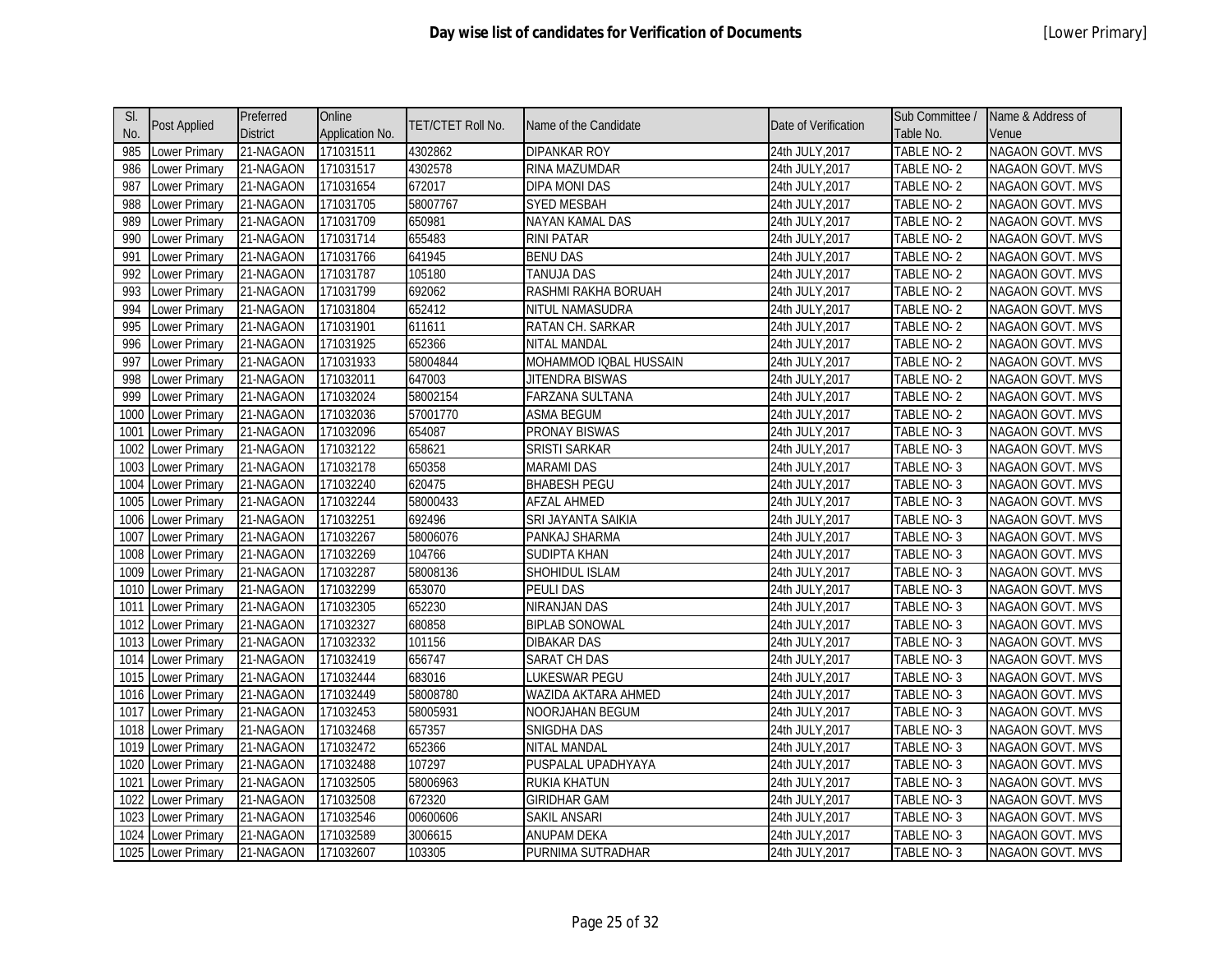# Day wise list of candidates for Verification of Documents

[Lower Primary]

| Sl. No. | Post Applied | Preferred District | Online Application No. | TET/CTET Roll No. | Name of the Candidate | Date of Verification | Sub Committee / Table No. | Name & Address of Venue |
|---|---|---|---|---|---|---|---|---|
| 985 | Lower Primary | 21-NAGAON | 171031511 | 4302862 | DIPANKAR ROY | 24th JULY,2017 | TABLE NO- 2 | NAGAON GOVT. MVS |
| 986 | Lower Primary | 21-NAGAON | 171031517 | 4302578 | RINA MAZUMDAR | 24th JULY,2017 | TABLE NO- 2 | NAGAON GOVT. MVS |
| 987 | Lower Primary | 21-NAGAON | 171031654 | 672017 | DIPA MONI DAS | 24th JULY,2017 | TABLE NO- 2 | NAGAON GOVT. MVS |
| 988 | Lower Primary | 21-NAGAON | 171031705 | 58007767 | SYED MESBAH | 24th JULY,2017 | TABLE NO- 2 | NAGAON GOVT. MVS |
| 989 | Lower Primary | 21-NAGAON | 171031709 | 650981 | NAYAN KAMAL DAS | 24th JULY,2017 | TABLE NO- 2 | NAGAON GOVT. MVS |
| 990 | Lower Primary | 21-NAGAON | 171031714 | 655483 | RINI PATAR | 24th JULY,2017 | TABLE NO- 2 | NAGAON GOVT. MVS |
| 991 | Lower Primary | 21-NAGAON | 171031766 | 641945 | BENU DAS | 24th JULY,2017 | TABLE NO- 2 | NAGAON GOVT. MVS |
| 992 | Lower Primary | 21-NAGAON | 171031787 | 105180 | TANUJA DAS | 24th JULY,2017 | TABLE NO- 2 | NAGAON GOVT. MVS |
| 993 | Lower Primary | 21-NAGAON | 171031799 | 692062 | RASHMI RAKHA BORUAH | 24th JULY,2017 | TABLE NO- 2 | NAGAON GOVT. MVS |
| 994 | Lower Primary | 21-NAGAON | 171031804 | 652412 | NITUL NAMASUDRA | 24th JULY,2017 | TABLE NO- 2 | NAGAON GOVT. MVS |
| 995 | Lower Primary | 21-NAGAON | 171031901 | 611611 | RATAN CH. SARKAR | 24th JULY,2017 | TABLE NO- 2 | NAGAON GOVT. MVS |
| 996 | Lower Primary | 21-NAGAON | 171031925 | 652366 | NITAL MANDAL | 24th JULY,2017 | TABLE NO- 2 | NAGAON GOVT. MVS |
| 997 | Lower Primary | 21-NAGAON | 171031933 | 58004844 | MOHAMMOD IQBAL HUSSAIN | 24th JULY,2017 | TABLE NO- 2 | NAGAON GOVT. MVS |
| 998 | Lower Primary | 21-NAGAON | 171032011 | 647003 | JITENDRA BISWAS | 24th JULY,2017 | TABLE NO- 2 | NAGAON GOVT. MVS |
| 999 | Lower Primary | 21-NAGAON | 171032024 | 58002154 | FARZANA SULTANA | 24th JULY,2017 | TABLE NO- 2 | NAGAON GOVT. MVS |
| 1000 | Lower Primary | 21-NAGAON | 171032036 | 57001770 | ASMA BEGUM | 24th JULY,2017 | TABLE NO- 2 | NAGAON GOVT. MVS |
| 1001 | Lower Primary | 21-NAGAON | 171032096 | 654087 | PRONAY BISWAS | 24th JULY,2017 | TABLE NO- 3 | NAGAON GOVT. MVS |
| 1002 | Lower Primary | 21-NAGAON | 171032122 | 658621 | SRISTI SARKAR | 24th JULY,2017 | TABLE NO- 3 | NAGAON GOVT. MVS |
| 1003 | Lower Primary | 21-NAGAON | 171032178 | 650358 | MARAMI DAS | 24th JULY,2017 | TABLE NO- 3 | NAGAON GOVT. MVS |
| 1004 | Lower Primary | 21-NAGAON | 171032240 | 620475 | BHABESH PEGU | 24th JULY,2017 | TABLE NO- 3 | NAGAON GOVT. MVS |
| 1005 | Lower Primary | 21-NAGAON | 171032244 | 58000433 | AFZAL AHMED | 24th JULY,2017 | TABLE NO- 3 | NAGAON GOVT. MVS |
| 1006 | Lower Primary | 21-NAGAON | 171032251 | 692496 | SRI JAYANTA SAIKIA | 24th JULY,2017 | TABLE NO- 3 | NAGAON GOVT. MVS |
| 1007 | Lower Primary | 21-NAGAON | 171032267 | 58006076 | PANKAJ SHARMA | 24th JULY,2017 | TABLE NO- 3 | NAGAON GOVT. MVS |
| 1008 | Lower Primary | 21-NAGAON | 171032269 | 104766 | SUDIPTA KHAN | 24th JULY,2017 | TABLE NO- 3 | NAGAON GOVT. MVS |
| 1009 | Lower Primary | 21-NAGAON | 171032287 | 58008136 | SHOHIDUL ISLAM | 24th JULY,2017 | TABLE NO- 3 | NAGAON GOVT. MVS |
| 1010 | Lower Primary | 21-NAGAON | 171032299 | 653070 | PEULI DAS | 24th JULY,2017 | TABLE NO- 3 | NAGAON GOVT. MVS |
| 1011 | Lower Primary | 21-NAGAON | 171032305 | 652230 | NIRANJAN DAS | 24th JULY,2017 | TABLE NO- 3 | NAGAON GOVT. MVS |
| 1012 | Lower Primary | 21-NAGAON | 171032327 | 680858 | BIPLAB SONOWAL | 24th JULY,2017 | TABLE NO- 3 | NAGAON GOVT. MVS |
| 1013 | Lower Primary | 21-NAGAON | 171032332 | 101156 | DIBAKAR DAS | 24th JULY,2017 | TABLE NO- 3 | NAGAON GOVT. MVS |
| 1014 | Lower Primary | 21-NAGAON | 171032419 | 656747 | SARAT CH DAS | 24th JULY,2017 | TABLE NO- 3 | NAGAON GOVT. MVS |
| 1015 | Lower Primary | 21-NAGAON | 171032444 | 683016 | LUKESWAR PEGU | 24th JULY,2017 | TABLE NO- 3 | NAGAON GOVT. MVS |
| 1016 | Lower Primary | 21-NAGAON | 171032449 | 58008780 | WAZIDA AKTARA AHMED | 24th JULY,2017 | TABLE NO- 3 | NAGAON GOVT. MVS |
| 1017 | Lower Primary | 21-NAGAON | 171032453 | 58005931 | NOORJAHAN BEGUM | 24th JULY,2017 | TABLE NO- 3 | NAGAON GOVT. MVS |
| 1018 | Lower Primary | 21-NAGAON | 171032468 | 657357 | SNIGDHA DAS | 24th JULY,2017 | TABLE NO- 3 | NAGAON GOVT. MVS |
| 1019 | Lower Primary | 21-NAGAON | 171032472 | 652366 | NITAL MANDAL | 24th JULY,2017 | TABLE NO- 3 | NAGAON GOVT. MVS |
| 1020 | Lower Primary | 21-NAGAON | 171032488 | 107297 | PUSPALAL UPADHYAYA | 24th JULY,2017 | TABLE NO- 3 | NAGAON GOVT. MVS |
| 1021 | Lower Primary | 21-NAGAON | 171032505 | 58006963 | RUKIA KHATUN | 24th JULY,2017 | TABLE NO- 3 | NAGAON GOVT. MVS |
| 1022 | Lower Primary | 21-NAGAON | 171032508 | 672320 | GIRIDHAR GAM | 24th JULY,2017 | TABLE NO- 3 | NAGAON GOVT. MVS |
| 1023 | Lower Primary | 21-NAGAON | 171032546 | 00600606 | SAKIL ANSARI | 24th JULY,2017 | TABLE NO- 3 | NAGAON GOVT. MVS |
| 1024 | Lower Primary | 21-NAGAON | 171032589 | 3006615 | ANUPAM DEKA | 24th JULY,2017 | TABLE NO- 3 | NAGAON GOVT. MVS |
| 1025 | Lower Primary | 21-NAGAON | 171032607 | 103305 | PURNIMA SUTRADHAR | 24th JULY,2017 | TABLE NO- 3 | NAGAON GOVT. MVS |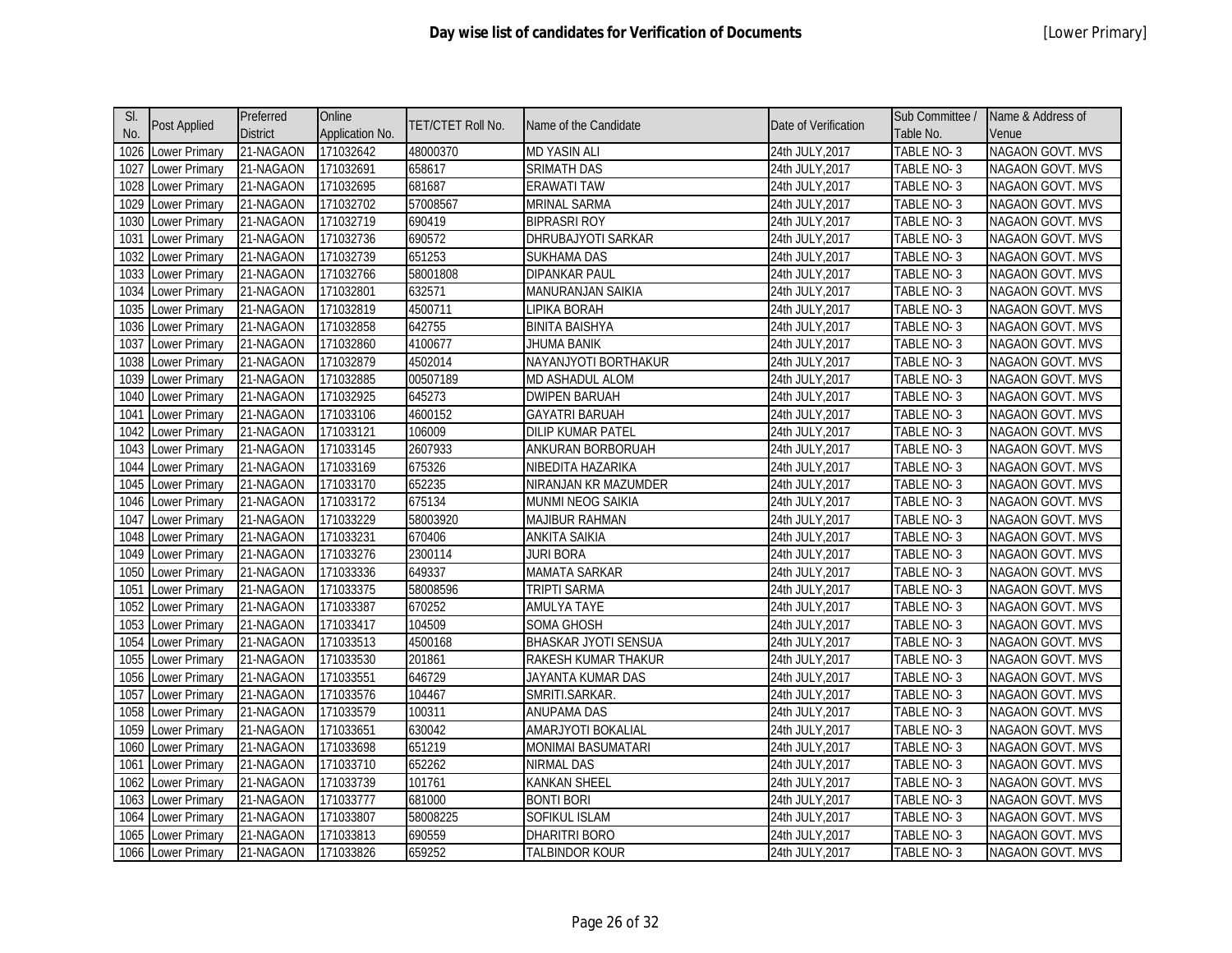# Day wise list of candidates for Verification of Documents

[Lower Primary]

| Sl. No. | Post Applied | Preferred District | Online Application No. | TET/CTET Roll No. | Name of the Candidate | Date of Verification | Sub Committee / Table No. | Name & Address of Venue |
|---|---|---|---|---|---|---|---|---|
| 1026 | Lower Primary | 21-NAGAON | 171032642 | 48000370 | MD YASIN ALI | 24th JULY,2017 | TABLE NO- 3 | NAGAON GOVT. MVS |
| 1027 | Lower Primary | 21-NAGAON | 171032691 | 658617 | SRIMATH DAS | 24th JULY,2017 | TABLE NO- 3 | NAGAON GOVT. MVS |
| 1028 | Lower Primary | 21-NAGAON | 171032695 | 681687 | ERAWATI TAW | 24th JULY,2017 | TABLE NO- 3 | NAGAON GOVT. MVS |
| 1029 | Lower Primary | 21-NAGAON | 171032702 | 57008567 | MRINAL SARMA | 24th JULY,2017 | TABLE NO- 3 | NAGAON GOVT. MVS |
| 1030 | Lower Primary | 21-NAGAON | 171032719 | 690419 | BIPRASRI ROY | 24th JULY,2017 | TABLE NO- 3 | NAGAON GOVT. MVS |
| 1031 | Lower Primary | 21-NAGAON | 171032736 | 690572 | DHRUBAJYOTI SARKAR | 24th JULY,2017 | TABLE NO- 3 | NAGAON GOVT. MVS |
| 1032 | Lower Primary | 21-NAGAON | 171032739 | 651253 | SUKHAMA DAS | 24th JULY,2017 | TABLE NO- 3 | NAGAON GOVT. MVS |
| 1033 | Lower Primary | 21-NAGAON | 171032766 | 58001808 | DIPANKAR PAUL | 24th JULY,2017 | TABLE NO- 3 | NAGAON GOVT. MVS |
| 1034 | Lower Primary | 21-NAGAON | 171032801 | 632571 | MANURANJAN SAIKIA | 24th JULY,2017 | TABLE NO- 3 | NAGAON GOVT. MVS |
| 1035 | Lower Primary | 21-NAGAON | 171032819 | 4500711 | LIPIKA BORAH | 24th JULY,2017 | TABLE NO- 3 | NAGAON GOVT. MVS |
| 1036 | Lower Primary | 21-NAGAON | 171032858 | 642755 | BINITA BAISHYA | 24th JULY,2017 | TABLE NO- 3 | NAGAON GOVT. MVS |
| 1037 | Lower Primary | 21-NAGAON | 171032860 | 4100677 | JHUMA BANIK | 24th JULY,2017 | TABLE NO- 3 | NAGAON GOVT. MVS |
| 1038 | Lower Primary | 21-NAGAON | 171032879 | 4502014 | NAYANJYOTI BORTHAKUR | 24th JULY,2017 | TABLE NO- 3 | NAGAON GOVT. MVS |
| 1039 | Lower Primary | 21-NAGAON | 171032885 | 00507189 | MD ASHADUL ALOM | 24th JULY,2017 | TABLE NO- 3 | NAGAON GOVT. MVS |
| 1040 | Lower Primary | 21-NAGAON | 171032925 | 645273 | DWIPEN BARUAH | 24th JULY,2017 | TABLE NO- 3 | NAGAON GOVT. MVS |
| 1041 | Lower Primary | 21-NAGAON | 171033106 | 4600152 | GAYATRI BARUAH | 24th JULY,2017 | TABLE NO- 3 | NAGAON GOVT. MVS |
| 1042 | Lower Primary | 21-NAGAON | 171033121 | 106009 | DILIP KUMAR PATEL | 24th JULY,2017 | TABLE NO- 3 | NAGAON GOVT. MVS |
| 1043 | Lower Primary | 21-NAGAON | 171033145 | 2607933 | ANKURAN BORBORUAH | 24th JULY,2017 | TABLE NO- 3 | NAGAON GOVT. MVS |
| 1044 | Lower Primary | 21-NAGAON | 171033169 | 675326 | NIBEDITA HAZARIKA | 24th JULY,2017 | TABLE NO- 3 | NAGAON GOVT. MVS |
| 1045 | Lower Primary | 21-NAGAON | 171033170 | 652235 | NIRANJAN KR MAZUMDER | 24th JULY,2017 | TABLE NO- 3 | NAGAON GOVT. MVS |
| 1046 | Lower Primary | 21-NAGAON | 171033172 | 675134 | MUNMI NEOG SAIKIA | 24th JULY,2017 | TABLE NO- 3 | NAGAON GOVT. MVS |
| 1047 | Lower Primary | 21-NAGAON | 171033229 | 58003920 | MAJIBUR RAHMAN | 24th JULY,2017 | TABLE NO- 3 | NAGAON GOVT. MVS |
| 1048 | Lower Primary | 21-NAGAON | 171033231 | 670406 | ANKITA SAIKIA | 24th JULY,2017 | TABLE NO- 3 | NAGAON GOVT. MVS |
| 1049 | Lower Primary | 21-NAGAON | 171033276 | 2300114 | JURI BORA | 24th JULY,2017 | TABLE NO- 3 | NAGAON GOVT. MVS |
| 1050 | Lower Primary | 21-NAGAON | 171033336 | 649337 | MAMATA SARKAR | 24th JULY,2017 | TABLE NO- 3 | NAGAON GOVT. MVS |
| 1051 | Lower Primary | 21-NAGAON | 171033375 | 58008596 | TRIPTI SARMA | 24th JULY,2017 | TABLE NO- 3 | NAGAON GOVT. MVS |
| 1052 | Lower Primary | 21-NAGAON | 171033387 | 670252 | AMULYA TAYE | 24th JULY,2017 | TABLE NO- 3 | NAGAON GOVT. MVS |
| 1053 | Lower Primary | 21-NAGAON | 171033417 | 104509 | SOMA GHOSH | 24th JULY,2017 | TABLE NO- 3 | NAGAON GOVT. MVS |
| 1054 | Lower Primary | 21-NAGAON | 171033513 | 4500168 | BHASKAR JYOTI SENSUA | 24th JULY,2017 | TABLE NO- 3 | NAGAON GOVT. MVS |
| 1055 | Lower Primary | 21-NAGAON | 171033530 | 201861 | RAKESH KUMAR THAKUR | 24th JULY,2017 | TABLE NO- 3 | NAGAON GOVT. MVS |
| 1056 | Lower Primary | 21-NAGAON | 171033551 | 646729 | JAYANTA KUMAR DAS | 24th JULY,2017 | TABLE NO- 3 | NAGAON GOVT. MVS |
| 1057 | Lower Primary | 21-NAGAON | 171033576 | 104467 | SMRITI.SARKAR. | 24th JULY,2017 | TABLE NO- 3 | NAGAON GOVT. MVS |
| 1058 | Lower Primary | 21-NAGAON | 171033579 | 100311 | ANUPAMA DAS | 24th JULY,2017 | TABLE NO- 3 | NAGAON GOVT. MVS |
| 1059 | Lower Primary | 21-NAGAON | 171033651 | 630042 | AMARJYOTI BOKALIAL | 24th JULY,2017 | TABLE NO- 3 | NAGAON GOVT. MVS |
| 1060 | Lower Primary | 21-NAGAON | 171033698 | 651219 | MONIMAI BASUMATARI | 24th JULY,2017 | TABLE NO- 3 | NAGAON GOVT. MVS |
| 1061 | Lower Primary | 21-NAGAON | 171033710 | 652262 | NIRMAL DAS | 24th JULY,2017 | TABLE NO- 3 | NAGAON GOVT. MVS |
| 1062 | Lower Primary | 21-NAGAON | 171033739 | 101761 | KANKAN SHEEL | 24th JULY,2017 | TABLE NO- 3 | NAGAON GOVT. MVS |
| 1063 | Lower Primary | 21-NAGAON | 171033777 | 681000 | BONTI BORI | 24th JULY,2017 | TABLE NO- 3 | NAGAON GOVT. MVS |
| 1064 | Lower Primary | 21-NAGAON | 171033807 | 58008225 | SOFIKUL ISLAM | 24th JULY,2017 | TABLE NO- 3 | NAGAON GOVT. MVS |
| 1065 | Lower Primary | 21-NAGAON | 171033813 | 690559 | DHARITRI BORO | 24th JULY,2017 | TABLE NO- 3 | NAGAON GOVT. MVS |
| 1066 | Lower Primary | 21-NAGAON | 171033826 | 659252 | TALBINDOR KOUR | 24th JULY,2017 | TABLE NO- 3 | NAGAON GOVT. MVS |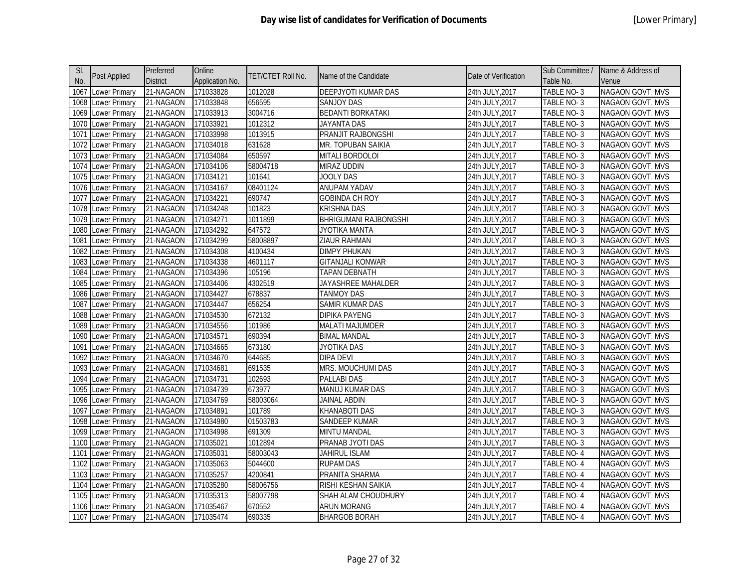# Day wise list of candidates for Verification of Documents

[Lower Primary]

| Sl. No. | Post Applied | Preferred District | Online Application No. | TET/CTET Roll No. | Name of the Candidate | Date of Verification | Sub Committee / Table No. | Name & Address of Venue |
|---|---|---|---|---|---|---|---|---|
| 1067 | Lower Primary | 21-NAGAON | 171033828 | 1012028 | DEEPJYOTI KUMAR DAS | 24th JULY,2017 | TABLE NO- 3 | NAGAON GOVT. MVS |
| 1068 | Lower Primary | 21-NAGAON | 171033848 | 656595 | SANJOY DAS | 24th JULY,2017 | TABLE NO- 3 | NAGAON GOVT. MVS |
| 1069 | Lower Primary | 21-NAGAON | 171033913 | 3004716 | BEDANTI BORKATAKI | 24th JULY,2017 | TABLE NO- 3 | NAGAON GOVT. MVS |
| 1070 | Lower Primary | 21-NAGAON | 171033921 | 1012312 | JAYANTA DAS | 24th JULY,2017 | TABLE NO- 3 | NAGAON GOVT. MVS |
| 1071 | Lower Primary | 21-NAGAON | 171033998 | 1013915 | PRANJIT RAJBONGSHI | 24th JULY,2017 | TABLE NO- 3 | NAGAON GOVT. MVS |
| 1072 | Lower Primary | 21-NAGAON | 171034018 | 631628 | MR. TOPUBAN SAIKIA | 24th JULY,2017 | TABLE NO- 3 | NAGAON GOVT. MVS |
| 1073 | Lower Primary | 21-NAGAON | 171034084 | 650597 | MITALI BORDOLOI | 24th JULY,2017 | TABLE NO- 3 | NAGAON GOVT. MVS |
| 1074 | Lower Primary | 21-NAGAON | 171034106 | 58004718 | MIRAZ UDDIN | 24th JULY,2017 | TABLE NO- 3 | NAGAON GOVT. MVS |
| 1075 | Lower Primary | 21-NAGAON | 171034121 | 101641 | JOOLY DAS | 24th JULY,2017 | TABLE NO- 3 | NAGAON GOVT. MVS |
| 1076 | Lower Primary | 21-NAGAON | 171034167 | 08401124 | ANUPAM YADAV | 24th JULY,2017 | TABLE NO- 3 | NAGAON GOVT. MVS |
| 1077 | Lower Primary | 21-NAGAON | 171034221 | 690747 | GOBINDA CH ROY | 24th JULY,2017 | TABLE NO- 3 | NAGAON GOVT. MVS |
| 1078 | Lower Primary | 21-NAGAON | 171034248 | 101823 | KRISHNA DAS | 24th JULY,2017 | TABLE NO- 3 | NAGAON GOVT. MVS |
| 1079 | Lower Primary | 21-NAGAON | 171034271 | 1011899 | BHRIGUMANI RAJBONGSHI | 24th JULY,2017 | TABLE NO- 3 | NAGAON GOVT. MVS |
| 1080 | Lower Primary | 21-NAGAON | 171034292 | 647572 | JYOTIKA MANTA | 24th JULY,2017 | TABLE NO- 3 | NAGAON GOVT. MVS |
| 1081 | Lower Primary | 21-NAGAON | 171034299 | 58008897 | ZIAUR RAHMAN | 24th JULY,2017 | TABLE NO- 3 | NAGAON GOVT. MVS |
| 1082 | Lower Primary | 21-NAGAON | 171034308 | 4100434 | DIMPY PHUKAN | 24th JULY,2017 | TABLE NO- 3 | NAGAON GOVT. MVS |
| 1083 | Lower Primary | 21-NAGAON | 171034338 | 4601117 | GITANJALI KONWAR | 24th JULY,2017 | TABLE NO- 3 | NAGAON GOVT. MVS |
| 1084 | Lower Primary | 21-NAGAON | 171034396 | 105196 | TAPAN DEBNATH | 24th JULY,2017 | TABLE NO- 3 | NAGAON GOVT. MVS |
| 1085 | Lower Primary | 21-NAGAON | 171034406 | 4302519 | JAYASHREE MAHALDER | 24th JULY,2017 | TABLE NO- 3 | NAGAON GOVT. MVS |
| 1086 | Lower Primary | 21-NAGAON | 171034427 | 678837 | TANMOY DAS | 24th JULY,2017 | TABLE NO- 3 | NAGAON GOVT. MVS |
| 1087 | Lower Primary | 21-NAGAON | 171034447 | 656254 | SAMIR KUMAR DAS | 24th JULY,2017 | TABLE NO- 3 | NAGAON GOVT. MVS |
| 1088 | Lower Primary | 21-NAGAON | 171034530 | 672132 | DIPIKA PAYENG | 24th JULY,2017 | TABLE NO- 3 | NAGAON GOVT. MVS |
| 1089 | Lower Primary | 21-NAGAON | 171034556 | 101986 | MALATI MAJUMDER | 24th JULY,2017 | TABLE NO- 3 | NAGAON GOVT. MVS |
| 1090 | Lower Primary | 21-NAGAON | 171034571 | 690394 | BIMAL MANDAL | 24th JULY,2017 | TABLE NO- 3 | NAGAON GOVT. MVS |
| 1091 | Lower Primary | 21-NAGAON | 171034665 | 673180 | JYOTIKA DAS | 24th JULY,2017 | TABLE NO- 3 | NAGAON GOVT. MVS |
| 1092 | Lower Primary | 21-NAGAON | 171034670 | 644685 | DIPA DEVI | 24th JULY,2017 | TABLE NO- 3 | NAGAON GOVT. MVS |
| 1093 | Lower Primary | 21-NAGAON | 171034681 | 691535 | MRS. MOUCHUMI DAS | 24th JULY,2017 | TABLE NO- 3 | NAGAON GOVT. MVS |
| 1094 | Lower Primary | 21-NAGAON | 171034731 | 102693 | PALLABI DAS | 24th JULY,2017 | TABLE NO- 3 | NAGAON GOVT. MVS |
| 1095 | Lower Primary | 21-NAGAON | 171034739 | 673977 | MANUJ KUMAR DAS | 24th JULY,2017 | TABLE NO- 3 | NAGAON GOVT. MVS |
| 1096 | Lower Primary | 21-NAGAON | 171034769 | 58003064 | JAINAL ABDIN | 24th JULY,2017 | TABLE NO- 3 | NAGAON GOVT. MVS |
| 1097 | Lower Primary | 21-NAGAON | 171034891 | 101789 | KHANABOTI DAS | 24th JULY,2017 | TABLE NO- 3 | NAGAON GOVT. MVS |
| 1098 | Lower Primary | 21-NAGAON | 171034980 | 01503783 | SANDEEP KUMAR | 24th JULY,2017 | TABLE NO- 3 | NAGAON GOVT. MVS |
| 1099 | Lower Primary | 21-NAGAON | 171034998 | 691309 | MINTU MANDAL | 24th JULY,2017 | TABLE NO- 3 | NAGAON GOVT. MVS |
| 1100 | Lower Primary | 21-NAGAON | 171035021 | 1012894 | PRANAB JYOTI DAS | 24th JULY,2017 | TABLE NO- 3 | NAGAON GOVT. MVS |
| 1101 | Lower Primary | 21-NAGAON | 171035031 | 58003043 | JAHIRUL ISLAM | 24th JULY,2017 | TABLE NO- 4 | NAGAON GOVT. MVS |
| 1102 | Lower Primary | 21-NAGAON | 171035063 | 5044600 | RUPAM DAS | 24th JULY,2017 | TABLE NO- 4 | NAGAON GOVT. MVS |
| 1103 | Lower Primary | 21-NAGAON | 171035257 | 4200841 | PRANITA SHARMA | 24th JULY,2017 | TABLE NO- 4 | NAGAON GOVT. MVS |
| 1104 | Lower Primary | 21-NAGAON | 171035280 | 58006756 | RISHI KESHAN SAIKIA | 24th JULY,2017 | TABLE NO- 4 | NAGAON GOVT. MVS |
| 1105 | Lower Primary | 21-NAGAON | 171035313 | 58007798 | SHAH ALAM CHOUDHURY | 24th JULY,2017 | TABLE NO- 4 | NAGAON GOVT. MVS |
| 1106 | Lower Primary | 21-NAGAON | 171035467 | 670552 | ARUN MORANG | 24th JULY,2017 | TABLE NO- 4 | NAGAON GOVT. MVS |
| 1107 | Lower Primary | 21-NAGAON | 171035474 | 690335 | BHARGOB BORAH | 24th JULY,2017 | TABLE NO- 4 | NAGAON GOVT. MVS |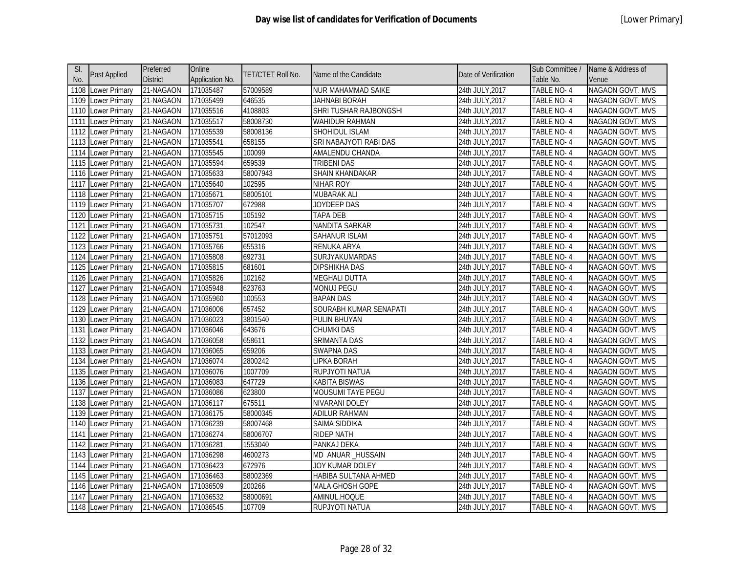# Day wise list of candidates for Verification of Documents

[Lower Primary]

| Sl. No. | Post Applied | Preferred District | Online Application No. | TET/CTET Roll No. | Name of the Candidate | Date of Verification | Sub Committee / Table No. | Name & Address of Venue |
|---|---|---|---|---|---|---|---|---|
| 1108 | Lower Primary | 21-NAGAON | 171035487 | 57009589 | NUR MAHAMMAD SAIKE | 24th JULY,2017 | TABLE NO- 4 | NAGAON GOVT. MVS |
| 1109 | Lower Primary | 21-NAGAON | 171035499 | 646535 | JAHNABI BORAH | 24th JULY,2017 | TABLE NO- 4 | NAGAON GOVT. MVS |
| 1110 | Lower Primary | 21-NAGAON | 171035516 | 4108803 | SHRI TUSHAR RAJBONGSHI | 24th JULY,2017 | TABLE NO- 4 | NAGAON GOVT. MVS |
| 1111 | Lower Primary | 21-NAGAON | 171035517 | 58008730 | WAHIDUR RAHMAN | 24th JULY,2017 | TABLE NO- 4 | NAGAON GOVT. MVS |
| 1112 | Lower Primary | 21-NAGAON | 171035539 | 58008136 | SHOHIDUL ISLAM | 24th JULY,2017 | TABLE NO- 4 | NAGAON GOVT. MVS |
| 1113 | Lower Primary | 21-NAGAON | 171035541 | 658155 | SRI NABAJYOTI RABI DAS | 24th JULY,2017 | TABLE NO- 4 | NAGAON GOVT. MVS |
| 1114 | Lower Primary | 21-NAGAON | 171035545 | 100099 | AMALENDU CHANDA | 24th JULY,2017 | TABLE NO- 4 | NAGAON GOVT. MVS |
| 1115 | Lower Primary | 21-NAGAON | 171035594 | 659539 | TRIBENI DAS | 24th JULY,2017 | TABLE NO- 4 | NAGAON GOVT. MVS |
| 1116 | Lower Primary | 21-NAGAON | 171035633 | 58007943 | SHAIN KHANDAKAR | 24th JULY,2017 | TABLE NO- 4 | NAGAON GOVT. MVS |
| 1117 | Lower Primary | 21-NAGAON | 171035640 | 102595 | NIHAR ROY | 24th JULY,2017 | TABLE NO- 4 | NAGAON GOVT. MVS |
| 1118 | Lower Primary | 21-NAGAON | 171035671 | 58005101 | MUBARAK ALI | 24th JULY,2017 | TABLE NO- 4 | NAGAON GOVT. MVS |
| 1119 | Lower Primary | 21-NAGAON | 171035707 | 672988 | JOYDEEP DAS | 24th JULY,2017 | TABLE NO- 4 | NAGAON GOVT. MVS |
| 1120 | Lower Primary | 21-NAGAON | 171035715 | 105192 | TAPA DEB | 24th JULY,2017 | TABLE NO- 4 | NAGAON GOVT. MVS |
| 1121 | Lower Primary | 21-NAGAON | 171035731 | 102547 | NANDITA SARKAR | 24th JULY,2017 | TABLE NO- 4 | NAGAON GOVT. MVS |
| 1122 | Lower Primary | 21-NAGAON | 171035751 | 57012093 | SAHANUR ISLAM | 24th JULY,2017 | TABLE NO- 4 | NAGAON GOVT. MVS |
| 1123 | Lower Primary | 21-NAGAON | 171035766 | 655316 | RENUKA ARYA | 24th JULY,2017 | TABLE NO- 4 | NAGAON GOVT. MVS |
| 1124 | Lower Primary | 21-NAGAON | 171035808 | 692731 | SURJYAKUMARDAS | 24th JULY,2017 | TABLE NO- 4 | NAGAON GOVT. MVS |
| 1125 | Lower Primary | 21-NAGAON | 171035815 | 681601 | DIPSHIKHA DAS | 24th JULY,2017 | TABLE NO- 4 | NAGAON GOVT. MVS |
| 1126 | Lower Primary | 21-NAGAON | 171035826 | 102162 | MEGHALI DUTTA | 24th JULY,2017 | TABLE NO- 4 | NAGAON GOVT. MVS |
| 1127 | Lower Primary | 21-NAGAON | 171035948 | 623763 | MONUJ PEGU | 24th JULY,2017 | TABLE NO- 4 | NAGAON GOVT. MVS |
| 1128 | Lower Primary | 21-NAGAON | 171035960 | 100553 | BAPAN DAS | 24th JULY,2017 | TABLE NO- 4 | NAGAON GOVT. MVS |
| 1129 | Lower Primary | 21-NAGAON | 171036006 | 657452 | SOURABH KUMAR SENAPATI | 24th JULY,2017 | TABLE NO- 4 | NAGAON GOVT. MVS |
| 1130 | Lower Primary | 21-NAGAON | 171036023 | 3801540 | PULIN BHUYAN | 24th JULY,2017 | TABLE NO- 4 | NAGAON GOVT. MVS |
| 1131 | Lower Primary | 21-NAGAON | 171036046 | 643676 | CHUMKI DAS | 24th JULY,2017 | TABLE NO- 4 | NAGAON GOVT. MVS |
| 1132 | Lower Primary | 21-NAGAON | 171036058 | 658611 | SRIMANTA DAS | 24th JULY,2017 | TABLE NO- 4 | NAGAON GOVT. MVS |
| 1133 | Lower Primary | 21-NAGAON | 171036065 | 659206 | SWAPNA DAS | 24th JULY,2017 | TABLE NO- 4 | NAGAON GOVT. MVS |
| 1134 | Lower Primary | 21-NAGAON | 171036074 | 2800242 | LIPKA BORAH | 24th JULY,2017 | TABLE NO- 4 | NAGAON GOVT. MVS |
| 1135 | Lower Primary | 21-NAGAON | 171036076 | 1007709 | RUPJYOTI NATUA | 24th JULY,2017 | TABLE NO- 4 | NAGAON GOVT. MVS |
| 1136 | Lower Primary | 21-NAGAON | 171036083 | 647729 | KABITA BISWAS | 24th JULY,2017 | TABLE NO- 4 | NAGAON GOVT. MVS |
| 1137 | Lower Primary | 21-NAGAON | 171036086 | 623800 | MOUSUMI TAYE PEGU | 24th JULY,2017 | TABLE NO- 4 | NAGAON GOVT. MVS |
| 1138 | Lower Primary | 21-NAGAON | 171036117 | 675511 | NIVARANI DOLEY | 24th JULY,2017 | TABLE NO- 4 | NAGAON GOVT. MVS |
| 1139 | Lower Primary | 21-NAGAON | 171036175 | 58000345 | ADILUR RAHMAN | 24th JULY,2017 | TABLE NO- 4 | NAGAON GOVT. MVS |
| 1140 | Lower Primary | 21-NAGAON | 171036239 | 58007468 | SAIMA SIDDIKA | 24th JULY,2017 | TABLE NO- 4 | NAGAON GOVT. MVS |
| 1141 | Lower Primary | 21-NAGAON | 171036274 | 58006707 | RIDEP NATH | 24th JULY,2017 | TABLE NO- 4 | NAGAON GOVT. MVS |
| 1142 | Lower Primary | 21-NAGAON | 171036281 | 1553040 | PANKAJ DEKA | 24th JULY,2017 | TABLE NO- 4 | NAGAON GOVT. MVS |
| 1143 | Lower Primary | 21-NAGAON | 171036298 | 4600273 | MD ANUAR _HUSSAIN | 24th JULY,2017 | TABLE NO- 4 | NAGAON GOVT. MVS |
| 1144 | Lower Primary | 21-NAGAON | 171036423 | 672976 | JOY KUMAR DOLEY | 24th JULY,2017 | TABLE NO- 4 | NAGAON GOVT. MVS |
| 1145 | Lower Primary | 21-NAGAON | 171036463 | 58002369 | HABIBA SULTANA AHMED | 24th JULY,2017 | TABLE NO- 4 | NAGAON GOVT. MVS |
| 1146 | Lower Primary | 21-NAGAON | 171036509 | 200266 | MALA GHOSH GOPE | 24th JULY,2017 | TABLE NO- 4 | NAGAON GOVT. MVS |
| 1147 | Lower Primary | 21-NAGAON | 171036532 | 58000691 | AMINUL.HOQUE | 24th JULY,2017 | TABLE NO- 4 | NAGAON GOVT. MVS |
| 1148 | Lower Primary | 21-NAGAON | 171036545 | 107709 | RUPJYOTI NATUA | 24th JULY,2017 | TABLE NO- 4 | NAGAON GOVT. MVS |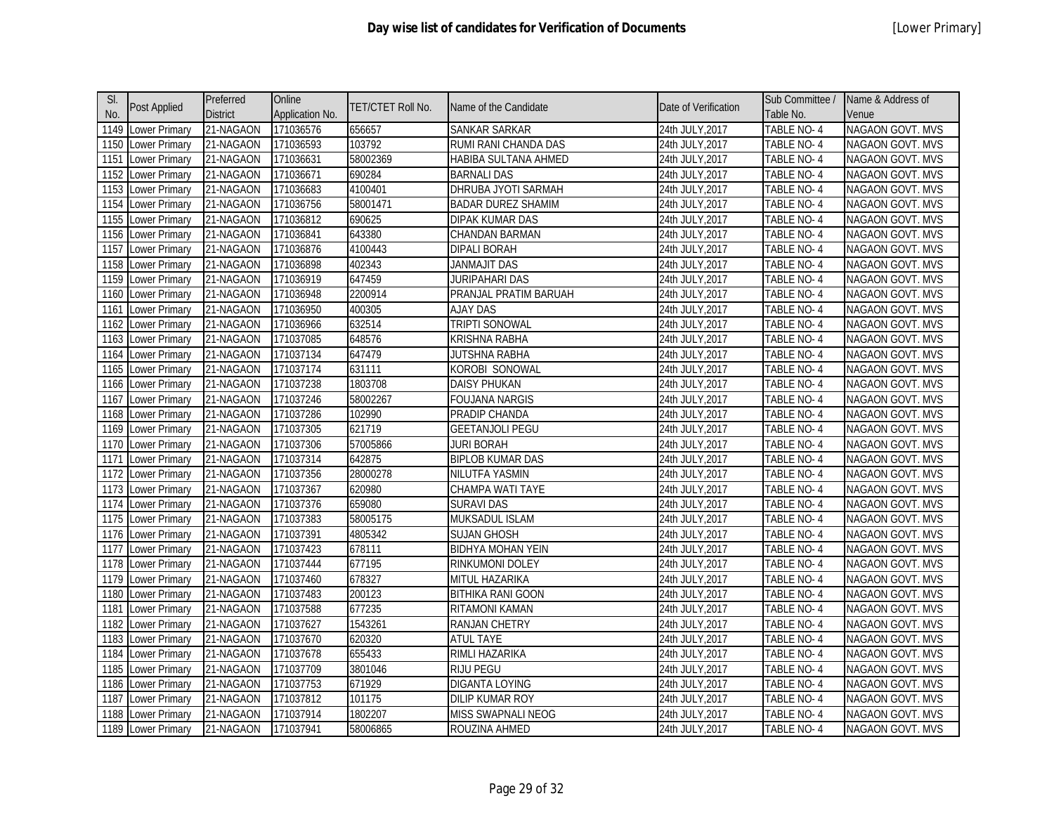# Day wise list of candidates for Verification of Documents

[Lower Primary]

| Sl. No. | Post Applied | Preferred District | Online Application No. | TET/CTET Roll No. | Name of the Candidate | Date of Verification | Sub Committee / Table No. | Name & Address of Venue |
|---|---|---|---|---|---|---|---|---|
| 1149 | Lower Primary | 21-NAGAON | 171036576 | 656657 | SANKAR SARKAR | 24th JULY,2017 | TABLE NO- 4 | NAGAON GOVT. MVS |
| 1150 | Lower Primary | 21-NAGAON | 171036593 | 103792 | RUMI RANI CHANDA DAS | 24th JULY,2017 | TABLE NO- 4 | NAGAON GOVT. MVS |
| 1151 | Lower Primary | 21-NAGAON | 171036631 | 58002369 | HABIBA SULTANA AHMED | 24th JULY,2017 | TABLE NO- 4 | NAGAON GOVT. MVS |
| 1152 | Lower Primary | 21-NAGAON | 171036671 | 690284 | BARNALI DAS | 24th JULY,2017 | TABLE NO- 4 | NAGAON GOVT. MVS |
| 1153 | Lower Primary | 21-NAGAON | 171036683 | 4100401 | DHRUBA JYOTI SARMAH | 24th JULY,2017 | TABLE NO- 4 | NAGAON GOVT. MVS |
| 1154 | Lower Primary | 21-NAGAON | 171036756 | 58001471 | BADAR DUREZ SHAMIM | 24th JULY,2017 | TABLE NO- 4 | NAGAON GOVT. MVS |
| 1155 | Lower Primary | 21-NAGAON | 171036812 | 690625 | DIPAK KUMAR DAS | 24th JULY,2017 | TABLE NO- 4 | NAGAON GOVT. MVS |
| 1156 | Lower Primary | 21-NAGAON | 171036841 | 643380 | CHANDAN BARMAN | 24th JULY,2017 | TABLE NO- 4 | NAGAON GOVT. MVS |
| 1157 | Lower Primary | 21-NAGAON | 171036876 | 4100443 | DIPALI BORAH | 24th JULY,2017 | TABLE NO- 4 | NAGAON GOVT. MVS |
| 1158 | Lower Primary | 21-NAGAON | 171036898 | 402343 | JANMAJIT DAS | 24th JULY,2017 | TABLE NO- 4 | NAGAON GOVT. MVS |
| 1159 | Lower Primary | 21-NAGAON | 171036919 | 647459 | JURIPAHARI DAS | 24th JULY,2017 | TABLE NO- 4 | NAGAON GOVT. MVS |
| 1160 | Lower Primary | 21-NAGAON | 171036948 | 2200914 | PRANJAL PRATIM BARUAH | 24th JULY,2017 | TABLE NO- 4 | NAGAON GOVT. MVS |
| 1161 | Lower Primary | 21-NAGAON | 171036950 | 400305 | AJAY DAS | 24th JULY,2017 | TABLE NO- 4 | NAGAON GOVT. MVS |
| 1162 | Lower Primary | 21-NAGAON | 171036966 | 632514 | TRIPTI SONOWAL | 24th JULY,2017 | TABLE NO- 4 | NAGAON GOVT. MVS |
| 1163 | Lower Primary | 21-NAGAON | 171037085 | 648576 | KRISHNA RABHA | 24th JULY,2017 | TABLE NO- 4 | NAGAON GOVT. MVS |
| 1164 | Lower Primary | 21-NAGAON | 171037134 | 647479 | JUTSHNA RABHA | 24th JULY,2017 | TABLE NO- 4 | NAGAON GOVT. MVS |
| 1165 | Lower Primary | 21-NAGAON | 171037174 | 631111 | KOROBI SONOWAL | 24th JULY,2017 | TABLE NO- 4 | NAGAON GOVT. MVS |
| 1166 | Lower Primary | 21-NAGAON | 171037238 | 1803708 | DAISY PHUKAN | 24th JULY,2017 | TABLE NO- 4 | NAGAON GOVT. MVS |
| 1167 | Lower Primary | 21-NAGAON | 171037246 | 58002267 | FOUJANA NARGIS | 24th JULY,2017 | TABLE NO- 4 | NAGAON GOVT. MVS |
| 1168 | Lower Primary | 21-NAGAON | 171037286 | 102990 | PRADIP CHANDA | 24th JULY,2017 | TABLE NO- 4 | NAGAON GOVT. MVS |
| 1169 | Lower Primary | 21-NAGAON | 171037305 | 621719 | GEETANJOLI PEGU | 24th JULY,2017 | TABLE NO- 4 | NAGAON GOVT. MVS |
| 1170 | Lower Primary | 21-NAGAON | 171037306 | 57005866 | JURI BORAH | 24th JULY,2017 | TABLE NO- 4 | NAGAON GOVT. MVS |
| 1171 | Lower Primary | 21-NAGAON | 171037314 | 642875 | BIPLOB KUMAR DAS | 24th JULY,2017 | TABLE NO- 4 | NAGAON GOVT. MVS |
| 1172 | Lower Primary | 21-NAGAON | 171037356 | 28000278 | NILUTFA YASMIN | 24th JULY,2017 | TABLE NO- 4 | NAGAON GOVT. MVS |
| 1173 | Lower Primary | 21-NAGAON | 171037367 | 620980 | CHAMPA WATI TAYE | 24th JULY,2017 | TABLE NO- 4 | NAGAON GOVT. MVS |
| 1174 | Lower Primary | 21-NAGAON | 171037376 | 659080 | SURAVI DAS | 24th JULY,2017 | TABLE NO- 4 | NAGAON GOVT. MVS |
| 1175 | Lower Primary | 21-NAGAON | 171037383 | 58005175 | MUKSADUL ISLAM | 24th JULY,2017 | TABLE NO- 4 | NAGAON GOVT. MVS |
| 1176 | Lower Primary | 21-NAGAON | 171037391 | 4805342 | SUJAN GHOSH | 24th JULY,2017 | TABLE NO- 4 | NAGAON GOVT. MVS |
| 1177 | Lower Primary | 21-NAGAON | 171037423 | 678111 | BIDHYA MOHAN YEIN | 24th JULY,2017 | TABLE NO- 4 | NAGAON GOVT. MVS |
| 1178 | Lower Primary | 21-NAGAON | 171037444 | 677195 | RINKUMONI DOLEY | 24th JULY,2017 | TABLE NO- 4 | NAGAON GOVT. MVS |
| 1179 | Lower Primary | 21-NAGAON | 171037460 | 678327 | MITUL HAZARIKA | 24th JULY,2017 | TABLE NO- 4 | NAGAON GOVT. MVS |
| 1180 | Lower Primary | 21-NAGAON | 171037483 | 200123 | BITHIKA RANI GOON | 24th JULY,2017 | TABLE NO- 4 | NAGAON GOVT. MVS |
| 1181 | Lower Primary | 21-NAGAON | 171037588 | 677235 | RITAMONI KAMAN | 24th JULY,2017 | TABLE NO- 4 | NAGAON GOVT. MVS |
| 1182 | Lower Primary | 21-NAGAON | 171037627 | 1543261 | RANJAN CHETRY | 24th JULY,2017 | TABLE NO- 4 | NAGAON GOVT. MVS |
| 1183 | Lower Primary | 21-NAGAON | 171037670 | 620320 | ATUL TAYE | 24th JULY,2017 | TABLE NO- 4 | NAGAON GOVT. MVS |
| 1184 | Lower Primary | 21-NAGAON | 171037678 | 655433 | RIMLI HAZARIKA | 24th JULY,2017 | TABLE NO- 4 | NAGAON GOVT. MVS |
| 1185 | Lower Primary | 21-NAGAON | 171037709 | 3801046 | RIJU PEGU | 24th JULY,2017 | TABLE NO- 4 | NAGAON GOVT. MVS |
| 1186 | Lower Primary | 21-NAGAON | 171037753 | 671929 | DIGANTA LOYING | 24th JULY,2017 | TABLE NO- 4 | NAGAON GOVT. MVS |
| 1187 | Lower Primary | 21-NAGAON | 171037812 | 101175 | DILIP KUMAR ROY | 24th JULY,2017 | TABLE NO- 4 | NAGAON GOVT. MVS |
| 1188 | Lower Primary | 21-NAGAON | 171037914 | 1802207 | MISS SWAPNALI NEOG | 24th JULY,2017 | TABLE NO- 4 | NAGAON GOVT. MVS |
| 1189 | Lower Primary | 21-NAGAON | 171037941 | 58006865 | ROUZINA AHMED | 24th JULY,2017 | TABLE NO- 4 | NAGAON GOVT. MVS |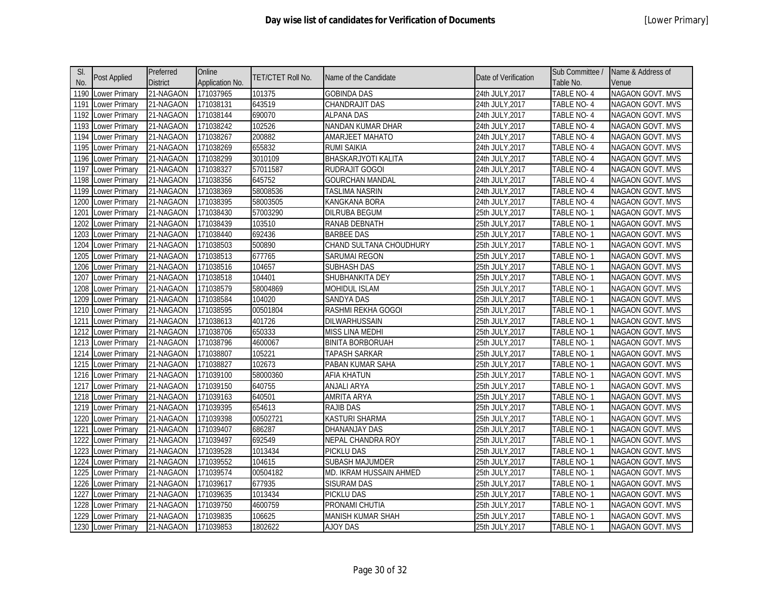# Day wise list of candidates for Verification of Documents

[Lower Primary]

| Sl. No. | Post Applied | Preferred District | Online Application No. | TET/CTET Roll No. | Name of the Candidate | Date of Verification | Sub Committee / Table No. | Name & Address of Venue |
|---|---|---|---|---|---|---|---|---|
| 1190 | Lower Primary | 21-NAGAON | 171037965 | 101375 | GOBINDA DAS | 24th JULY,2017 | TABLE NO- 4 | NAGAON GOVT. MVS |
| 1191 | Lower Primary | 21-NAGAON | 171038131 | 643519 | CHANDRAJIT DAS | 24th JULY,2017 | TABLE NO- 4 | NAGAON GOVT. MVS |
| 1192 | Lower Primary | 21-NAGAON | 171038144 | 690070 | ALPANA DAS | 24th JULY,2017 | TABLE NO- 4 | NAGAON GOVT. MVS |
| 1193 | Lower Primary | 21-NAGAON | 171038242 | 102526 | NANDAN KUMAR DHAR | 24th JULY,2017 | TABLE NO- 4 | NAGAON GOVT. MVS |
| 1194 | Lower Primary | 21-NAGAON | 171038267 | 200882 | AMARJEET MAHATO | 24th JULY,2017 | TABLE NO- 4 | NAGAON GOVT. MVS |
| 1195 | Lower Primary | 21-NAGAON | 171038269 | 655832 | RUMI SAIKIA | 24th JULY,2017 | TABLE NO- 4 | NAGAON GOVT. MVS |
| 1196 | Lower Primary | 21-NAGAON | 171038299 | 3010109 | BHASKARJYOTI KALITA | 24th JULY,2017 | TABLE NO- 4 | NAGAON GOVT. MVS |
| 1197 | Lower Primary | 21-NAGAON | 171038327 | 57011587 | RUDRAJIT GOGOI | 24th JULY,2017 | TABLE NO- 4 | NAGAON GOVT. MVS |
| 1198 | Lower Primary | 21-NAGAON | 171038356 | 645752 | GOURCHAN MANDAL | 24th JULY,2017 | TABLE NO- 4 | NAGAON GOVT. MVS |
| 1199 | Lower Primary | 21-NAGAON | 171038369 | 58008536 | TASLIMA NASRIN | 24th JULY,2017 | TABLE NO- 4 | NAGAON GOVT. MVS |
| 1200 | Lower Primary | 21-NAGAON | 171038395 | 58003505 | KANGKANA BORA | 24th JULY,2017 | TABLE NO- 4 | NAGAON GOVT. MVS |
| 1201 | Lower Primary | 21-NAGAON | 171038430 | 57003290 | DILRUBA BEGUM | 25th JULY,2017 | TABLE NO- 1 | NAGAON GOVT. MVS |
| 1202 | Lower Primary | 21-NAGAON | 171038439 | 103510 | RANAB DEBNATH | 25th JULY,2017 | TABLE NO- 1 | NAGAON GOVT. MVS |
| 1203 | Lower Primary | 21-NAGAON | 171038440 | 692436 | BARBEE DAS | 25th JULY,2017 | TABLE NO- 1 | NAGAON GOVT. MVS |
| 1204 | Lower Primary | 21-NAGAON | 171038503 | 500890 | CHAND SULTANA CHOUDHURY | 25th JULY,2017 | TABLE NO- 1 | NAGAON GOVT. MVS |
| 1205 | Lower Primary | 21-NAGAON | 171038513 | 677765 | SARUMAI REGON | 25th JULY,2017 | TABLE NO- 1 | NAGAON GOVT. MVS |
| 1206 | Lower Primary | 21-NAGAON | 171038516 | 104657 | SUBHASH DAS | 25th JULY,2017 | TABLE NO- 1 | NAGAON GOVT. MVS |
| 1207 | Lower Primary | 21-NAGAON | 171038518 | 104401 | SHUBHANKITA DEY | 25th JULY,2017 | TABLE NO- 1 | NAGAON GOVT. MVS |
| 1208 | Lower Primary | 21-NAGAON | 171038579 | 58004869 | MOHIDUL ISLAM | 25th JULY,2017 | TABLE NO- 1 | NAGAON GOVT. MVS |
| 1209 | Lower Primary | 21-NAGAON | 171038584 | 104020 | SANDYA DAS | 25th JULY,2017 | TABLE NO- 1 | NAGAON GOVT. MVS |
| 1210 | Lower Primary | 21-NAGAON | 171038595 | 00501804 | RASHMI REKHA GOGOI | 25th JULY,2017 | TABLE NO- 1 | NAGAON GOVT. MVS |
| 1211 | Lower Primary | 21-NAGAON | 171038613 | 401726 | DILWARHUSSAIN | 25th JULY,2017 | TABLE NO- 1 | NAGAON GOVT. MVS |
| 1212 | Lower Primary | 21-NAGAON | 171038706 | 650333 | MISS LINA MEDHI | 25th JULY,2017 | TABLE NO- 1 | NAGAON GOVT. MVS |
| 1213 | Lower Primary | 21-NAGAON | 171038796 | 4600067 | BINITA BORBORUAH | 25th JULY,2017 | TABLE NO- 1 | NAGAON GOVT. MVS |
| 1214 | Lower Primary | 21-NAGAON | 171038807 | 105221 | TAPASH SARKAR | 25th JULY,2017 | TABLE NO- 1 | NAGAON GOVT. MVS |
| 1215 | Lower Primary | 21-NAGAON | 171038827 | 102673 | PABAN KUMAR SAHA | 25th JULY,2017 | TABLE NO- 1 | NAGAON GOVT. MVS |
| 1216 | Lower Primary | 21-NAGAON | 171039100 | 58000360 | AFIA KHATUN | 25th JULY,2017 | TABLE NO- 1 | NAGAON GOVT. MVS |
| 1217 | Lower Primary | 21-NAGAON | 171039150 | 640755 | ANJALI ARYA | 25th JULY,2017 | TABLE NO- 1 | NAGAON GOVT. MVS |
| 1218 | Lower Primary | 21-NAGAON | 171039163 | 640501 | AMRITA ARYA | 25th JULY,2017 | TABLE NO- 1 | NAGAON GOVT. MVS |
| 1219 | Lower Primary | 21-NAGAON | 171039395 | 654613 | RAJIB DAS | 25th JULY,2017 | TABLE NO- 1 | NAGAON GOVT. MVS |
| 1220 | Lower Primary | 21-NAGAON | 171039398 | 00502721 | KASTURI SHARMA | 25th JULY,2017 | TABLE NO- 1 | NAGAON GOVT. MVS |
| 1221 | Lower Primary | 21-NAGAON | 171039407 | 686287 | DHANANJAY DAS | 25th JULY,2017 | TABLE NO- 1 | NAGAON GOVT. MVS |
| 1222 | Lower Primary | 21-NAGAON | 171039497 | 692549 | NEPAL CHANDRA ROY | 25th JULY,2017 | TABLE NO- 1 | NAGAON GOVT. MVS |
| 1223 | Lower Primary | 21-NAGAON | 171039528 | 1013434 | PICKLU DAS | 25th JULY,2017 | TABLE NO- 1 | NAGAON GOVT. MVS |
| 1224 | Lower Primary | 21-NAGAON | 171039552 | 104615 | SUBASH MAJUMDER | 25th JULY,2017 | TABLE NO- 1 | NAGAON GOVT. MVS |
| 1225 | Lower Primary | 21-NAGAON | 171039574 | 00504182 | MD. IKRAM HUSSAIN AHMED | 25th JULY,2017 | TABLE NO- 1 | NAGAON GOVT. MVS |
| 1226 | Lower Primary | 21-NAGAON | 171039617 | 677935 | SISURAM DAS | 25th JULY,2017 | TABLE NO- 1 | NAGAON GOVT. MVS |
| 1227 | Lower Primary | 21-NAGAON | 171039635 | 1013434 | PICKLU DAS | 25th JULY,2017 | TABLE NO- 1 | NAGAON GOVT. MVS |
| 1228 | Lower Primary | 21-NAGAON | 171039750 | 4600759 | PRONAMI CHUTIA | 25th JULY,2017 | TABLE NO- 1 | NAGAON GOVT. MVS |
| 1229 | Lower Primary | 21-NAGAON | 171039835 | 106625 | MANISH KUMAR SHAH | 25th JULY,2017 | TABLE NO- 1 | NAGAON GOVT. MVS |
| 1230 | Lower Primary | 21-NAGAON | 171039853 | 1802622 | AJOY DAS | 25th JULY,2017 | TABLE NO- 1 | NAGAON GOVT. MVS |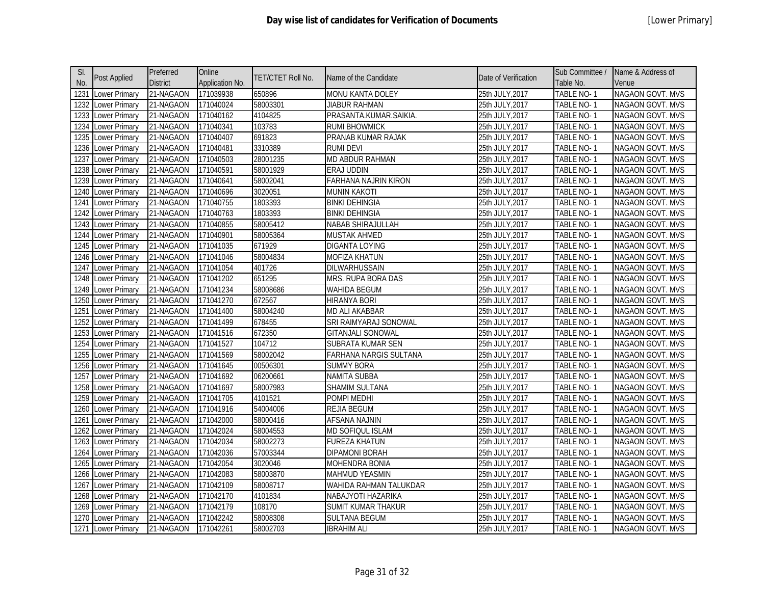# Day wise list of candidates for Verification of Documents

[Lower Primary]

| Sl. No. | Post Applied | Preferred District | Online Application No. | TET/CTET Roll No. | Name of the Candidate | Date of Verification | Sub Committee / Table No. | Name & Address of Venue |
|---|---|---|---|---|---|---|---|---|
| 1231 | Lower Primary | 21-NAGAON | 171039938 | 650896 | MONU KANTA DOLEY | 25th JULY,2017 | TABLE NO- 1 | NAGAON GOVT. MVS |
| 1232 | Lower Primary | 21-NAGAON | 171040024 | 58003301 | JIABUR RAHMAN | 25th JULY,2017 | TABLE NO- 1 | NAGAON GOVT. MVS |
| 1233 | Lower Primary | 21-NAGAON | 171040162 | 4104825 | PRASANTA.KUMAR.SAIKIA. | 25th JULY,2017 | TABLE NO- 1 | NAGAON GOVT. MVS |
| 1234 | Lower Primary | 21-NAGAON | 171040341 | 103783 | RUMI BHOWMICK | 25th JULY,2017 | TABLE NO- 1 | NAGAON GOVT. MVS |
| 1235 | Lower Primary | 21-NAGAON | 171040407 | 691823 | PRANAB KUMAR RAJAK | 25th JULY,2017 | TABLE NO- 1 | NAGAON GOVT. MVS |
| 1236 | Lower Primary | 21-NAGAON | 171040481 | 3310389 | RUMI DEVI | 25th JULY,2017 | TABLE NO- 1 | NAGAON GOVT. MVS |
| 1237 | Lower Primary | 21-NAGAON | 171040503 | 28001235 | MD ABDUR RAHMAN | 25th JULY,2017 | TABLE NO- 1 | NAGAON GOVT. MVS |
| 1238 | Lower Primary | 21-NAGAON | 171040591 | 58001929 | ERAJ UDDIN | 25th JULY,2017 | TABLE NO- 1 | NAGAON GOVT. MVS |
| 1239 | Lower Primary | 21-NAGAON | 171040641 | 58002041 | FARHANA NAJRIN KIRON | 25th JULY,2017 | TABLE NO- 1 | NAGAON GOVT. MVS |
| 1240 | Lower Primary | 21-NAGAON | 171040696 | 3020051 | MUNIN KAKOTI | 25th JULY,2017 | TABLE NO- 1 | NAGAON GOVT. MVS |
| 1241 | Lower Primary | 21-NAGAON | 171040755 | 1803393 | BINKI DEHINGIA | 25th JULY,2017 | TABLE NO- 1 | NAGAON GOVT. MVS |
| 1242 | Lower Primary | 21-NAGAON | 171040763 | 1803393 | BINKI DEHINGIA | 25th JULY,2017 | TABLE NO- 1 | NAGAON GOVT. MVS |
| 1243 | Lower Primary | 21-NAGAON | 171040855 | 58005412 | NABAB SHIRAJULLAH | 25th JULY,2017 | TABLE NO- 1 | NAGAON GOVT. MVS |
| 1244 | Lower Primary | 21-NAGAON | 171040901 | 58005364 | MUSTAK AHMED | 25th JULY,2017 | TABLE NO- 1 | NAGAON GOVT. MVS |
| 1245 | Lower Primary | 21-NAGAON | 171041035 | 671929 | DIGANTA LOYING | 25th JULY,2017 | TABLE NO- 1 | NAGAON GOVT. MVS |
| 1246 | Lower Primary | 21-NAGAON | 171041046 | 58004834 | MOFIZA KHATUN | 25th JULY,2017 | TABLE NO- 1 | NAGAON GOVT. MVS |
| 1247 | Lower Primary | 21-NAGAON | 171041054 | 401726 | DILWARHUSSAIN | 25th JULY,2017 | TABLE NO- 1 | NAGAON GOVT. MVS |
| 1248 | Lower Primary | 21-NAGAON | 171041202 | 651295 | MRS. RUPA BORA DAS | 25th JULY,2017 | TABLE NO- 1 | NAGAON GOVT. MVS |
| 1249 | Lower Primary | 21-NAGAON | 171041234 | 58008686 | WAHIDA BEGUM | 25th JULY,2017 | TABLE NO- 1 | NAGAON GOVT. MVS |
| 1250 | Lower Primary | 21-NAGAON | 171041270 | 672567 | HIRANYA BORI | 25th JULY,2017 | TABLE NO- 1 | NAGAON GOVT. MVS |
| 1251 | Lower Primary | 21-NAGAON | 171041400 | 58004240 | MD ALI AKABBAR | 25th JULY,2017 | TABLE NO- 1 | NAGAON GOVT. MVS |
| 1252 | Lower Primary | 21-NAGAON | 171041499 | 678455 | SRI RAIMYARAJ SONOWAL | 25th JULY,2017 | TABLE NO- 1 | NAGAON GOVT. MVS |
| 1253 | Lower Primary | 21-NAGAON | 171041516 | 672350 | GITANJALI SONOWAL | 25th JULY,2017 | TABLE NO- 1 | NAGAON GOVT. MVS |
| 1254 | Lower Primary | 21-NAGAON | 171041527 | 104712 | SUBRATA KUMAR SEN | 25th JULY,2017 | TABLE NO- 1 | NAGAON GOVT. MVS |
| 1255 | Lower Primary | 21-NAGAON | 171041569 | 58002042 | FARHANA NARGIS SULTANA | 25th JULY,2017 | TABLE NO- 1 | NAGAON GOVT. MVS |
| 1256 | Lower Primary | 21-NAGAON | 171041645 | 00506301 | SUMMY BORA | 25th JULY,2017 | TABLE NO- 1 | NAGAON GOVT. MVS |
| 1257 | Lower Primary | 21-NAGAON | 171041692 | 06200661 | NAMITA SUBBA | 25th JULY,2017 | TABLE NO- 1 | NAGAON GOVT. MVS |
| 1258 | Lower Primary | 21-NAGAON | 171041697 | 58007983 | SHAMIM SULTANA | 25th JULY,2017 | TABLE NO- 1 | NAGAON GOVT. MVS |
| 1259 | Lower Primary | 21-NAGAON | 171041705 | 4101521 | POMPI MEDHI | 25th JULY,2017 | TABLE NO- 1 | NAGAON GOVT. MVS |
| 1260 | Lower Primary | 21-NAGAON | 171041916 | 54004006 | REJIA BEGUM | 25th JULY,2017 | TABLE NO- 1 | NAGAON GOVT. MVS |
| 1261 | Lower Primary | 21-NAGAON | 171042000 | 58000416 | AFSANA NAJNIN | 25th JULY,2017 | TABLE NO- 1 | NAGAON GOVT. MVS |
| 1262 | Lower Primary | 21-NAGAON | 171042024 | 58004553 | MD SOFIQUL ISLAM | 25th JULY,2017 | TABLE NO- 1 | NAGAON GOVT. MVS |
| 1263 | Lower Primary | 21-NAGAON | 171042034 | 58002273 | FUREZA KHATUN | 25th JULY,2017 | TABLE NO- 1 | NAGAON GOVT. MVS |
| 1264 | Lower Primary | 21-NAGAON | 171042036 | 57003344 | DIPAMONI BORAH | 25th JULY,2017 | TABLE NO- 1 | NAGAON GOVT. MVS |
| 1265 | Lower Primary | 21-NAGAON | 171042054 | 3020046 | MOHENDRA BONIA | 25th JULY,2017 | TABLE NO- 1 | NAGAON GOVT. MVS |
| 1266 | Lower Primary | 21-NAGAON | 171042083 | 58003870 | MAHMUD YEASMIN | 25th JULY,2017 | TABLE NO- 1 | NAGAON GOVT. MVS |
| 1267 | Lower Primary | 21-NAGAON | 171042109 | 58008717 | WAHIDA RAHMAN TALUKDAR | 25th JULY,2017 | TABLE NO- 1 | NAGAON GOVT. MVS |
| 1268 | Lower Primary | 21-NAGAON | 171042170 | 4101834 | NABAJYOTI HAZARIKA | 25th JULY,2017 | TABLE NO- 1 | NAGAON GOVT. MVS |
| 1269 | Lower Primary | 21-NAGAON | 171042179 | 108170 | SUMIT KUMAR THAKUR | 25th JULY,2017 | TABLE NO- 1 | NAGAON GOVT. MVS |
| 1270 | Lower Primary | 21-NAGAON | 171042242 | 58008308 | SULTANA BEGUM | 25th JULY,2017 | TABLE NO- 1 | NAGAON GOVT. MVS |
| 1271 | Lower Primary | 21-NAGAON | 171042261 | 58002703 | IBRAHIM ALI | 25th JULY,2017 | TABLE NO- 1 | NAGAON GOVT. MVS |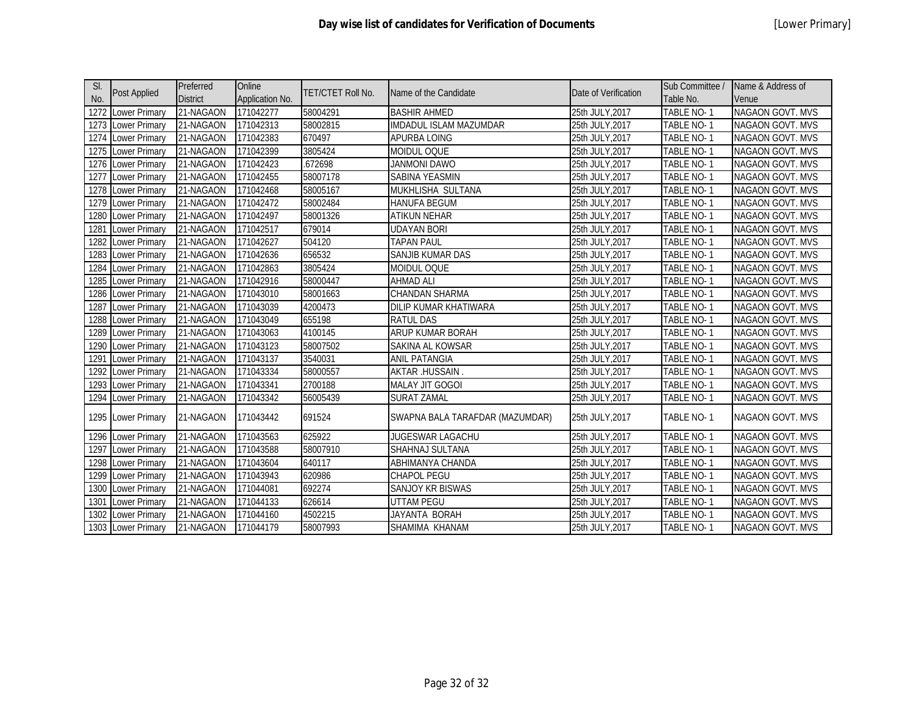# Day wise list of candidates for Verification of Documents

[Lower Primary]

| Sl. No. | Post Applied | Preferred District | Online Application No. | TET/CTET Roll No. | Name of the Candidate | Date of Verification | Sub Committee / Table No. | Name & Address of Venue |
|---|---|---|---|---|---|---|---|---|
| 1272 | Lower Primary | 21-NAGAON | 171042277 | 58004291 | BASHIR AHMED | 25th JULY,2017 | TABLE NO- 1 | NAGAON GOVT. MVS |
| 1273 | Lower Primary | 21-NAGAON | 171042313 | 58002815 | IMDADUL ISLAM MAZUMDAR | 25th JULY,2017 | TABLE NO- 1 | NAGAON GOVT. MVS |
| 1274 | Lower Primary | 21-NAGAON | 171042383 | 670497 | APURBA LOING | 25th JULY,2017 | TABLE NO- 1 | NAGAON GOVT. MVS |
| 1275 | Lower Primary | 21-NAGAON | 171042399 | 3805424 | MOIDUL OQUE | 25th JULY,2017 | TABLE NO- 1 | NAGAON GOVT. MVS |
| 1276 | Lower Primary | 21-NAGAON | 171042423 | .672698 | JANMONI DAWO | 25th JULY,2017 | TABLE NO- 1 | NAGAON GOVT. MVS |
| 1277 | Lower Primary | 21-NAGAON | 171042455 | 58007178 | SABINA YEASMIN | 25th JULY,2017 | TABLE NO- 1 | NAGAON GOVT. MVS |
| 1278 | Lower Primary | 21-NAGAON | 171042468 | 58005167 | MUKHLISHA SULTANA | 25th JULY,2017 | TABLE NO- 1 | NAGAON GOVT. MVS |
| 1279 | Lower Primary | 21-NAGAON | 171042472 | 58002484 | HANUFA BEGUM | 25th JULY,2017 | TABLE NO- 1 | NAGAON GOVT. MVS |
| 1280 | Lower Primary | 21-NAGAON | 171042497 | 58001326 | ATIKUN NEHAR | 25th JULY,2017 | TABLE NO- 1 | NAGAON GOVT. MVS |
| 1281 | Lower Primary | 21-NAGAON | 171042517 | 679014 | UDAYAN BORI | 25th JULY,2017 | TABLE NO- 1 | NAGAON GOVT. MVS |
| 1282 | Lower Primary | 21-NAGAON | 171042627 | 504120 | TAPAN PAUL | 25th JULY,2017 | TABLE NO- 1 | NAGAON GOVT. MVS |
| 1283 | Lower Primary | 21-NAGAON | 171042636 | 656532 | SANJIB KUMAR DAS | 25th JULY,2017 | TABLE NO- 1 | NAGAON GOVT. MVS |
| 1284 | Lower Primary | 21-NAGAON | 171042863 | 3805424 | MOIDUL OQUE | 25th JULY,2017 | TABLE NO- 1 | NAGAON GOVT. MVS |
| 1285 | Lower Primary | 21-NAGAON | 171042916 | 58000447 | AHMAD ALI | 25th JULY,2017 | TABLE NO- 1 | NAGAON GOVT. MVS |
| 1286 | Lower Primary | 21-NAGAON | 171043010 | 58001663 | CHANDAN SHARMA | 25th JULY,2017 | TABLE NO- 1 | NAGAON GOVT. MVS |
| 1287 | Lower Primary | 21-NAGAON | 171043039 | 4200473 | DILIP KUMAR KHATIWARA | 25th JULY,2017 | TABLE NO- 1 | NAGAON GOVT. MVS |
| 1288 | Lower Primary | 21-NAGAON | 171043049 | 655198 | RATUL DAS | 25th JULY,2017 | TABLE NO- 1 | NAGAON GOVT. MVS |
| 1289 | Lower Primary | 21-NAGAON | 171043063 | 4100145 | ARUP KUMAR BORAH | 25th JULY,2017 | TABLE NO- 1 | NAGAON GOVT. MVS |
| 1290 | Lower Primary | 21-NAGAON | 171043123 | 58007502 | SAKINA AL KOWSAR | 25th JULY,2017 | TABLE NO- 1 | NAGAON GOVT. MVS |
| 1291 | Lower Primary | 21-NAGAON | 171043137 | 3540031 | ANIL PATANGIA | 25th JULY,2017 | TABLE NO- 1 | NAGAON GOVT. MVS |
| 1292 | Lower Primary | 21-NAGAON | 171043334 | 58000557 | AKTAR .HUSSAIN . | 25th JULY,2017 | TABLE NO- 1 | NAGAON GOVT. MVS |
| 1293 | Lower Primary | 21-NAGAON | 171043341 | 2700188 | MALAY JIT GOGOI | 25th JULY,2017 | TABLE NO- 1 | NAGAON GOVT. MVS |
| 1294 | Lower Primary | 21-NAGAON | 171043342 | 56005439 | SURAT ZAMAL | 25th JULY,2017 | TABLE NO- 1 | NAGAON GOVT. MVS |
| 1295 | Lower Primary | 21-NAGAON | 171043442 | 691524 | SWAPNA BALA TARAFDAR (MAZUMDAR) | 25th JULY,2017 | TABLE NO- 1 | NAGAON GOVT. MVS |
| 1296 | Lower Primary | 21-NAGAON | 171043563 | 625922 | JUGESWAR LAGACHU | 25th JULY,2017 | TABLE NO- 1 | NAGAON GOVT. MVS |
| 1297 | Lower Primary | 21-NAGAON | 171043588 | 58007910 | SHAHNAJ SULTANA | 25th JULY,2017 | TABLE NO- 1 | NAGAON GOVT. MVS |
| 1298 | Lower Primary | 21-NAGAON | 171043604 | 640117 | ABHIMANYA CHANDA | 25th JULY,2017 | TABLE NO- 1 | NAGAON GOVT. MVS |
| 1299 | Lower Primary | 21-NAGAON | 171043943 | 620986 | CHAPOL PEGU | 25th JULY,2017 | TABLE NO- 1 | NAGAON GOVT. MVS |
| 1300 | Lower Primary | 21-NAGAON | 171044081 | 692274 | SANJOY KR BISWAS | 25th JULY,2017 | TABLE NO- 1 | NAGAON GOVT. MVS |
| 1301 | Lower Primary | 21-NAGAON | 171044133 | 626614 | UTTAM PEGU | 25th JULY,2017 | TABLE NO- 1 | NAGAON GOVT. MVS |
| 1302 | Lower Primary | 21-NAGAON | 171044160 | 4502215 | JAYANTA BORAH | 25th JULY,2017 | TABLE NO- 1 | NAGAON GOVT. MVS |
| 1303 | Lower Primary | 21-NAGAON | 171044179 | 58007993 | SHAMIMA KHANAM | 25th JULY,2017 | TABLE NO- 1 | NAGAON GOVT. MVS |